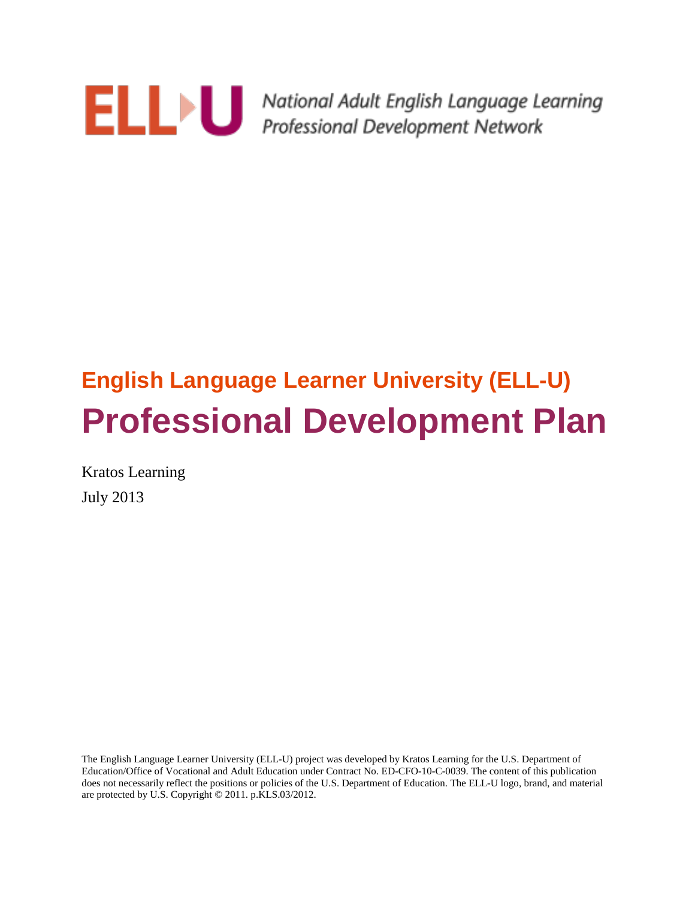ELL-U National Adult English Language Learning Professional Development Network

## English Language Learner University (ELL-U)

# Professional Development Plan

Kratos Learning

July 2013

The English Language Learner University (ELL-U) project was developed by Kratos Learning for the U.S. Department of Education/Office of Vocational and Adult Education under Contract No. ED-CFO-10-C-0039. The content of this publication does not necessarily reflect the positions or policies of the U.S. Department of Education. The ELL-U logo, brand, and material are protected by U.S. Copyright © 2011. p.KLS.03/2012.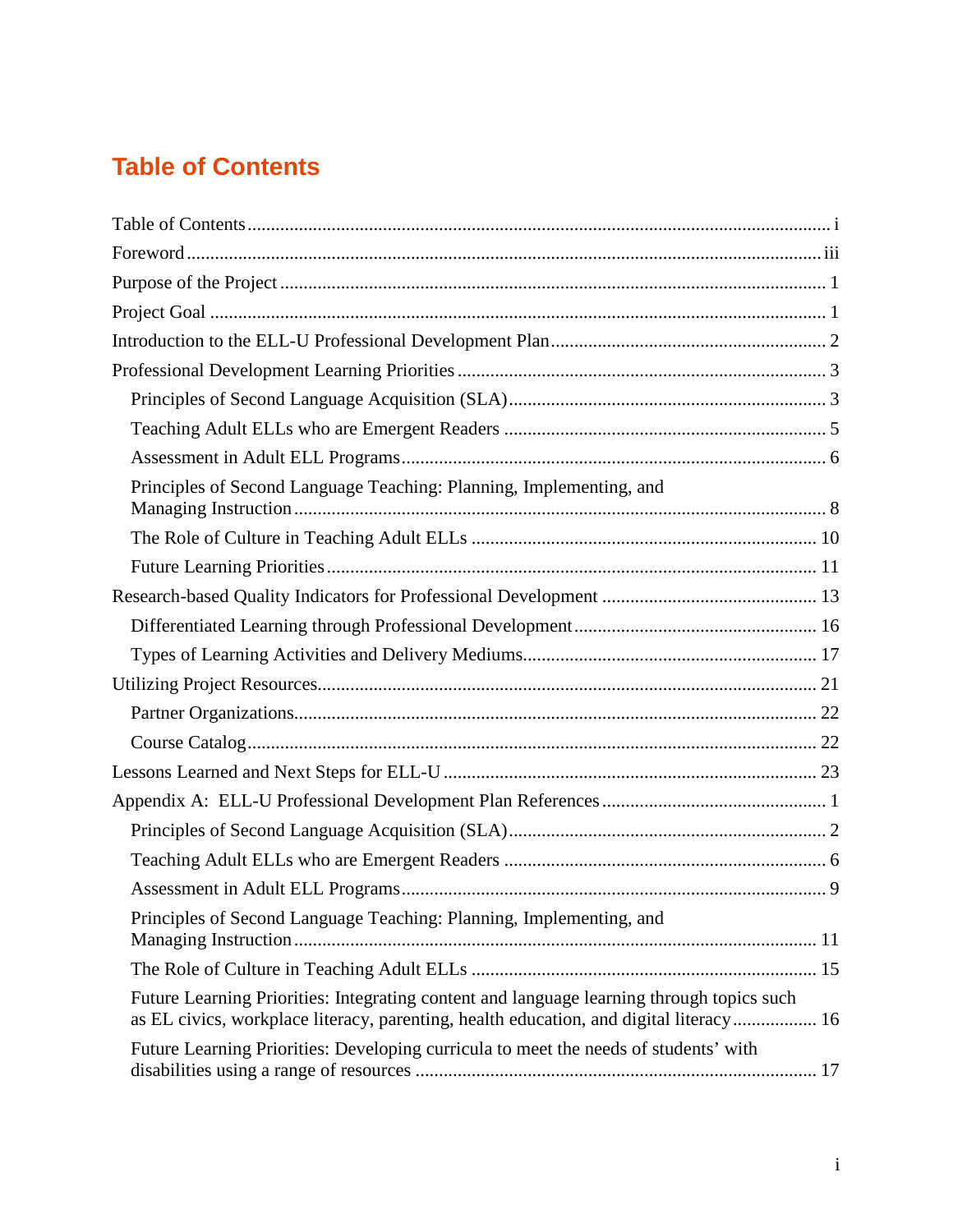# Table of Contents

Table of Contents ..... i
Foreword ..... iii
Purpose of the Project ..... 1
Project Goal ..... 1
Introduction to the ELL-U Professional Development Plan ..... 2
Professional Development Learning Priorities ..... 3
- Principles of Second Language Acquisition (SLA) ..... 3
- Teaching Adult ELLs who are Emergent Readers ..... 5
- Assessment in Adult ELL Programs ..... 6
- Principles of Second Language Teaching: Planning, Implementing, and Managing Instruction ..... 8
- The Role of Culture in Teaching Adult ELLs ..... 10
- Future Learning Priorities ..... 11

Research-based Quality Indicators for Professional Development ..... 13
- Differentiated Learning through Professional Development ..... 16
- Types of Learning Activities and Delivery Mediums ..... 17

Utilizing Project Resources ..... 21
- Partner Organizations ..... 22
- Course Catalog ..... 22

Lessons Learned and Next Steps for ELL-U ..... 23
Appendix A: ELL-U Professional Development Plan References ..... 1
- Principles of Second Language Acquisition (SLA) ..... 2
- Teaching Adult ELLs who are Emergent Readers ..... 6
- Assessment in Adult ELL Programs ..... 9
- Principles of Second Language Teaching: Planning, Implementing, and Managing Instruction ..... 11
- The Role of Culture in Teaching Adult ELLs ..... 15
- Future Learning Priorities: Integrating content and language learning through topics such as EL civics, workplace literacy, parenting, health education, and digital literacy ..... 16
- Future Learning Priorities: Developing curricula to meet the needs of students' with disabilities using a range of resources ..... 17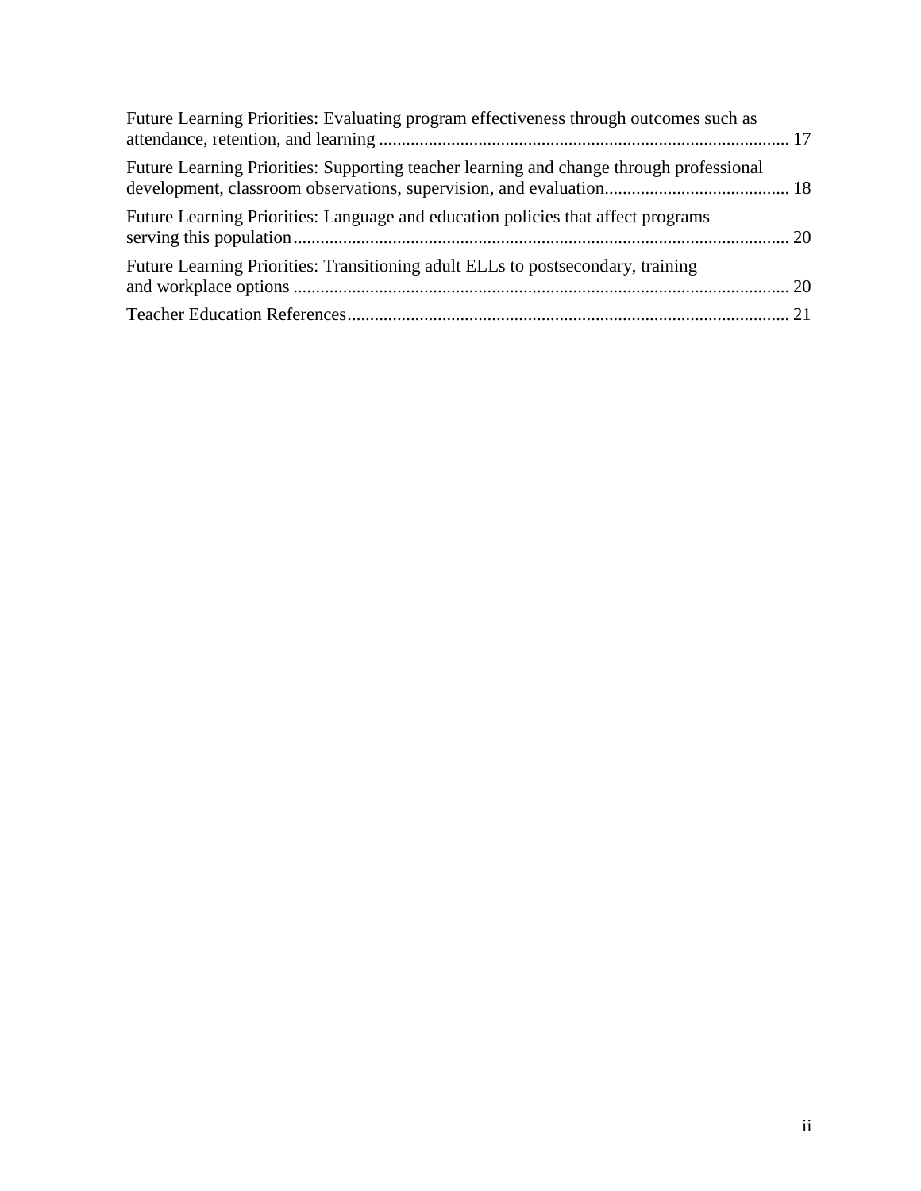Future Learning Priorities: Evaluating program effectiveness through outcomes such as attendance, retention, and learning ........................................................................................... 17

Future Learning Priorities: Supporting teacher learning and change through professional development, classroom observations, supervision, and evaluation......................................... 18

Future Learning Priorities: Language and education policies that affect programs serving this population.............................................................................................................. 20

Future Learning Priorities: Transitioning adult ELLs to postsecondary, training and workplace options .............................................................................................................. 20

Teacher Education References.................................................................................................. 21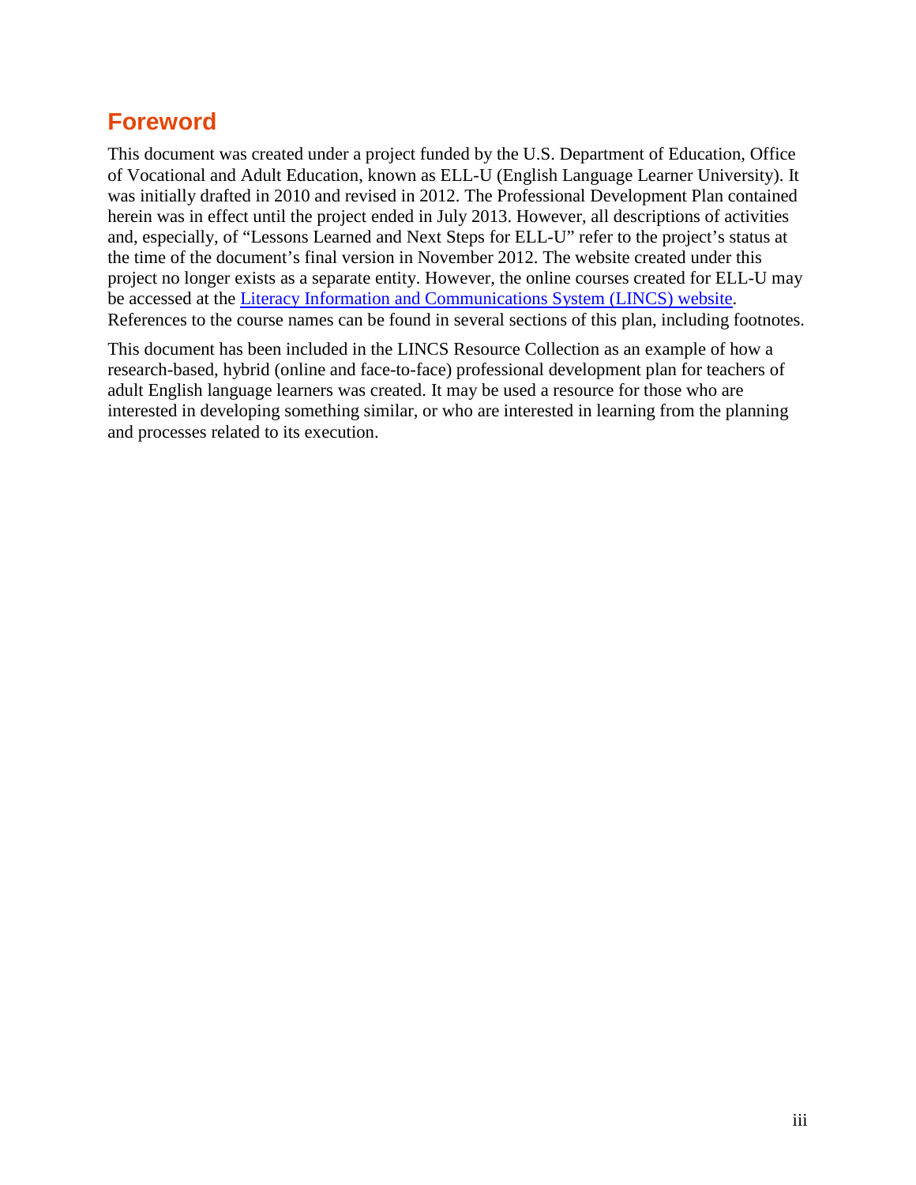## Foreword

This document was created under a project funded by the U.S. Department of Education, Office of Vocational and Adult Education, known as ELL-U (English Language Learner University). It was initially drafted in 2010 and revised in 2012. The Professional Development Plan contained herein was in effect until the project ended in July 2013. However, all descriptions of activities and, especially, of "Lessons Learned and Next Steps for ELL-U" refer to the project's status at the time of the document's final version in November 2012. The website created under this project no longer exists as a separate entity. However, the online courses created for ELL-U may be accessed at the Literacy Information and Communications System (LINCS) website. References to the course names can be found in several sections of this plan, including footnotes.

This document has been included in the LINCS Resource Collection as an example of how a research-based, hybrid (online and face-to-face) professional development plan for teachers of adult English language learners was created. It may be used a resource for those who are interested in developing something similar, or who are interested in learning from the planning and processes related to its execution.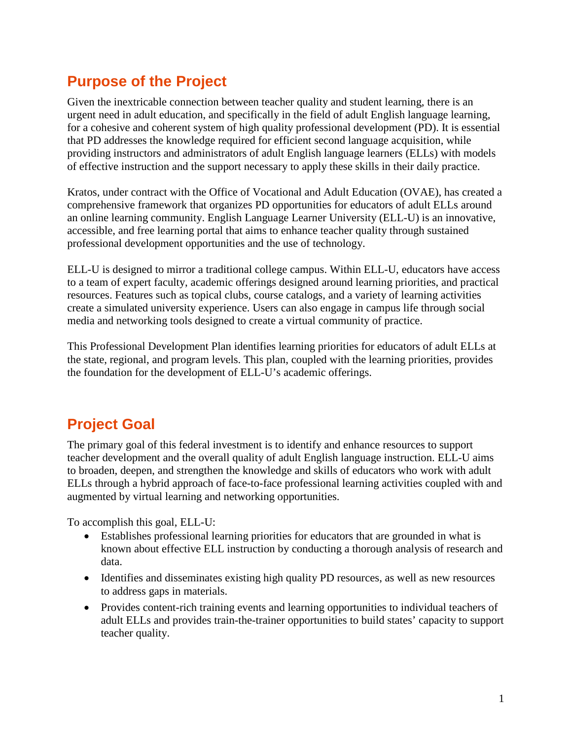## Purpose of the Project

Given the inextricable connection between teacher quality and student learning, there is an urgent need in adult education, and specifically in the field of adult English language learning, for a cohesive and coherent system of high quality professional development (PD). It is essential that PD addresses the knowledge required for efficient second language acquisition, while providing instructors and administrators of adult English language learners (ELLs) with models of effective instruction and the support necessary to apply these skills in their daily practice.

Kratos, under contract with the Office of Vocational and Adult Education (OVAE), has created a comprehensive framework that organizes PD opportunities for educators of adult ELLs around an online learning community. English Language Learner University (ELL-U) is an innovative, accessible, and free learning portal that aims to enhance teacher quality through sustained professional development opportunities and the use of technology.

ELL-U is designed to mirror a traditional college campus. Within ELL-U, educators have access to a team of expert faculty, academic offerings designed around learning priorities, and practical resources. Features such as topical clubs, course catalogs, and a variety of learning activities create a simulated university experience. Users can also engage in campus life through social media and networking tools designed to create a virtual community of practice.

This Professional Development Plan identifies learning priorities for educators of adult ELLs at the state, regional, and program levels. This plan, coupled with the learning priorities, provides the foundation for the development of ELL-U's academic offerings.

## Project Goal

The primary goal of this federal investment is to identify and enhance resources to support teacher development and the overall quality of adult English language instruction. ELL-U aims to broaden, deepen, and strengthen the knowledge and skills of educators who work with adult ELLs through a hybrid approach of face-to-face professional learning activities coupled with and augmented by virtual learning and networking opportunities.

To accomplish this goal, ELL-U:

- Establishes professional learning priorities for educators that are grounded in what is known about effective ELL instruction by conducting a thorough analysis of research and data.
- Identifies and disseminates existing high quality PD resources, as well as new resources to address gaps in materials.
- Provides content-rich training events and learning opportunities to individual teachers of adult ELLs and provides train-the-trainer opportunities to build states' capacity to support teacher quality.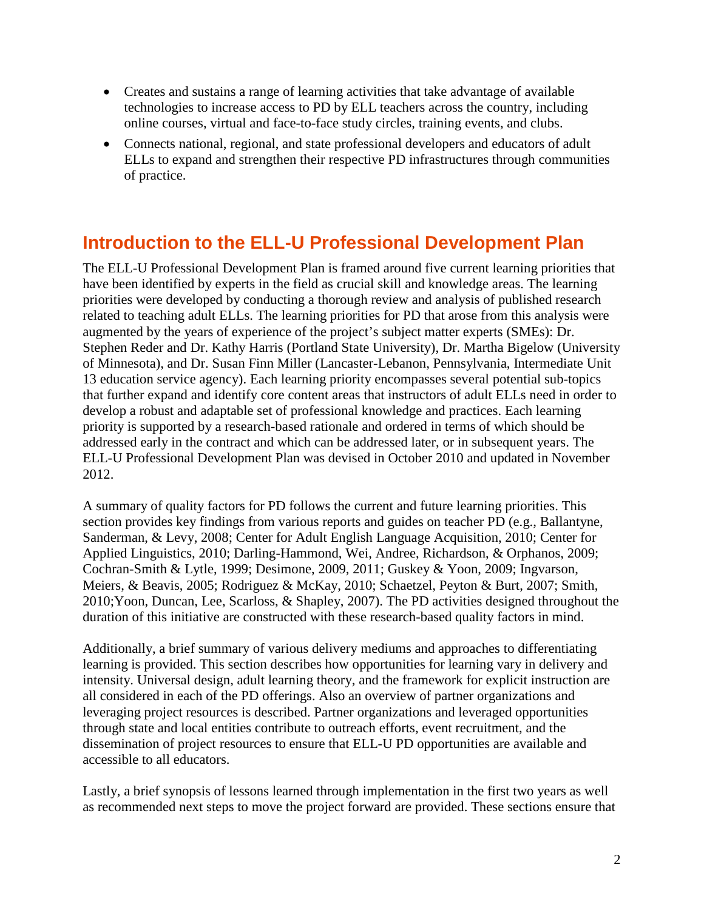- Creates and sustains a range of learning activities that take advantage of available technologies to increase access to PD by ELL teachers across the country, including online courses, virtual and face-to-face study circles, training events, and clubs.
- Connects national, regional, and state professional developers and educators of adult ELLs to expand and strengthen their respective PD infrastructures through communities of practice.

## Introduction to the ELL-U Professional Development Plan

The ELL-U Professional Development Plan is framed around five current learning priorities that have been identified by experts in the field as crucial skill and knowledge areas. The learning priorities were developed by conducting a thorough review and analysis of published research related to teaching adult ELLs. The learning priorities for PD that arose from this analysis were augmented by the years of experience of the project's subject matter experts (SMEs): Dr. Stephen Reder and Dr. Kathy Harris (Portland State University), Dr. Martha Bigelow (University of Minnesota), and Dr. Susan Finn Miller (Lancaster-Lebanon, Pennsylvania, Intermediate Unit 13 education service agency). Each learning priority encompasses several potential sub-topics that further expand and identify core content areas that instructors of adult ELLs need in order to develop a robust and adaptable set of professional knowledge and practices. Each learning priority is supported by a research-based rationale and ordered in terms of which should be addressed early in the contract and which can be addressed later, or in subsequent years. The ELL-U Professional Development Plan was devised in October 2010 and updated in November 2012.

A summary of quality factors for PD follows the current and future learning priorities. This section provides key findings from various reports and guides on teacher PD (e.g., Ballantyne, Sanderman, & Levy, 2008; Center for Adult English Language Acquisition, 2010; Center for Applied Linguistics, 2010; Darling-Hammond, Wei, Andree, Richardson, & Orphanos, 2009; Cochran-Smith & Lytle, 1999; Desimone, 2009, 2011; Guskey & Yoon, 2009; Ingvarson, Meiers, & Beavis, 2005; Rodriguez & McKay, 2010; Schaetzel, Peyton & Burt, 2007; Smith, 2010;Yoon, Duncan, Lee, Scarloss, & Shapley, 2007). The PD activities designed throughout the duration of this initiative are constructed with these research-based quality factors in mind.

Additionally, a brief summary of various delivery mediums and approaches to differentiating learning is provided. This section describes how opportunities for learning vary in delivery and intensity. Universal design, adult learning theory, and the framework for explicit instruction are all considered in each of the PD offerings. Also an overview of partner organizations and leveraging project resources is described. Partner organizations and leveraged opportunities through state and local entities contribute to outreach efforts, event recruitment, and the dissemination of project resources to ensure that ELL-U PD opportunities are available and accessible to all educators.

Lastly, a brief synopsis of lessons learned through implementation in the first two years as well as recommended next steps to move the project forward are provided. These sections ensure that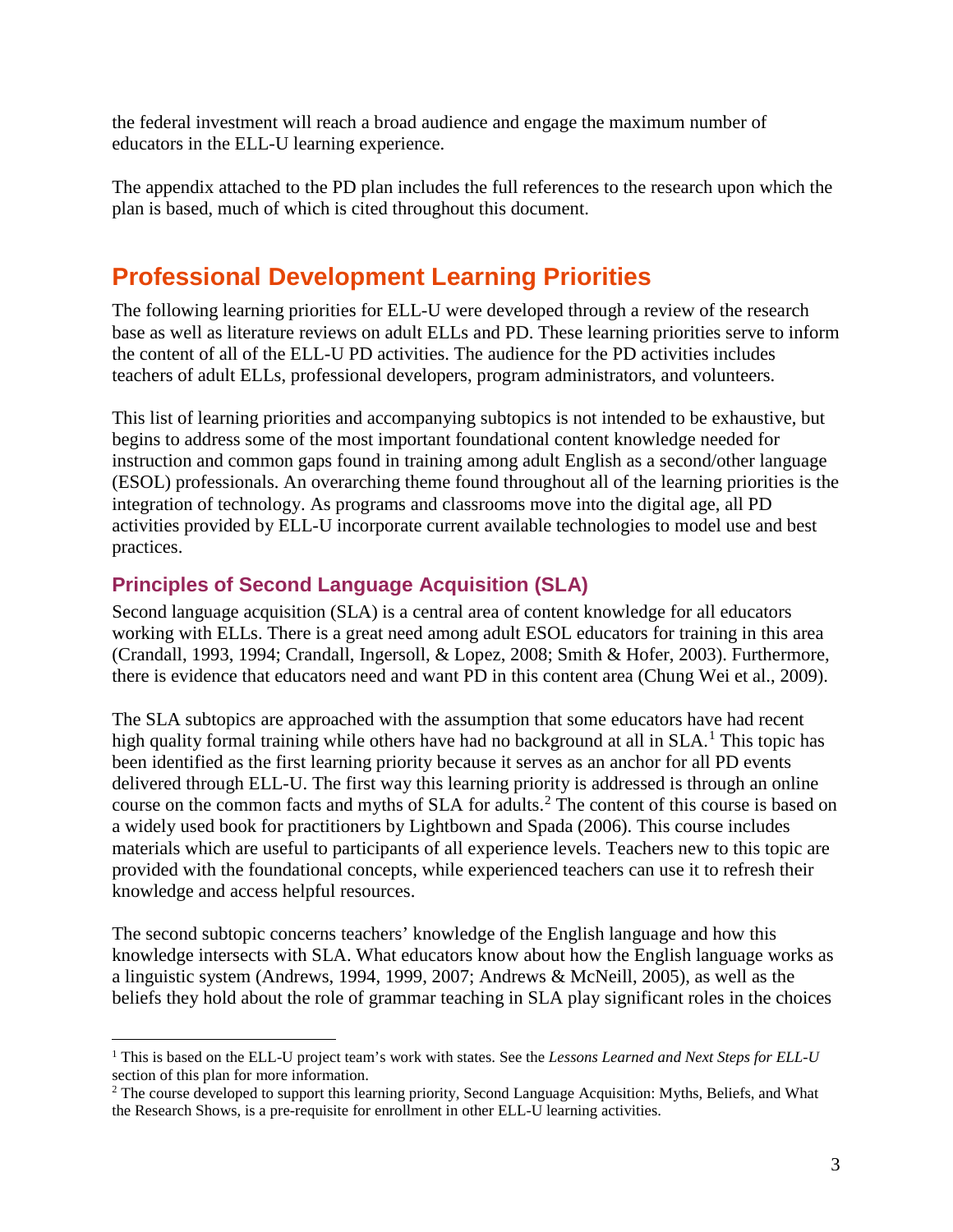the federal investment will reach a broad audience and engage the maximum number of educators in the ELL-U learning experience.

The appendix attached to the PD plan includes the full references to the research upon which the plan is based, much of which is cited throughout this document.

## Professional Development Learning Priorities

The following learning priorities for ELL-U were developed through a review of the research base as well as literature reviews on adult ELLs and PD. These learning priorities serve to inform the content of all of the ELL-U PD activities. The audience for the PD activities includes teachers of adult ELLs, professional developers, program administrators, and volunteers.

This list of learning priorities and accompanying subtopics is not intended to be exhaustive, but begins to address some of the most important foundational content knowledge needed for instruction and common gaps found in training among adult English as a second/other language (ESOL) professionals. An overarching theme found throughout all of the learning priorities is the integration of technology. As programs and classrooms move into the digital age, all PD activities provided by ELL-U incorporate current available technologies to model use and best practices.

### Principles of Second Language Acquisition (SLA)

Second language acquisition (SLA) is a central area of content knowledge for all educators working with ELLs. There is a great need among adult ESOL educators for training in this area (Crandall, 1993, 1994; Crandall, Ingersoll, & Lopez, 2008; Smith & Hofer, 2003). Furthermore, there is evidence that educators need and want PD in this content area (Chung Wei et al., 2009).

The SLA subtopics are approached with the assumption that some educators have had recent high quality formal training while others have had no background at all in SLA.[1] This topic has been identified as the first learning priority because it serves as an anchor for all PD events delivered through ELL-U. The first way this learning priority is addressed is through an online course on the common facts and myths of SLA for adults.[2] The content of this course is based on a widely used book for practitioners by Lightbown and Spada (2006). This course includes materials which are useful to participants of all experience levels. Teachers new to this topic are provided with the foundational concepts, while experienced teachers can use it to refresh their knowledge and access helpful resources.

The second subtopic concerns teachers' knowledge of the English language and how this knowledge intersects with SLA. What educators know about how the English language works as a linguistic system (Andrews, 1994, 1999, 2007; Andrews & McNeill, 2005), as well as the beliefs they hold about the role of grammar teaching in SLA play significant roles in the choices

---

[1] This is based on the ELL-U project team's work with states. See the *Lessons Learned and Next Steps for ELL-U* section of this plan for more information.

[2] The course developed to support this learning priority, Second Language Acquisition: Myths, Beliefs, and What the Research Shows, is a pre-requisite for enrollment in other ELL-U learning activities.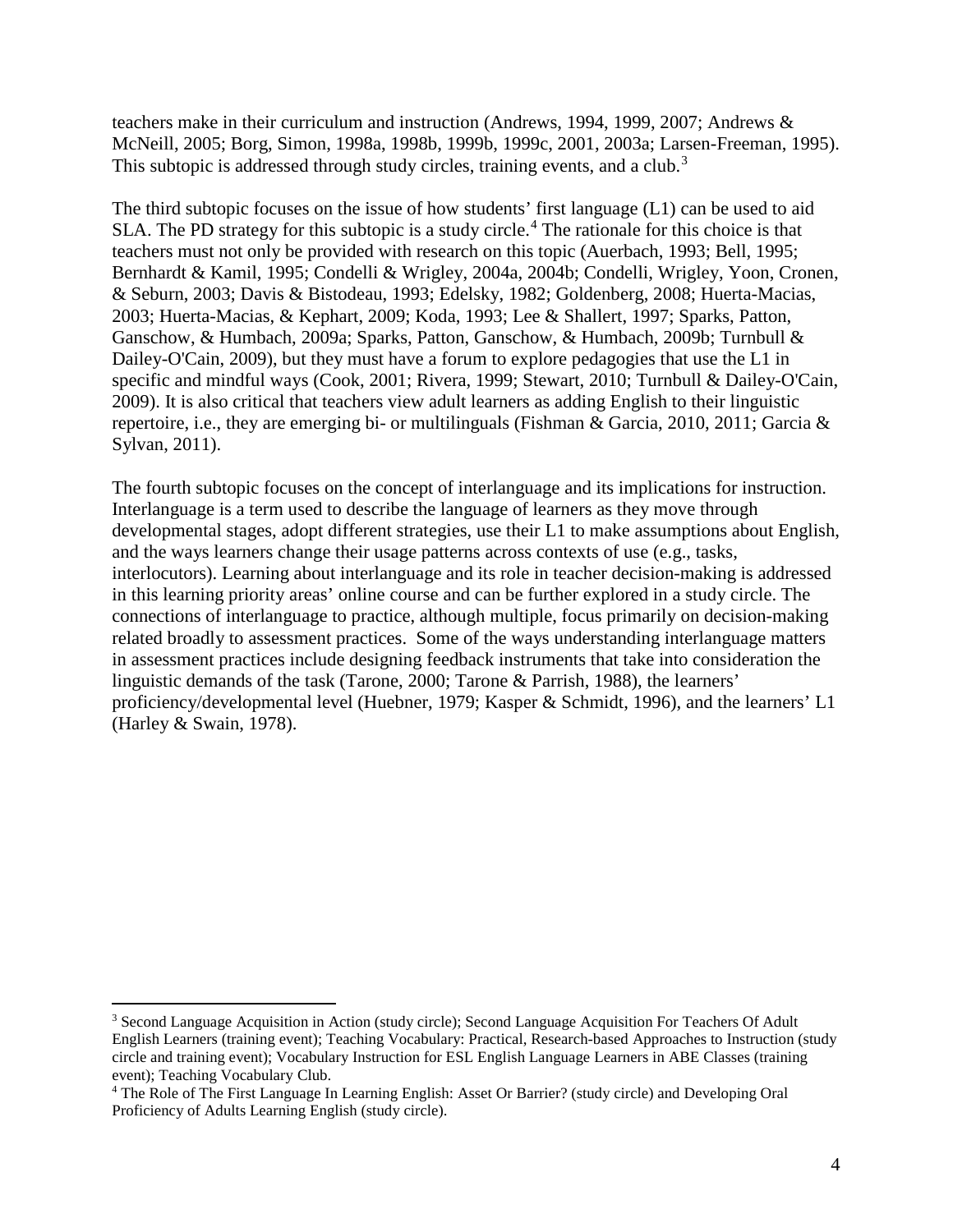teachers make in their curriculum and instruction (Andrews, 1994, 1999, 2007; Andrews & McNeill, 2005; Borg, Simon, 1998a, 1998b, 1999b, 1999c, 2001, 2003a; Larsen-Freeman, 1995). This subtopic is addressed through study circles, training events, and a club.[3]

The third subtopic focuses on the issue of how students' first language (L1) can be used to aid SLA. The PD strategy for this subtopic is a study circle.[4] The rationale for this choice is that teachers must not only be provided with research on this topic (Auerbach, 1993; Bell, 1995; Bernhardt & Kamil, 1995; Condelli & Wrigley, 2004a, 2004b; Condelli, Wrigley, Yoon, Cronen, & Seburn, 2003; Davis & Bistodeau, 1993; Edelsky, 1982; Goldenberg, 2008; Huerta-Macias, 2003; Huerta-Macias, & Kephart, 2009; Koda, 1993; Lee & Shallert, 1997; Sparks, Patton, Ganschow, & Humbach, 2009a; Sparks, Patton, Ganschow, & Humbach, 2009b; Turnbull & Dailey-O'Cain, 2009), but they must have a forum to explore pedagogies that use the L1 in specific and mindful ways (Cook, 2001; Rivera, 1999; Stewart, 2010; Turnbull & Dailey-O'Cain, 2009). It is also critical that teachers view adult learners as adding English to their linguistic repertoire, i.e., they are emerging bi- or multilinguals (Fishman & Garcia, 2010, 2011; Garcia & Sylvan, 2011).

The fourth subtopic focuses on the concept of interlanguage and its implications for instruction. Interlanguage is a term used to describe the language of learners as they move through developmental stages, adopt different strategies, use their L1 to make assumptions about English, and the ways learners change their usage patterns across contexts of use (e.g., tasks, interlocutors). Learning about interlanguage and its role in teacher decision-making is addressed in this learning priority areas' online course and can be further explored in a study circle. The connections of interlanguage to practice, although multiple, focus primarily on decision-making related broadly to assessment practices. Some of the ways understanding interlanguage matters in assessment practices include designing feedback instruments that take into consideration the linguistic demands of the task (Tarone, 2000; Tarone & Parrish, 1988), the learners' proficiency/developmental level (Huebner, 1979; Kasper & Schmidt, 1996), and the learners' L1 (Harley & Swain, 1978).

---

[3] Second Language Acquisition in Action (study circle); Second Language Acquisition For Teachers Of Adult English Learners (training event); Teaching Vocabulary: Practical, Research-based Approaches to Instruction (study circle and training event); Vocabulary Instruction for ESL English Language Learners in ABE Classes (training event); Teaching Vocabulary Club.

[4] The Role of The First Language In Learning English: Asset Or Barrier? (study circle) and Developing Oral Proficiency of Adults Learning English (study circle).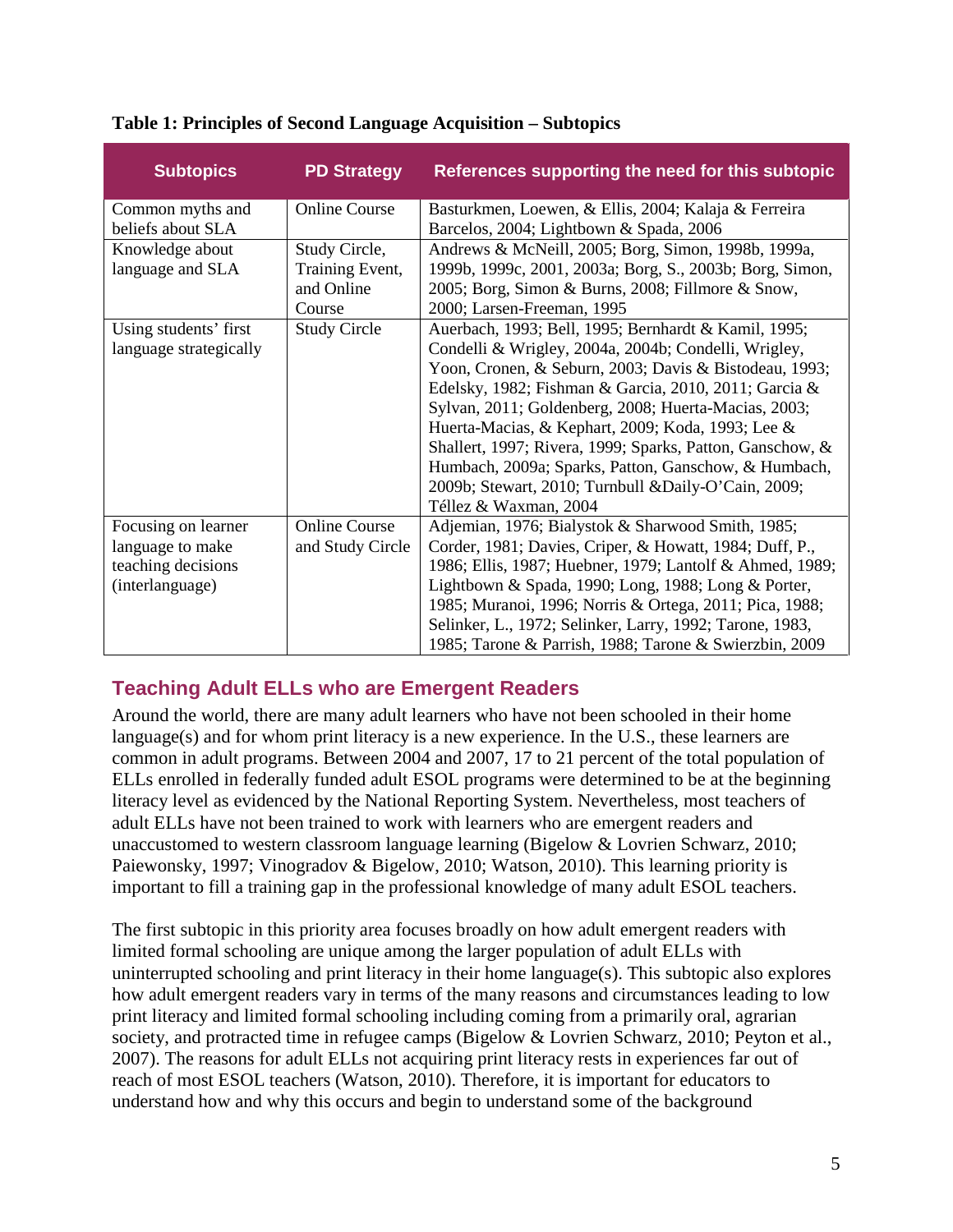**Table 1: Principles of Second Language Acquisition – Subtopics**

| Subtopics | PD Strategy | References supporting the need for this subtopic |
|---|---|---|
| Common myths and beliefs about SLA | Online Course | Basturkmen, Loewen, & Ellis, 2004; Kalaja & Ferreira Barcelos, 2004; Lightbown & Spada, 2006 |
| Knowledge about language and SLA | Study Circle, Training Event, and Online Course | Andrews & McNeill, 2005; Borg, Simon, 1998b, 1999a, 1999b, 1999c, 2001, 2003a; Borg, S., 2003b; Borg, Simon, 2005; Borg, Simon & Burns, 2008; Fillmore & Snow, 2000; Larsen-Freeman, 1995 |
| Using students' first language strategically | Study Circle | Auerbach, 1993; Bell, 1995; Bernhardt & Kamil, 1995; Condelli & Wrigley, 2004a, 2004b; Condelli, Wrigley, Yoon, Cronen, & Seburn, 2003; Davis & Bistodeau, 1993; Edelsky, 1982; Fishman & Garcia, 2010, 2011; Garcia & Sylvan, 2011; Goldenberg, 2008; Huerta-Macias, 2003; Huerta-Macias, & Kephart, 2009; Koda, 1993; Lee & Shallert, 1997; Rivera, 1999; Sparks, Patton, Ganschow, & Humbach, 2009a; Sparks, Patton, Ganschow, & Humbach, 2009b; Stewart, 2010; Turnbull &Daily-O'Cain, 2009; Téllez & Waxman, 2004 |
| Focusing on learner language to make teaching decisions (interlanguage) | Online Course and Study Circle | Adjemian, 1976; Bialystok & Sharwood Smith, 1985; Corder, 1981; Davies, Criper, & Howatt, 1984; Duff, P., 1986; Ellis, 1987; Huebner, 1979; Lantolf & Ahmed, 1989; Lightbown & Spada, 1990; Long, 1988; Long & Porter, 1985; Muranoi, 1996; Norris & Ortega, 2011; Pica, 1988; Selinker, L., 1972; Selinker, Larry, 1992; Tarone, 1983, 1985; Tarone & Parrish, 1988; Tarone & Swierzbin, 2009 |

## Teaching Adult ELLs who are Emergent Readers

Around the world, there are many adult learners who have not been schooled in their home language(s) and for whom print literacy is a new experience. In the U.S., these learners are common in adult programs. Between 2004 and 2007, 17 to 21 percent of the total population of ELLs enrolled in federally funded adult ESOL programs were determined to be at the beginning literacy level as evidenced by the National Reporting System. Nevertheless, most teachers of adult ELLs have not been trained to work with learners who are emergent readers and unaccustomed to western classroom language learning (Bigelow & Lovrien Schwarz, 2010; Paiewonsky, 1997; Vinogradov & Bigelow, 2010; Watson, 2010). This learning priority is important to fill a training gap in the professional knowledge of many adult ESOL teachers.

The first subtopic in this priority area focuses broadly on how adult emergent readers with limited formal schooling are unique among the larger population of adult ELLs with uninterrupted schooling and print literacy in their home language(s). This subtopic also explores how adult emergent readers vary in terms of the many reasons and circumstances leading to low print literacy and limited formal schooling including coming from a primarily oral, agrarian society, and protracted time in refugee camps (Bigelow & Lovrien Schwarz, 2010; Peyton et al., 2007). The reasons for adult ELLs not acquiring print literacy rests in experiences far out of reach of most ESOL teachers (Watson, 2010). Therefore, it is important for educators to understand how and why this occurs and begin to understand some of the background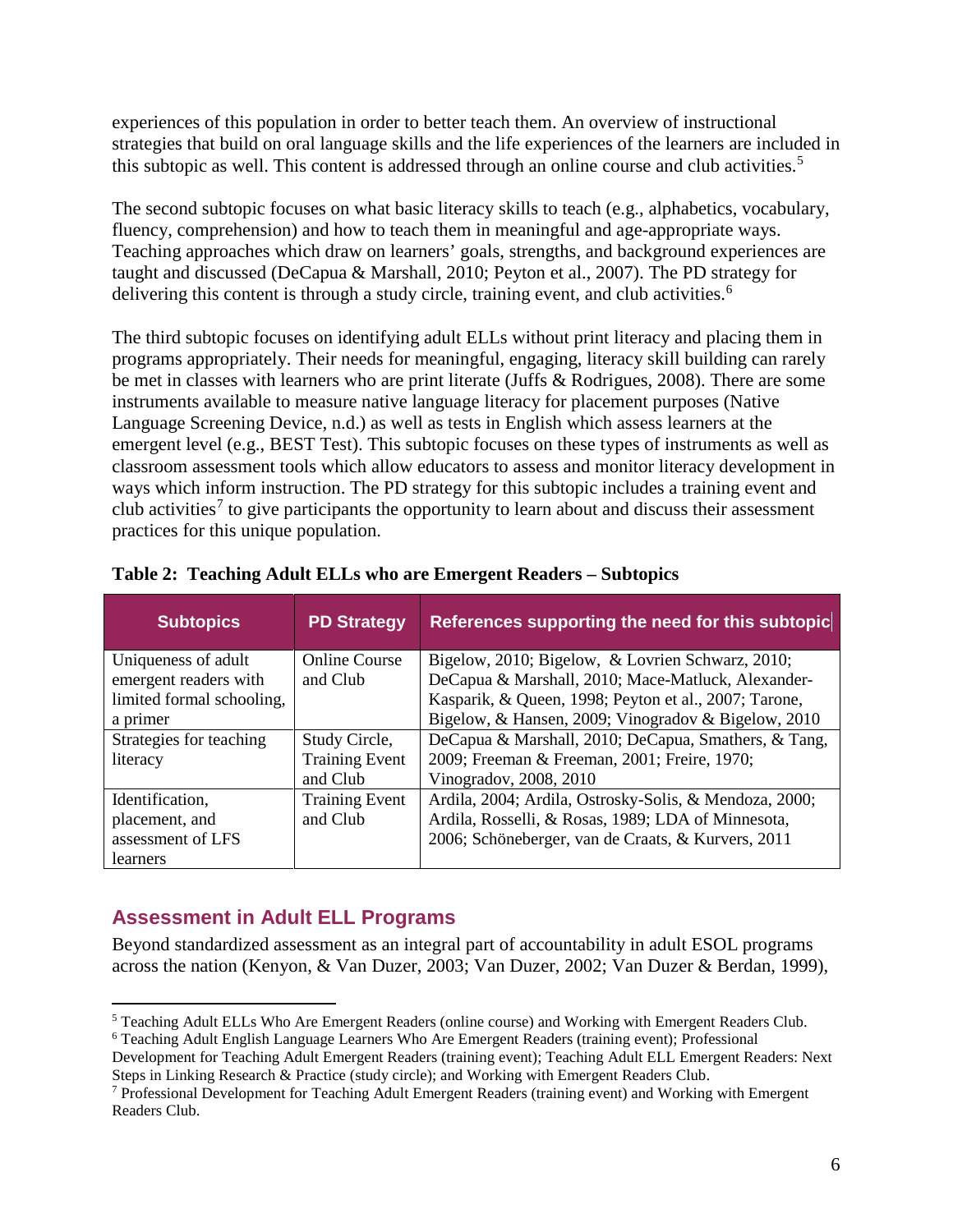experiences of this population in order to better teach them. An overview of instructional strategies that build on oral language skills and the life experiences of the learners are included in this subtopic as well. This content is addressed through an online course and club activities.[5]

The second subtopic focuses on what basic literacy skills to teach (e.g., alphabetics, vocabulary, fluency, comprehension) and how to teach them in meaningful and age-appropriate ways. Teaching approaches which draw on learners' goals, strengths, and background experiences are taught and discussed (DeCapua & Marshall, 2010; Peyton et al., 2007). The PD strategy for delivering this content is through a study circle, training event, and club activities.[6]

The third subtopic focuses on identifying adult ELLs without print literacy and placing them in programs appropriately. Their needs for meaningful, engaging, literacy skill building can rarely be met in classes with learners who are print literate (Juffs & Rodrigues, 2008). There are some instruments available to measure native language literacy for placement purposes (Native Language Screening Device, n.d.) as well as tests in English which assess learners at the emergent level (e.g., BEST Test). This subtopic focuses on these types of instruments as well as classroom assessment tools which allow educators to assess and monitor literacy development in ways which inform instruction. The PD strategy for this subtopic includes a training event and club activities[7] to give participants the opportunity to learn about and discuss their assessment practices for this unique population.

**Table 2: Teaching Adult ELLs who are Emergent Readers – Subtopics**

| Subtopics | PD Strategy | References supporting the need for this subtopic |
|---|---|---|
| Uniqueness of adult emergent readers with limited formal schooling, a primer | Online Course and Club | Bigelow, 2010; Bigelow, & Lovrien Schwarz, 2010; DeCapua & Marshall, 2010; Mace-Matluck, Alexander-Kasparik, & Queen, 1998; Peyton et al., 2007; Tarone, Bigelow, & Hansen, 2009; Vinogradov & Bigelow, 2010 |
| Strategies for teaching literacy | Study Circle, Training Event and Club | DeCapua & Marshall, 2010; DeCapua, Smathers, & Tang, 2009; Freeman & Freeman, 2001; Freire, 1970; Vinogradov, 2008, 2010 |
| Identification, placement, and assessment of LFS learners | Training Event and Club | Ardila, 2004; Ardila, Ostrosky-Solis, & Mendoza, 2000; Ardila, Rosselli, & Rosas, 1989; LDA of Minnesota, 2006; Schöneberger, van de Craats, & Kurvers, 2011 |

## Assessment in Adult ELL Programs

Beyond standardized assessment as an integral part of accountability in adult ESOL programs across the nation (Kenyon, & Van Duzer, 2003; Van Duzer, 2002; Van Duzer & Berdan, 1999),

---

[5] Teaching Adult ELLs Who Are Emergent Readers (online course) and Working with Emergent Readers Club.

[6] Teaching Adult English Language Learners Who Are Emergent Readers (training event); Professional Development for Teaching Adult Emergent Readers (training event); Teaching Adult ELL Emergent Readers: Next Steps in Linking Research & Practice (study circle); and Working with Emergent Readers Club.

[7] Professional Development for Teaching Adult Emergent Readers (training event) and Working with Emergent Readers Club.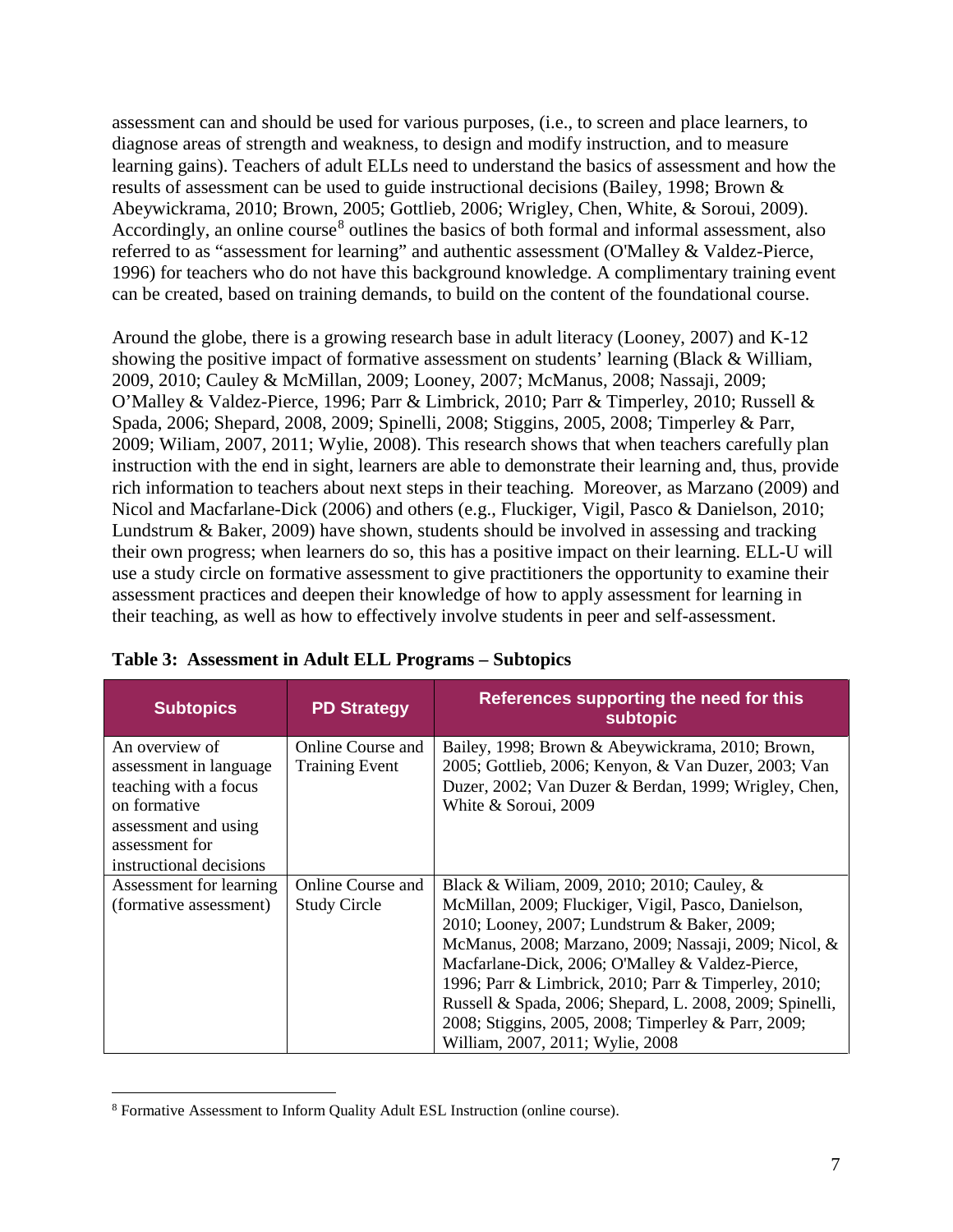assessment can and should be used for various purposes, (i.e., to screen and place learners, to diagnose areas of strength and weakness, to design and modify instruction, and to measure learning gains). Teachers of adult ELLs need to understand the basics of assessment and how the results of assessment can be used to guide instructional decisions (Bailey, 1998; Brown & Abeywickrama, 2010; Brown, 2005; Gottlieb, 2006; Wrigley, Chen, White, & Soroui, 2009). Accordingly, an online course[8] outlines the basics of both formal and informal assessment, also referred to as "assessment for learning" and authentic assessment (O'Malley & Valdez-Pierce, 1996) for teachers who do not have this background knowledge. A complimentary training event can be created, based on training demands, to build on the content of the foundational course.

Around the globe, there is a growing research base in adult literacy (Looney, 2007) and K-12 showing the positive impact of formative assessment on students' learning (Black & William, 2009, 2010; Cauley & McMillan, 2009; Looney, 2007; McManus, 2008; Nassaji, 2009; O'Malley & Valdez-Pierce, 1996; Parr & Limbrick, 2010; Parr & Timperley, 2010; Russell & Spada, 2006; Shepard, 2008, 2009; Spinelli, 2008; Stiggins, 2005, 2008; Timperley & Parr, 2009; Wiliam, 2007, 2011; Wylie, 2008). This research shows that when teachers carefully plan instruction with the end in sight, learners are able to demonstrate their learning and, thus, provide rich information to teachers about next steps in their teaching. Moreover, as Marzano (2009) and Nicol and Macfarlane-Dick (2006) and others (e.g., Fluckiger, Vigil, Pasco & Danielson, 2010; Lundstrum & Baker, 2009) have shown, students should be involved in assessing and tracking their own progress; when learners do so, this has a positive impact on their learning. ELL-U will use a study circle on formative assessment to give practitioners the opportunity to examine their assessment practices and deepen their knowledge of how to apply assessment for learning in their teaching, as well as how to effectively involve students in peer and self-assessment.

**Table 3: Assessment in Adult ELL Programs – Subtopics**

| Subtopics | PD Strategy | References supporting the need for this subtopic |
|---|---|---|
| An overview of assessment in language teaching with a focus on formative assessment and using assessment for instructional decisions | Online Course and Training Event | Bailey, 1998; Brown & Abeywickrama, 2010; Brown, 2005; Gottlieb, 2006; Kenyon, & Van Duzer, 2003; Van Duzer, 2002; Van Duzer & Berdan, 1999; Wrigley, Chen, White & Soroui, 2009 |
| Assessment for learning (formative assessment) | Online Course and Study Circle | Black & Wiliam, 2009, 2010; 2010; Cauley, & McMillan, 2009; Fluckiger, Vigil, Pasco, Danielson, 2010; Looney, 2007; Lundstrum & Baker, 2009; McManus, 2008; Marzano, 2009; Nassaji, 2009; Nicol, & Macfarlane-Dick, 2006; O'Malley & Valdez-Pierce, 1996; Parr & Limbrick, 2010; Parr & Timperley, 2010; Russell & Spada, 2006; Shepard, L. 2008, 2009; Spinelli, 2008; Stiggins, 2005, 2008; Timperley & Parr, 2009; William, 2007, 2011; Wylie, 2008 |

[8] Formative Assessment to Inform Quality Adult ESL Instruction (online course).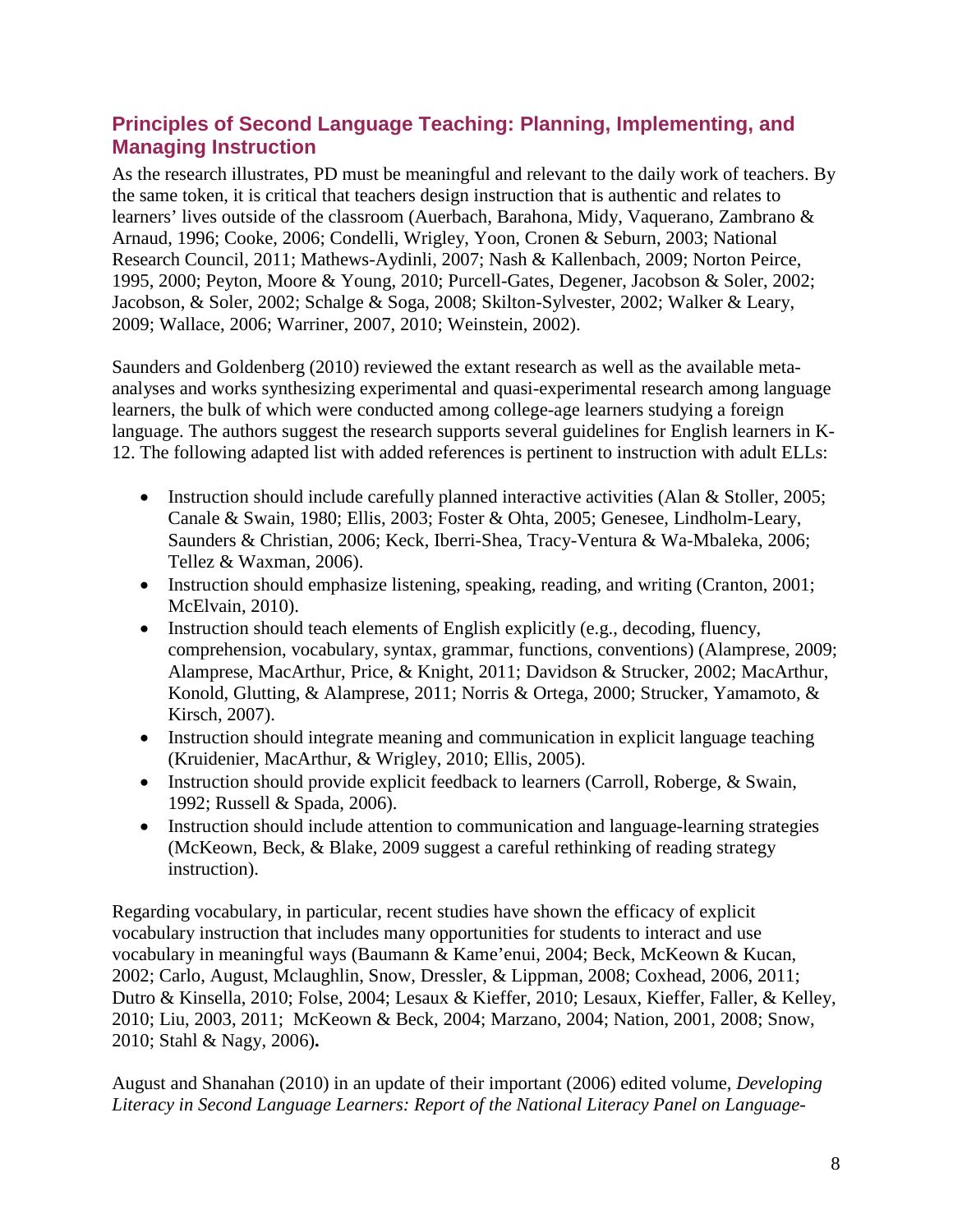## Principles of Second Language Teaching: Planning, Implementing, and Managing Instruction

As the research illustrates, PD must be meaningful and relevant to the daily work of teachers. By the same token, it is critical that teachers design instruction that is authentic and relates to learners' lives outside of the classroom (Auerbach, Barahona, Midy, Vaquerano, Zambrano & Arnaud, 1996; Cooke, 2006; Condelli, Wrigley, Yoon, Cronen & Seburn, 2003; National Research Council, 2011; Mathews-Aydinli, 2007; Nash & Kallenbach, 2009; Norton Peirce, 1995, 2000; Peyton, Moore & Young, 2010; Purcell-Gates, Degener, Jacobson & Soler, 2002; Jacobson, & Soler, 2002; Schalge & Soga, 2008; Skilton-Sylvester, 2002; Walker & Leary, 2009; Wallace, 2006; Warriner, 2007, 2010; Weinstein, 2002).

Saunders and Goldenberg (2010) reviewed the extant research as well as the available meta-analyses and works synthesizing experimental and quasi-experimental research among language learners, the bulk of which were conducted among college-age learners studying a foreign language. The authors suggest the research supports several guidelines for English learners in K-12. The following adapted list with added references is pertinent to instruction with adult ELLs:

- Instruction should include carefully planned interactive activities (Alan & Stoller, 2005; Canale & Swain, 1980; Ellis, 2003; Foster & Ohta, 2005; Genesee, Lindholm-Leary, Saunders & Christian, 2006; Keck, Iberri-Shea, Tracy-Ventura & Wa-Mbaleka, 2006; Tellez & Waxman, 2006).
- Instruction should emphasize listening, speaking, reading, and writing (Cranton, 2001; McElvain, 2010).
- Instruction should teach elements of English explicitly (e.g., decoding, fluency, comprehension, vocabulary, syntax, grammar, functions, conventions) (Alamprese, 2009; Alamprese, MacArthur, Price, & Knight, 2011; Davidson & Strucker, 2002; MacArthur, Konold, Glutting, & Alamprese, 2011; Norris & Ortega, 2000; Strucker, Yamamoto, & Kirsch, 2007).
- Instruction should integrate meaning and communication in explicit language teaching (Kruidenier, MacArthur, & Wrigley, 2010; Ellis, 2005).
- Instruction should provide explicit feedback to learners (Carroll, Roberge, & Swain, 1992; Russell & Spada, 2006).
- Instruction should include attention to communication and language-learning strategies (McKeown, Beck, & Blake, 2009 suggest a careful rethinking of reading strategy instruction).

Regarding vocabulary, in particular, recent studies have shown the efficacy of explicit vocabulary instruction that includes many opportunities for students to interact and use vocabulary in meaningful ways (Baumann & Kame'enui, 2004; Beck, McKeown & Kucan, 2002; Carlo, August, Mclaughlin, Snow, Dressler, & Lippman, 2008; Coxhead, 2006, 2011; Dutro & Kinsella, 2010; Folse, 2004; Lesaux & Kieffer, 2010; Lesaux, Kieffer, Faller, & Kelley, 2010; Liu, 2003, 2011; McKeown & Beck, 2004; Marzano, 2004; Nation, 2001, 2008; Snow, 2010; Stahl & Nagy, 2006)**.**

August and Shanahan (2010) in an update of their important (2006) edited volume, *Developing Literacy in Second Language Learners: Report of the National Literacy Panel on Language-*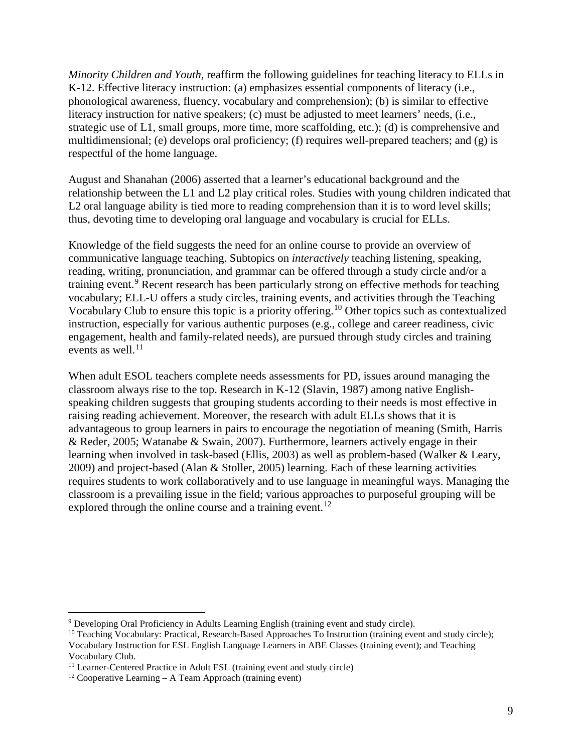*Minority Children and Youth*, reaffirm the following guidelines for teaching literacy to ELLs in K-12. Effective literacy instruction: (a) emphasizes essential components of literacy (i.e., phonological awareness, fluency, vocabulary and comprehension); (b) is similar to effective literacy instruction for native speakers; (c) must be adjusted to meet learners' needs, (i.e., strategic use of L1, small groups, more time, more scaffolding, etc.); (d) is comprehensive and multidimensional; (e) develops oral proficiency; (f) requires well-prepared teachers; and (g) is respectful of the home language.

August and Shanahan (2006) asserted that a learner's educational background and the relationship between the L1 and L2 play critical roles. Studies with young children indicated that L2 oral language ability is tied more to reading comprehension than it is to word level skills; thus, devoting time to developing oral language and vocabulary is crucial for ELLs.

Knowledge of the field suggests the need for an online course to provide an overview of communicative language teaching. Subtopics on *interactively* teaching listening, speaking, reading, writing, pronunciation, and grammar can be offered through a study circle and/or a training event.[9] Recent research has been particularly strong on effective methods for teaching vocabulary; ELL-U offers a study circles, training events, and activities through the Teaching Vocabulary Club to ensure this topic is a priority offering.[10] Other topics such as contextualized instruction, especially for various authentic purposes (e.g., college and career readiness, civic engagement, health and family-related needs), are pursued through study circles and training events as well.[11]

When adult ESOL teachers complete needs assessments for PD, issues around managing the classroom always rise to the top. Research in K-12 (Slavin, 1987) among native English-speaking children suggests that grouping students according to their needs is most effective in raising reading achievement. Moreover, the research with adult ELLs shows that it is advantageous to group learners in pairs to encourage the negotiation of meaning (Smith, Harris & Reder, 2005; Watanabe & Swain, 2007). Furthermore, learners actively engage in their learning when involved in task-based (Ellis, 2003) as well as problem-based (Walker & Leary, 2009) and project-based (Alan & Stoller, 2005) learning. Each of these learning activities requires students to work collaboratively and to use language in meaningful ways. Managing the classroom is a prevailing issue in the field; various approaches to purposeful grouping will be explored through the online course and a training event.[12]

---

[9] Developing Oral Proficiency in Adults Learning English (training event and study circle).

[10] Teaching Vocabulary: Practical, Research-Based Approaches To Instruction (training event and study circle); Vocabulary Instruction for ESL English Language Learners in ABE Classes (training event); and Teaching Vocabulary Club.

[11] Learner-Centered Practice in Adult ESL (training event and study circle)

[12] Cooperative Learning – A Team Approach (training event)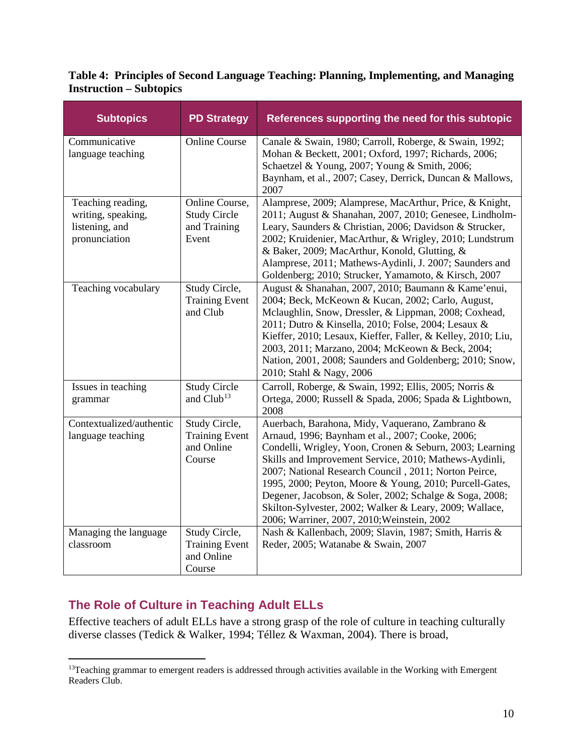**Table 4: Principles of Second Language Teaching: Planning, Implementing, and Managing Instruction – Subtopics**

| Subtopics | PD Strategy | References supporting the need for this subtopic |
|---|---|---|
| Communicative language teaching | Online Course | Canale & Swain, 1980; Carroll, Roberge, & Swain, 1992; Mohan & Beckett, 2001; Oxford, 1997; Richards, 2006; Schaetzel & Young, 2007; Young & Smith, 2006; Baynham, et al., 2007; Casey, Derrick, Duncan & Mallows, 2007 |
| Teaching reading, writing, speaking, listening, and pronunciation | Online Course, Study Circle and Training Event | Alamprese, 2009; Alamprese, MacArthur, Price, & Knight, 2011; August & Shanahan, 2007, 2010; Genesee, Lindholm-Leary, Saunders & Christian, 2006; Davidson & Strucker, 2002; Kruidenier, MacArthur, & Wrigley, 2010; Lundstrum & Baker, 2009; MacArthur, Konold, Glutting, & Alamprese, 2011; Mathews-Aydinli, J. 2007; Saunders and Goldenberg; 2010; Strucker, Yamamoto, & Kirsch, 2007 |
| Teaching vocabulary | Study Circle, Training Event and Club | August & Shanahan, 2007, 2010; Baumann & Kame'enui, 2004; Beck, McKeown & Kucan, 2002; Carlo, August, Mclaughlin, Snow, Dressler, & Lippman, 2008; Coxhead, 2011; Dutro & Kinsella, 2010; Folse, 2004; Lesaux & Kieffer, 2010; Lesaux, Kieffer, Faller, & Kelley, 2010; Liu, 2003, 2011; Marzano, 2004; McKeown & Beck, 2004; Nation, 2001, 2008; Saunders and Goldenberg; 2010; Snow, 2010; Stahl & Nagy, 2006 |
| Issues in teaching grammar | Study Circle and Club[13] | Carroll, Roberge, & Swain, 1992; Ellis, 2005; Norris & Ortega, 2000; Russell & Spada, 2006; Spada & Lightbown, 2008 |
| Contextualized/authentic language teaching | Study Circle, Training Event and Online Course | Auerbach, Barahona, Midy, Vaquerano, Zambrano & Arnaud, 1996; Baynham et al., 2007; Cooke, 2006; Condelli, Wrigley, Yoon, Cronen & Seburn, 2003; Learning Skills and Improvement Service, 2010; Mathews-Aydinli, 2007; National Research Council , 2011; Norton Peirce, 1995, 2000; Peyton, Moore & Young, 2010; Purcell-Gates, Degener, Jacobson, & Soler, 2002; Schalge & Soga, 2008; Skilton-Sylvester, 2002; Walker & Leary, 2009; Wallace, 2006; Warriner, 2007, 2010;Weinstein, 2002 |
| Managing the language classroom | Study Circle, Training Event and Online Course | Nash & Kallenbach, 2009; Slavin, 1987; Smith, Harris & Reder, 2005; Watanabe & Swain, 2007 |

## The Role of Culture in Teaching Adult ELLs

Effective teachers of adult ELLs have a strong grasp of the role of culture in teaching culturally diverse classes (Tedick & Walker, 1994; Téllez & Waxman, 2004). There is broad,

[13]Teaching grammar to emergent readers is addressed through activities available in the Working with Emergent Readers Club.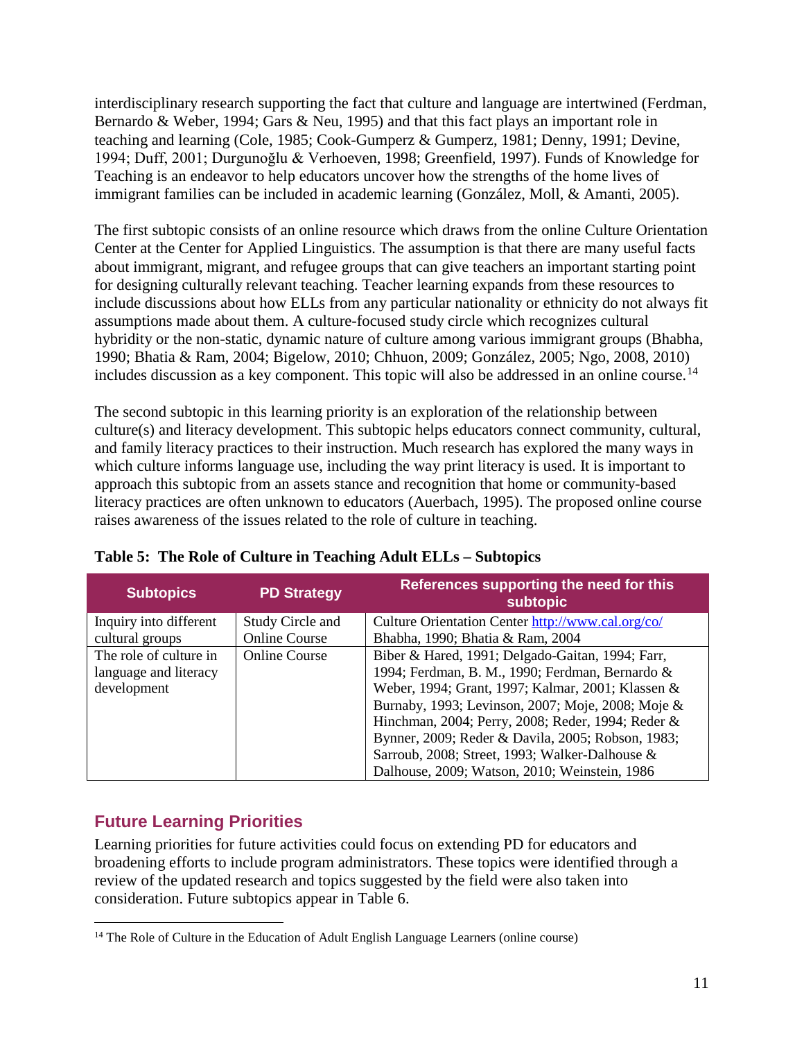interdisciplinary research supporting the fact that culture and language are intertwined (Ferdman, Bernardo & Weber, 1994; Gars & Neu, 1995) and that this fact plays an important role in teaching and learning (Cole, 1985; Cook-Gumperz & Gumperz, 1981; Denny, 1991; Devine, 1994; Duff, 2001; Durgunoğlu & Verhoeven, 1998; Greenfield, 1997). Funds of Knowledge for Teaching is an endeavor to help educators uncover how the strengths of the home lives of immigrant families can be included in academic learning (González, Moll, & Amanti, 2005).

The first subtopic consists of an online resource which draws from the online Culture Orientation Center at the Center for Applied Linguistics. The assumption is that there are many useful facts about immigrant, migrant, and refugee groups that can give teachers an important starting point for designing culturally relevant teaching. Teacher learning expands from these resources to include discussions about how ELLs from any particular nationality or ethnicity do not always fit assumptions made about them. A culture-focused study circle which recognizes cultural hybridity or the non-static, dynamic nature of culture among various immigrant groups (Bhabha, 1990; Bhatia & Ram, 2004; Bigelow, 2010; Chhuon, 2009; González, 2005; Ngo, 2008, 2010) includes discussion as a key component. This topic will also be addressed in an online course.[14]

The second subtopic in this learning priority is an exploration of the relationship between culture(s) and literacy development. This subtopic helps educators connect community, cultural, and family literacy practices to their instruction. Much research has explored the many ways in which culture informs language use, including the way print literacy is used. It is important to approach this subtopic from an assets stance and recognition that home or community-based literacy practices are often unknown to educators (Auerbach, 1995). The proposed online course raises awareness of the issues related to the role of culture in teaching.

**Table 5: The Role of Culture in Teaching Adult ELLs – Subtopics**

| Subtopics | PD Strategy | References supporting the need for this subtopic |
|---|---|---|
| Inquiry into different cultural groups | Study Circle and Online Course | Culture Orientation Center http://www.cal.org/co/ Bhabha, 1990; Bhatia & Ram, 2004 |
| The role of culture in language and literacy development | Online Course | Biber & Hared, 1991; Delgado-Gaitan, 1994; Farr, 1994; Ferdman, B. M., 1990; Ferdman, Bernardo & Weber, 1994; Grant, 1997; Kalmar, 2001; Klassen & Burnaby, 1993; Levinson, 2007; Moje, 2008; Moje & Hinchman, 2004; Perry, 2008; Reder, 1994; Reder & Bynner, 2009; Reder & Davila, 2005; Robson, 1983; Sarroub, 2008; Street, 1993; Walker-Dalhouse & Dalhouse, 2009; Watson, 2010; Weinstein, 1986 |

## Future Learning Priorities

Learning priorities for future activities could focus on extending PD for educators and broadening efforts to include program administrators. These topics were identified through a review of the updated research and topics suggested by the field were also taken into consideration. Future subtopics appear in Table 6.

[14] The Role of Culture in the Education of Adult English Language Learners (online course)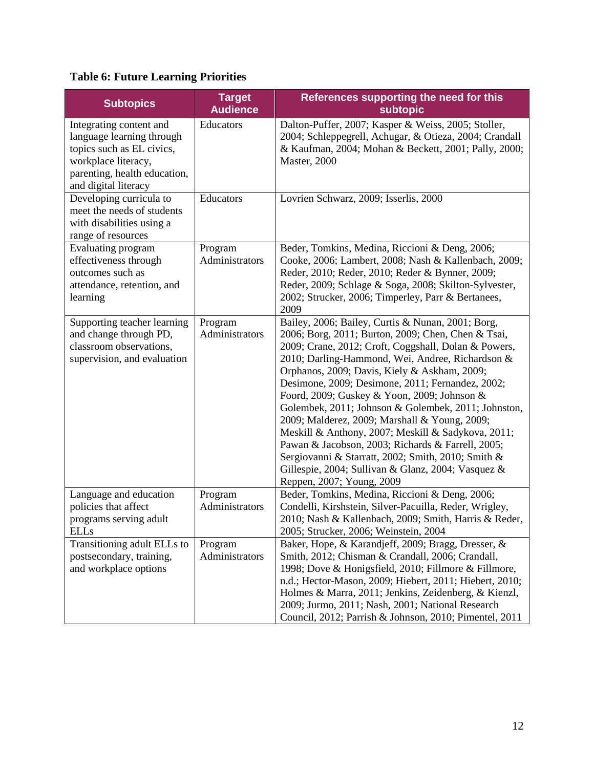**Table 6: Future Learning Priorities**

| Subtopics | Target Audience | References supporting the need for this subtopic |
|---|---|---|
| Integrating content and language learning through topics such as EL civics, workplace literacy, parenting, health education, and digital literacy | Educators | Dalton-Puffer, 2007; Kasper & Weiss, 2005; Stoller, 2004; Schleppegrell, Achugar, & Otieza, 2004; Crandall & Kaufman, 2004; Mohan & Beckett, 2001; Pally, 2000; Master, 2000 |
| Developing curricula to meet the needs of students with disabilities using a range of resources | Educators | Lovrien Schwarz, 2009; Isserlis, 2000 |
| Evaluating program effectiveness through outcomes such as attendance, retention, and learning | Program Administrators | Beder, Tomkins, Medina, Riccioni & Deng, 2006; Cooke, 2006; Lambert, 2008; Nash & Kallenbach, 2009; Reder, 2010; Reder, 2010; Reder & Bynner, 2009; Reder, 2009; Schlage & Soga, 2008; Skilton-Sylvester, 2002; Strucker, 2006; Timperley, Parr & Bertanees, 2009 |
| Supporting teacher learning and change through PD, classroom observations, supervision, and evaluation | Program Administrators | Bailey, 2006; Bailey, Curtis & Nunan, 2001; Borg, 2006; Borg, 2011; Burton, 2009; Chen, Chen & Tsai, 2009; Crane, 2012; Croft, Coggshall, Dolan & Powers, 2010; Darling-Hammond, Wei, Andree, Richardson & Orphanos, 2009; Davis, Kiely & Askham, 2009; Desimone, 2009; Desimone, 2011; Fernandez, 2002; Foord, 2009; Guskey & Yoon, 2009; Johnson & Golembek, 2011; Johnson & Golembek, 2011; Johnston, 2009; Malderez, 2009; Marshall & Young, 2009; Meskill & Anthony, 2007; Meskill & Sadykova, 2011; Pawan & Jacobson, 2003; Richards & Farrell, 2005; Sergiovanni & Starratt, 2002; Smith, 2010; Smith & Gillespie, 2004; Sullivan & Glanz, 2004; Vasquez & Reppen, 2007; Young, 2009 |
| Language and education policies that affect programs serving adult ELLs | Program Administrators | Beder, Tomkins, Medina, Riccioni & Deng, 2006; Condelli, Kirshstein, Silver-Pacuilla, Reder, Wrigley, 2010; Nash & Kallenbach, 2009; Smith, Harris & Reder, 2005; Strucker, 2006; Weinstein, 2004 |
| Transitioning adult ELLs to postsecondary, training, and workplace options | Program Administrators | Baker, Hope, & Karandjeff, 2009; Bragg, Dresser, & Smith, 2012; Chisman & Crandall, 2006; Crandall, 1998; Dove & Honigsfield, 2010; Fillmore & Fillmore, n.d.; Hector-Mason, 2009; Hiebert, 2011; Hiebert, 2010; Holmes & Marra, 2011; Jenkins, Zeidenberg, & Kienzl, 2009; Jurmo, 2011; Nash, 2001; National Research Council, 2012; Parrish & Johnson, 2010; Pimentel, 2011 |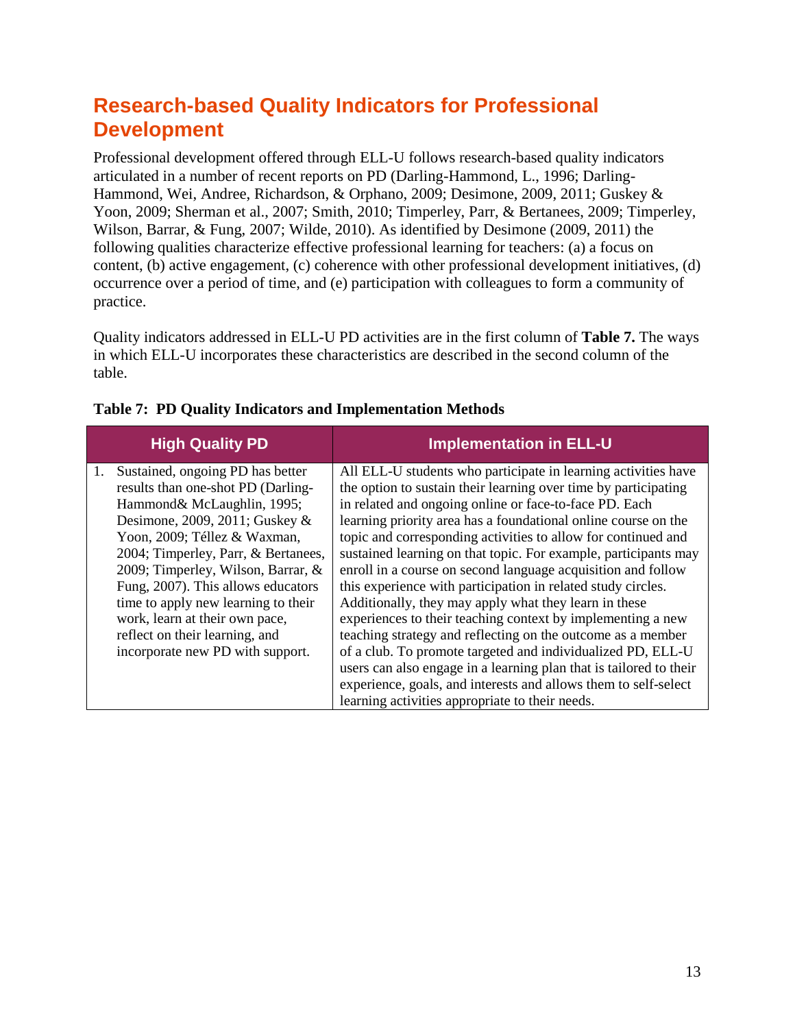## Research-based Quality Indicators for Professional Development

Professional development offered through ELL-U follows research-based quality indicators articulated in a number of recent reports on PD (Darling-Hammond, L., 1996; Darling-Hammond, Wei, Andree, Richardson, & Orphano, 2009; Desimone, 2009, 2011; Guskey & Yoon, 2009; Sherman et al., 2007; Smith, 2010; Timperley, Parr, & Bertanees, 2009; Timperley, Wilson, Barrar, & Fung, 2007; Wilde, 2010). As identified by Desimone (2009, 2011) the following qualities characterize effective professional learning for teachers: (a) a focus on content, (b) active engagement, (c) coherence with other professional development initiatives, (d) occurrence over a period of time, and (e) participation with colleagues to form a community of practice.

Quality indicators addressed in ELL-U PD activities are in the first column of **Table 7.** The ways in which ELL-U incorporates these characteristics are described in the second column of the table.

**Table 7: PD Quality Indicators and Implementation Methods**

| High Quality PD | Implementation in ELL-U |
|---|---|
| 1. Sustained, ongoing PD has better results than one-shot PD (Darling-Hammond& McLaughlin, 1995; Desimone, 2009, 2011; Guskey & Yoon, 2009; Téllez & Waxman, 2004; Timperley, Parr, & Bertanees, 2009; Timperley, Wilson, Barrar, & Fung, 2007). This allows educators time to apply new learning to their work, learn at their own pace, reflect on their learning, and incorporate new PD with support. | All ELL-U students who participate in learning activities have the option to sustain their learning over time by participating in related and ongoing online or face-to-face PD. Each learning priority area has a foundational online course on the topic and corresponding activities to allow for continued and sustained learning on that topic. For example, participants may enroll in a course on second language acquisition and follow this experience with participation in related study circles. Additionally, they may apply what they learn in these experiences to their teaching context by implementing a new teaching strategy and reflecting on the outcome as a member of a club. To promote targeted and individualized PD, ELL-U users can also engage in a learning plan that is tailored to their experience, goals, and interests and allows them to self-select learning activities appropriate to their needs. |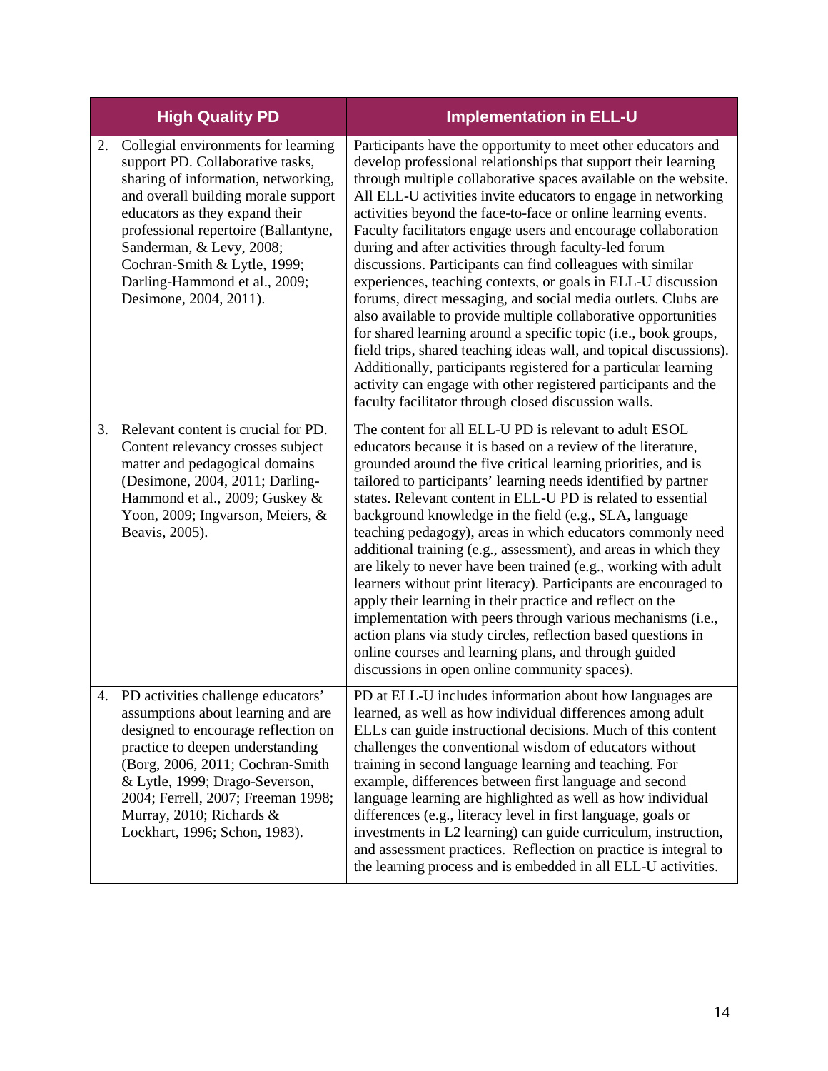| High Quality PD | Implementation in ELL-U |
|---|---|
| 2. Collegial environments for learning support PD. Collaborative tasks, sharing of information, networking, and overall building morale support educators as they expand their professional repertoire (Ballantyne, Sanderman, & Levy, 2008; Cochran-Smith & Lytle, 1999; Darling-Hammond et al., 2009; Desimone, 2004, 2011). | Participants have the opportunity to meet other educators and develop professional relationships that support their learning through multiple collaborative spaces available on the website. All ELL-U activities invite educators to engage in networking activities beyond the face-to-face or online learning events. Faculty facilitators engage users and encourage collaboration during and after activities through faculty-led forum discussions. Participants can find colleagues with similar experiences, teaching contexts, or goals in ELL-U discussion forums, direct messaging, and social media outlets. Clubs are also available to provide multiple collaborative opportunities for shared learning around a specific topic (i.e., book groups, field trips, shared teaching ideas wall, and topical discussions). Additionally, participants registered for a particular learning activity can engage with other registered participants and the faculty facilitator through closed discussion walls. |
| 3. Relevant content is crucial for PD. Content relevancy crosses subject matter and pedagogical domains (Desimone, 2004, 2011; Darling-Hammond et al., 2009; Guskey & Yoon, 2009; Ingvarson, Meiers, & Beavis, 2005). | The content for all ELL-U PD is relevant to adult ESOL educators because it is based on a review of the literature, grounded around the five critical learning priorities, and is tailored to participants' learning needs identified by partner states. Relevant content in ELL-U PD is related to essential background knowledge in the field (e.g., SLA, language teaching pedagogy), areas in which educators commonly need additional training (e.g., assessment), and areas in which they are likely to never have been trained (e.g., working with adult learners without print literacy). Participants are encouraged to apply their learning in their practice and reflect on the implementation with peers through various mechanisms (i.e., action plans via study circles, reflection based questions in online courses and learning plans, and through guided discussions in open online community spaces). |
| 4. PD activities challenge educators' assumptions about learning and are designed to encourage reflection on practice to deepen understanding (Borg, 2006, 2011; Cochran-Smith & Lytle, 1999; Drago-Severson, 2004; Ferrell, 2007; Freeman 1998; Murray, 2010; Richards & Lockhart, 1996; Schon, 1983). | PD at ELL-U includes information about how languages are learned, as well as how individual differences among adult ELLs can guide instructional decisions. Much of this content challenges the conventional wisdom of educators without training in second language learning and teaching. For example, differences between first language and second language learning are highlighted as well as how individual differences (e.g., literacy level in first language, goals or investments in L2 learning) can guide curriculum, instruction, and assessment practices. Reflection on practice is integral to the learning process and is embedded in all ELL-U activities. |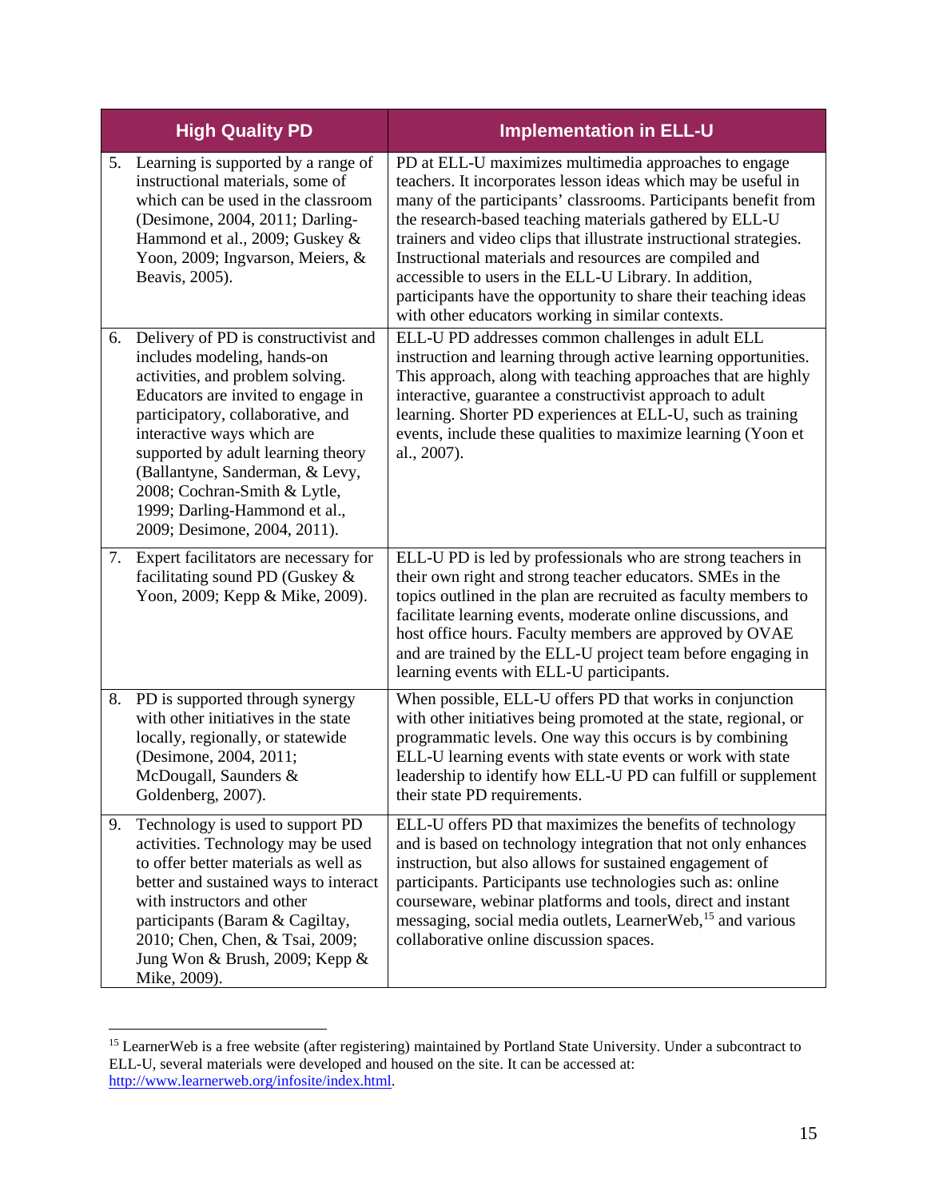| High Quality PD | Implementation in ELL-U |
| --- | --- |
| 5. Learning is supported by a range of instructional materials, some of which can be used in the classroom (Desimone, 2004, 2011; Darling-Hammond et al., 2009; Guskey & Yoon, 2009; Ingvarson, Meiers, & Beavis, 2005). | PD at ELL-U maximizes multimedia approaches to engage teachers. It incorporates lesson ideas which may be useful in many of the participants' classrooms. Participants benefit from the research-based teaching materials gathered by ELL-U trainers and video clips that illustrate instructional strategies. Instructional materials and resources are compiled and accessible to users in the ELL-U Library. In addition, participants have the opportunity to share their teaching ideas with other educators working in similar contexts. |
| 6. Delivery of PD is constructivist and includes modeling, hands-on activities, and problem solving. Educators are invited to engage in participatory, collaborative, and interactive ways which are supported by adult learning theory (Ballantyne, Sanderman, & Levy, 2008; Cochran-Smith & Lytle, 1999; Darling-Hammond et al., 2009; Desimone, 2004, 2011). | ELL-U PD addresses common challenges in adult ELL instruction and learning through active learning opportunities. This approach, along with teaching approaches that are highly interactive, guarantee a constructivist approach to adult learning. Shorter PD experiences at ELL-U, such as training events, include these qualities to maximize learning (Yoon et al., 2007). |
| 7. Expert facilitators are necessary for facilitating sound PD (Guskey & Yoon, 2009; Kepp & Mike, 2009). | ELL-U PD is led by professionals who are strong teachers in their own right and strong teacher educators. SMEs in the topics outlined in the plan are recruited as faculty members to facilitate learning events, moderate online discussions, and host office hours. Faculty members are approved by OVAE and are trained by the ELL-U project team before engaging in learning events with ELL-U participants. |
| 8. PD is supported through synergy with other initiatives in the state locally, regionally, or statewide (Desimone, 2004, 2011; McDougall, Saunders & Goldenberg, 2007). | When possible, ELL-U offers PD that works in conjunction with other initiatives being promoted at the state, regional, or programmatic levels. One way this occurs is by combining ELL-U learning events with state events or work with state leadership to identify how ELL-U PD can fulfill or supplement their state PD requirements. |
| 9. Technology is used to support PD activities. Technology may be used to offer better materials as well as better and sustained ways to interact with instructors and other participants (Baram & Cagiltay, 2010; Chen, Chen, & Tsai, 2009; Jung Won & Brush, 2009; Kepp & Mike, 2009). | ELL-U offers PD that maximizes the benefits of technology and is based on technology integration that not only enhances instruction, but also allows for sustained engagement of participants. Participants use technologies such as: online courseware, webinar platforms and tools, direct and instant messaging, social media outlets, LearnerWeb,[15] and various collaborative online discussion spaces. |

[15] LearnerWeb is a free website (after registering) maintained by Portland State University. Under a subcontract to ELL-U, several materials were developed and housed on the site. It can be accessed at: http://www.learnerweb.org/infosite/index.html.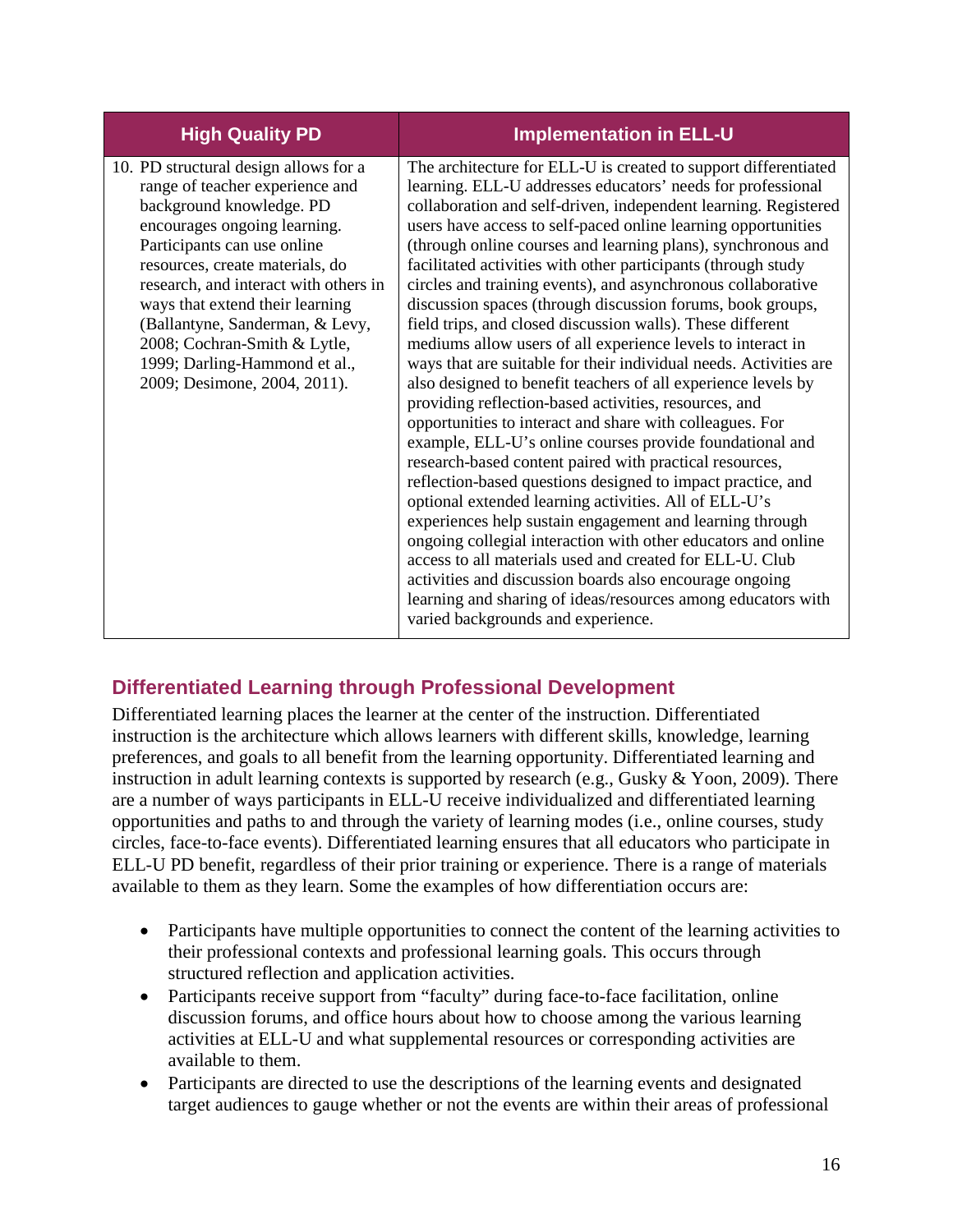| High Quality PD | Implementation in ELL-U |
| --- | --- |
| 10. PD structural design allows for a range of teacher experience and background knowledge. PD encourages ongoing learning. Participants can use online resources, create materials, do research, and interact with others in ways that extend their learning (Ballantyne, Sanderman, & Levy, 2008; Cochran-Smith & Lytle, 1999; Darling-Hammond et al., 2009; Desimone, 2004, 2011). | The architecture for ELL-U is created to support differentiated learning. ELL-U addresses educators' needs for professional collaboration and self-driven, independent learning. Registered users have access to self-paced online learning opportunities (through online courses and learning plans), synchronous and facilitated activities with other participants (through study circles and training events), and asynchronous collaborative discussion spaces (through discussion forums, book groups, field trips, and closed discussion walls). These different mediums allow users of all experience levels to interact in ways that are suitable for their individual needs. Activities are also designed to benefit teachers of all experience levels by providing reflection-based activities, resources, and opportunities to interact and share with colleagues. For example, ELL-U's online courses provide foundational and research-based content paired with practical resources, reflection-based questions designed to impact practice, and optional extended learning activities. All of ELL-U's experiences help sustain engagement and learning through ongoing collegial interaction with other educators and online access to all materials used and created for ELL-U. Club activities and discussion boards also encourage ongoing learning and sharing of ideas/resources among educators with varied backgrounds and experience. |

## Differentiated Learning through Professional Development

Differentiated learning places the learner at the center of the instruction. Differentiated instruction is the architecture which allows learners with different skills, knowledge, learning preferences, and goals to all benefit from the learning opportunity. Differentiated learning and instruction in adult learning contexts is supported by research (e.g., Gusky & Yoon, 2009). There are a number of ways participants in ELL-U receive individualized and differentiated learning opportunities and paths to and through the variety of learning modes (i.e., online courses, study circles, face-to-face events). Differentiated learning ensures that all educators who participate in ELL-U PD benefit, regardless of their prior training or experience. There is a range of materials available to them as they learn. Some the examples of how differentiation occurs are:

- Participants have multiple opportunities to connect the content of the learning activities to their professional contexts and professional learning goals. This occurs through structured reflection and application activities.
- Participants receive support from "faculty" during face-to-face facilitation, online discussion forums, and office hours about how to choose among the various learning activities at ELL-U and what supplemental resources or corresponding activities are available to them.
- Participants are directed to use the descriptions of the learning events and designated target audiences to gauge whether or not the events are within their areas of professional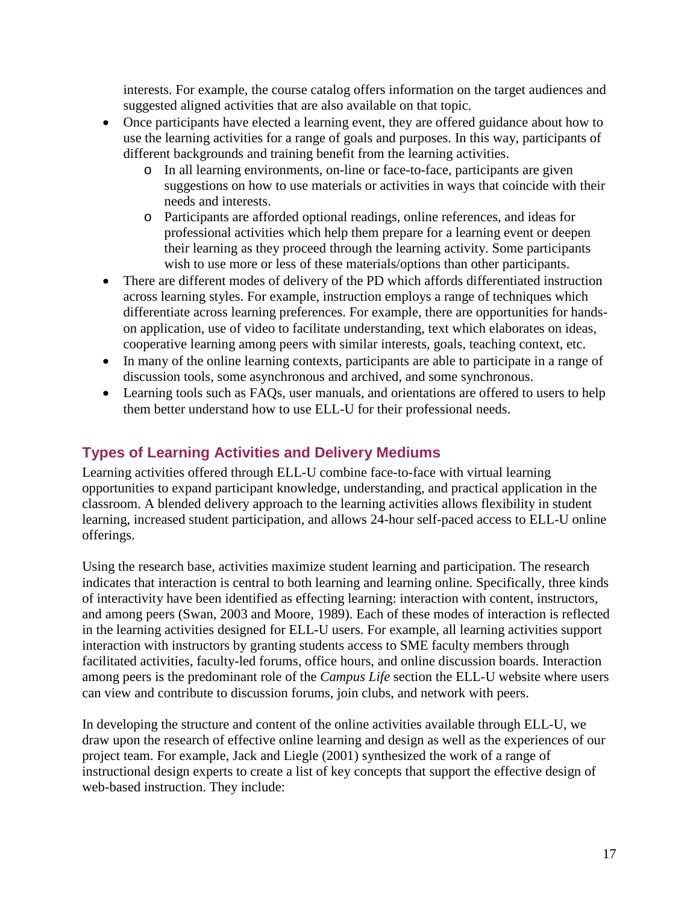interests. For example, the course catalog offers information on the target audiences and suggested aligned activities that are also available on that topic.

- Once participants have elected a learning event, they are offered guidance about how to use the learning activities for a range of goals and purposes. In this way, participants of different backgrounds and training benefit from the learning activities.
  - In all learning environments, on-line or face-to-face, participants are given suggestions on how to use materials or activities in ways that coincide with their needs and interests.
  - Participants are afforded optional readings, online references, and ideas for professional activities which help them prepare for a learning event or deepen their learning as they proceed through the learning activity. Some participants wish to use more or less of these materials/options than other participants.
- There are different modes of delivery of the PD which affords differentiated instruction across learning styles. For example, instruction employs a range of techniques which differentiate across learning preferences. For example, there are opportunities for hands-on application, use of video to facilitate understanding, text which elaborates on ideas, cooperative learning among peers with similar interests, goals, teaching context, etc.
- In many of the online learning contexts, participants are able to participate in a range of discussion tools, some asynchronous and archived, and some synchronous.
- Learning tools such as FAQs, user manuals, and orientations are offered to users to help them better understand how to use ELL-U for their professional needs.

## Types of Learning Activities and Delivery Mediums

Learning activities offered through ELL-U combine face-to-face with virtual learning opportunities to expand participant knowledge, understanding, and practical application in the classroom. A blended delivery approach to the learning activities allows flexibility in student learning, increased student participation, and allows 24-hour self-paced access to ELL-U online offerings.

Using the research base, activities maximize student learning and participation. The research indicates that interaction is central to both learning and learning online. Specifically, three kinds of interactivity have been identified as effecting learning: interaction with content, instructors, and among peers (Swan, 2003 and Moore, 1989). Each of these modes of interaction is reflected in the learning activities designed for ELL-U users. For example, all learning activities support interaction with instructors by granting students access to SME faculty members through facilitated activities, faculty-led forums, office hours, and online discussion boards. Interaction among peers is the predominant role of the *Campus Life* section the ELL-U website where users can view and contribute to discussion forums, join clubs, and network with peers.

In developing the structure and content of the online activities available through ELL-U, we draw upon the research of effective online learning and design as well as the experiences of our project team. For example, Jack and Liegle (2001) synthesized the work of a range of instructional design experts to create a list of key concepts that support the effective design of web-based instruction. They include: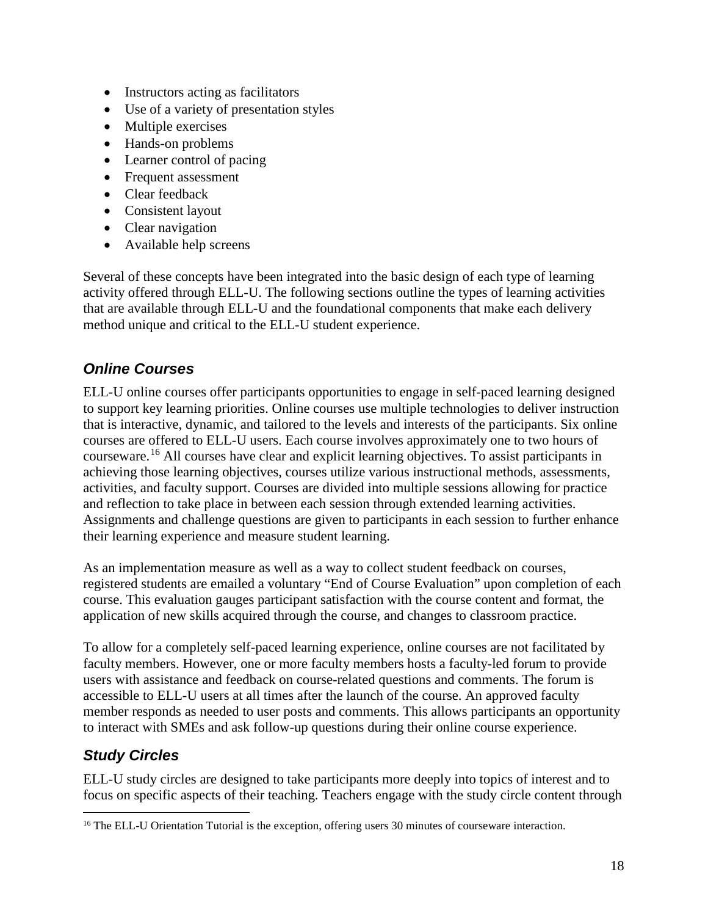- Instructors acting as facilitators
- Use of a variety of presentation styles
- Multiple exercises
- Hands-on problems
- Learner control of pacing
- Frequent assessment
- Clear feedback
- Consistent layout
- Clear navigation
- Available help screens

Several of these concepts have been integrated into the basic design of each type of learning activity offered through ELL-U. The following sections outline the types of learning activities that are available through ELL-U and the foundational components that make each delivery method unique and critical to the ELL-U student experience.

### *Online Courses*

ELL-U online courses offer participants opportunities to engage in self-paced learning designed to support key learning priorities. Online courses use multiple technologies to deliver instruction that is interactive, dynamic, and tailored to the levels and interests of the participants. Six online courses are offered to ELL-U users. Each course involves approximately one to two hours of courseware.[16] All courses have clear and explicit learning objectives. To assist participants in achieving those learning objectives, courses utilize various instructional methods, assessments, activities, and faculty support. Courses are divided into multiple sessions allowing for practice and reflection to take place in between each session through extended learning activities. Assignments and challenge questions are given to participants in each session to further enhance their learning experience and measure student learning.

As an implementation measure as well as a way to collect student feedback on courses, registered students are emailed a voluntary "End of Course Evaluation" upon completion of each course. This evaluation gauges participant satisfaction with the course content and format, the application of new skills acquired through the course, and changes to classroom practice.

To allow for a completely self-paced learning experience, online courses are not facilitated by faculty members. However, one or more faculty members hosts a faculty-led forum to provide users with assistance and feedback on course-related questions and comments. The forum is accessible to ELL-U users at all times after the launch of the course. An approved faculty member responds as needed to user posts and comments. This allows participants an opportunity to interact with SMEs and ask follow-up questions during their online course experience.

### *Study Circles*

ELL-U study circles are designed to take participants more deeply into topics of interest and to focus on specific aspects of their teaching. Teachers engage with the study circle content through

[16] The ELL-U Orientation Tutorial is the exception, offering users 30 minutes of courseware interaction.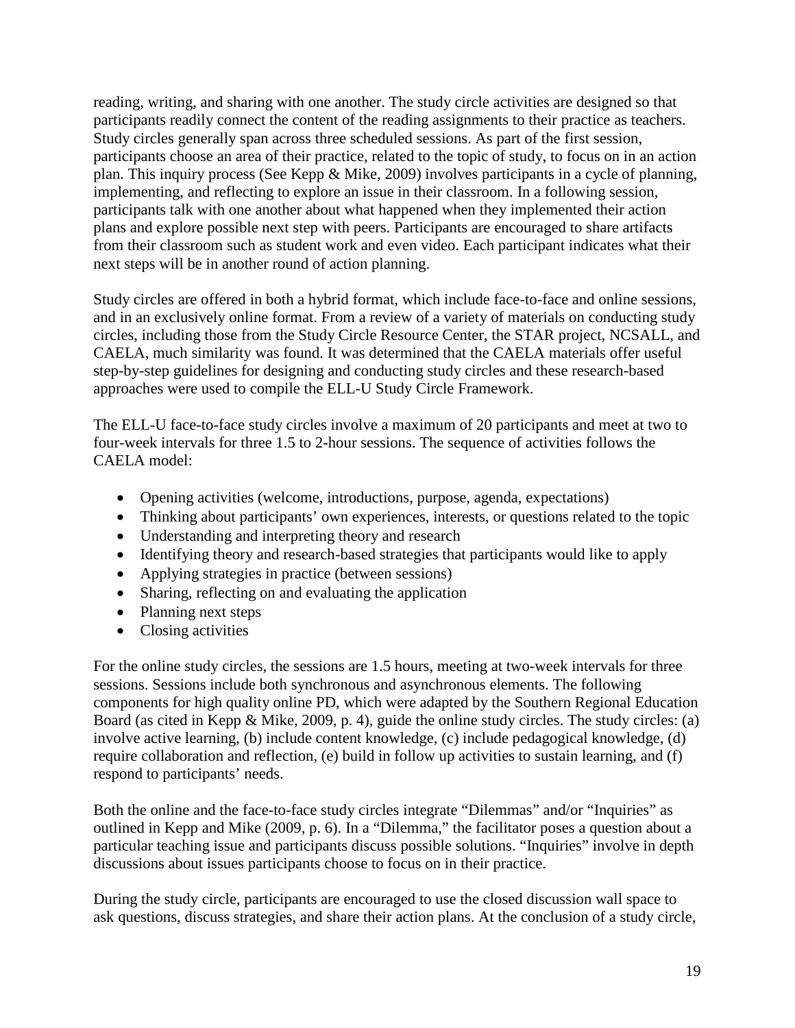reading, writing, and sharing with one another. The study circle activities are designed so that participants readily connect the content of the reading assignments to their practice as teachers. Study circles generally span across three scheduled sessions. As part of the first session, participants choose an area of their practice, related to the topic of study, to focus on in an action plan. This inquiry process (See Kepp & Mike, 2009) involves participants in a cycle of planning, implementing, and reflecting to explore an issue in their classroom. In a following session, participants talk with one another about what happened when they implemented their action plans and explore possible next step with peers. Participants are encouraged to share artifacts from their classroom such as student work and even video. Each participant indicates what their next steps will be in another round of action planning.

Study circles are offered in both a hybrid format, which include face-to-face and online sessions, and in an exclusively online format. From a review of a variety of materials on conducting study circles, including those from the Study Circle Resource Center, the STAR project, NCSALL, and CAELA, much similarity was found. It was determined that the CAELA materials offer useful step-by-step guidelines for designing and conducting study circles and these research-based approaches were used to compile the ELL-U Study Circle Framework.

The ELL-U face-to-face study circles involve a maximum of 20 participants and meet at two to four-week intervals for three 1.5 to 2-hour sessions. The sequence of activities follows the CAELA model:

- Opening activities (welcome, introductions, purpose, agenda, expectations)
- Thinking about participants' own experiences, interests, or questions related to the topic
- Understanding and interpreting theory and research
- Identifying theory and research-based strategies that participants would like to apply
- Applying strategies in practice (between sessions)
- Sharing, reflecting on and evaluating the application
- Planning next steps
- Closing activities

For the online study circles, the sessions are 1.5 hours, meeting at two-week intervals for three sessions. Sessions include both synchronous and asynchronous elements. The following components for high quality online PD, which were adapted by the Southern Regional Education Board (as cited in Kepp & Mike, 2009, p. 4), guide the online study circles. The study circles: (a) involve active learning, (b) include content knowledge, (c) include pedagogical knowledge, (d) require collaboration and reflection, (e) build in follow up activities to sustain learning, and (f) respond to participants' needs.

Both the online and the face-to-face study circles integrate "Dilemmas" and/or "Inquiries" as outlined in Kepp and Mike (2009, p. 6). In a "Dilemma," the facilitator poses a question about a particular teaching issue and participants discuss possible solutions. "Inquiries" involve in depth discussions about issues participants choose to focus on in their practice.

During the study circle, participants are encouraged to use the closed discussion wall space to ask questions, discuss strategies, and share their action plans. At the conclusion of a study circle,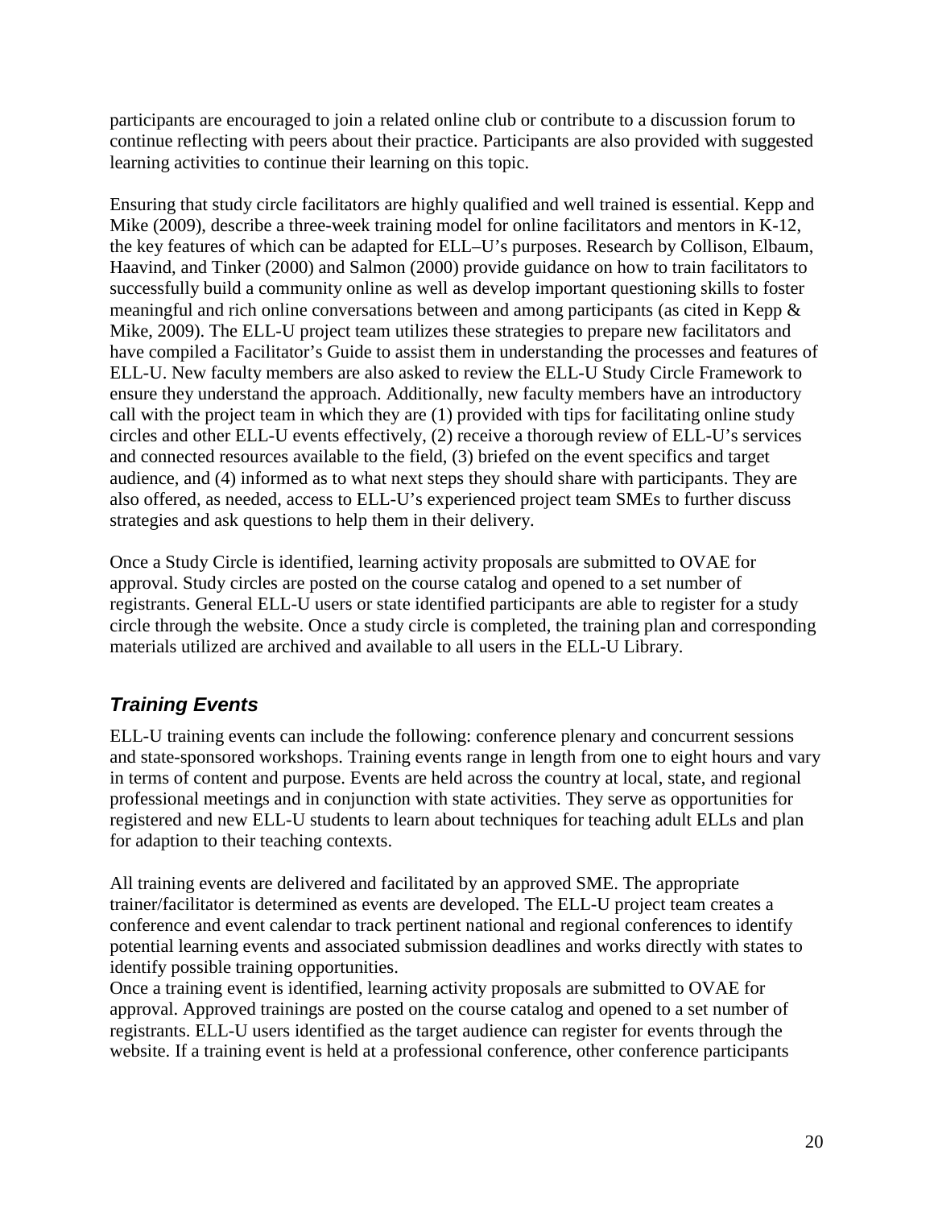participants are encouraged to join a related online club or contribute to a discussion forum to continue reflecting with peers about their practice. Participants are also provided with suggested learning activities to continue their learning on this topic.

Ensuring that study circle facilitators are highly qualified and well trained is essential. Kepp and Mike (2009), describe a three-week training model for online facilitators and mentors in K-12, the key features of which can be adapted for ELL–U's purposes. Research by Collison, Elbaum, Haavind, and Tinker (2000) and Salmon (2000) provide guidance on how to train facilitators to successfully build a community online as well as develop important questioning skills to foster meaningful and rich online conversations between and among participants (as cited in Kepp & Mike, 2009). The ELL-U project team utilizes these strategies to prepare new facilitators and have compiled a Facilitator's Guide to assist them in understanding the processes and features of ELL-U. New faculty members are also asked to review the ELL-U Study Circle Framework to ensure they understand the approach. Additionally, new faculty members have an introductory call with the project team in which they are (1) provided with tips for facilitating online study circles and other ELL-U events effectively, (2) receive a thorough review of ELL-U's services and connected resources available to the field, (3) briefed on the event specifics and target audience, and (4) informed as to what next steps they should share with participants. They are also offered, as needed, access to ELL-U's experienced project team SMEs to further discuss strategies and ask questions to help them in their delivery.

Once a Study Circle is identified, learning activity proposals are submitted to OVAE for approval. Study circles are posted on the course catalog and opened to a set number of registrants. General ELL-U users or state identified participants are able to register for a study circle through the website. Once a study circle is completed, the training plan and corresponding materials utilized are archived and available to all users in the ELL-U Library.

## *Training Events*

ELL-U training events can include the following: conference plenary and concurrent sessions and state-sponsored workshops. Training events range in length from one to eight hours and vary in terms of content and purpose. Events are held across the country at local, state, and regional professional meetings and in conjunction with state activities. They serve as opportunities for registered and new ELL-U students to learn about techniques for teaching adult ELLs and plan for adaption to their teaching contexts.

All training events are delivered and facilitated by an approved SME. The appropriate trainer/facilitator is determined as events are developed. The ELL-U project team creates a conference and event calendar to track pertinent national and regional conferences to identify potential learning events and associated submission deadlines and works directly with states to identify possible training opportunities.

Once a training event is identified, learning activity proposals are submitted to OVAE for approval. Approved trainings are posted on the course catalog and opened to a set number of registrants. ELL-U users identified as the target audience can register for events through the website. If a training event is held at a professional conference, other conference participants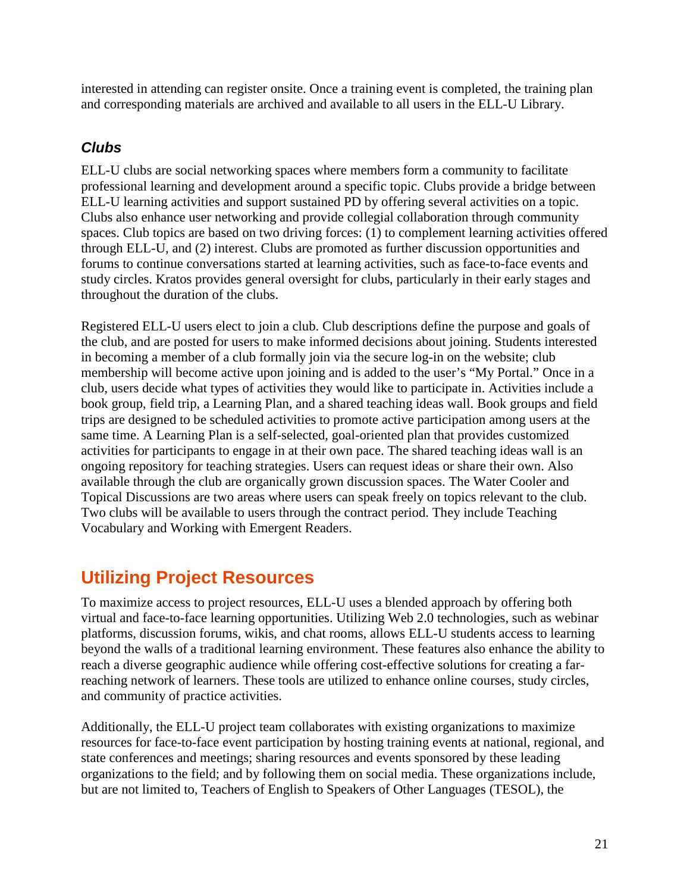interested in attending can register onsite. Once a training event is completed, the training plan and corresponding materials are archived and available to all users in the ELL-U Library.

### *Clubs*

ELL-U clubs are social networking spaces where members form a community to facilitate professional learning and development around a specific topic. Clubs provide a bridge between ELL-U learning activities and support sustained PD by offering several activities on a topic. Clubs also enhance user networking and provide collegial collaboration through community spaces. Club topics are based on two driving forces: (1) to complement learning activities offered through ELL-U, and (2) interest. Clubs are promoted as further discussion opportunities and forums to continue conversations started at learning activities, such as face-to-face events and study circles. Kratos provides general oversight for clubs, particularly in their early stages and throughout the duration of the clubs.

Registered ELL-U users elect to join a club. Club descriptions define the purpose and goals of the club, and are posted for users to make informed decisions about joining. Students interested in becoming a member of a club formally join via the secure log-in on the website; club membership will become active upon joining and is added to the user's "My Portal." Once in a club, users decide what types of activities they would like to participate in. Activities include a book group, field trip, a Learning Plan, and a shared teaching ideas wall. Book groups and field trips are designed to be scheduled activities to promote active participation among users at the same time. A Learning Plan is a self-selected, goal-oriented plan that provides customized activities for participants to engage in at their own pace. The shared teaching ideas wall is an ongoing repository for teaching strategies. Users can request ideas or share their own. Also available through the club are organically grown discussion spaces. The Water Cooler and Topical Discussions are two areas where users can speak freely on topics relevant to the club. Two clubs will be available to users through the contract period. They include Teaching Vocabulary and Working with Emergent Readers.

## Utilizing Project Resources

To maximize access to project resources, ELL-U uses a blended approach by offering both virtual and face-to-face learning opportunities. Utilizing Web 2.0 technologies, such as webinar platforms, discussion forums, wikis, and chat rooms, allows ELL-U students access to learning beyond the walls of a traditional learning environment. These features also enhance the ability to reach a diverse geographic audience while offering cost-effective solutions for creating a far-reaching network of learners. These tools are utilized to enhance online courses, study circles, and community of practice activities.

Additionally, the ELL-U project team collaborates with existing organizations to maximize resources for face-to-face event participation by hosting training events at national, regional, and state conferences and meetings; sharing resources and events sponsored by these leading organizations to the field; and by following them on social media. These organizations include, but are not limited to, Teachers of English to Speakers of Other Languages (TESOL), the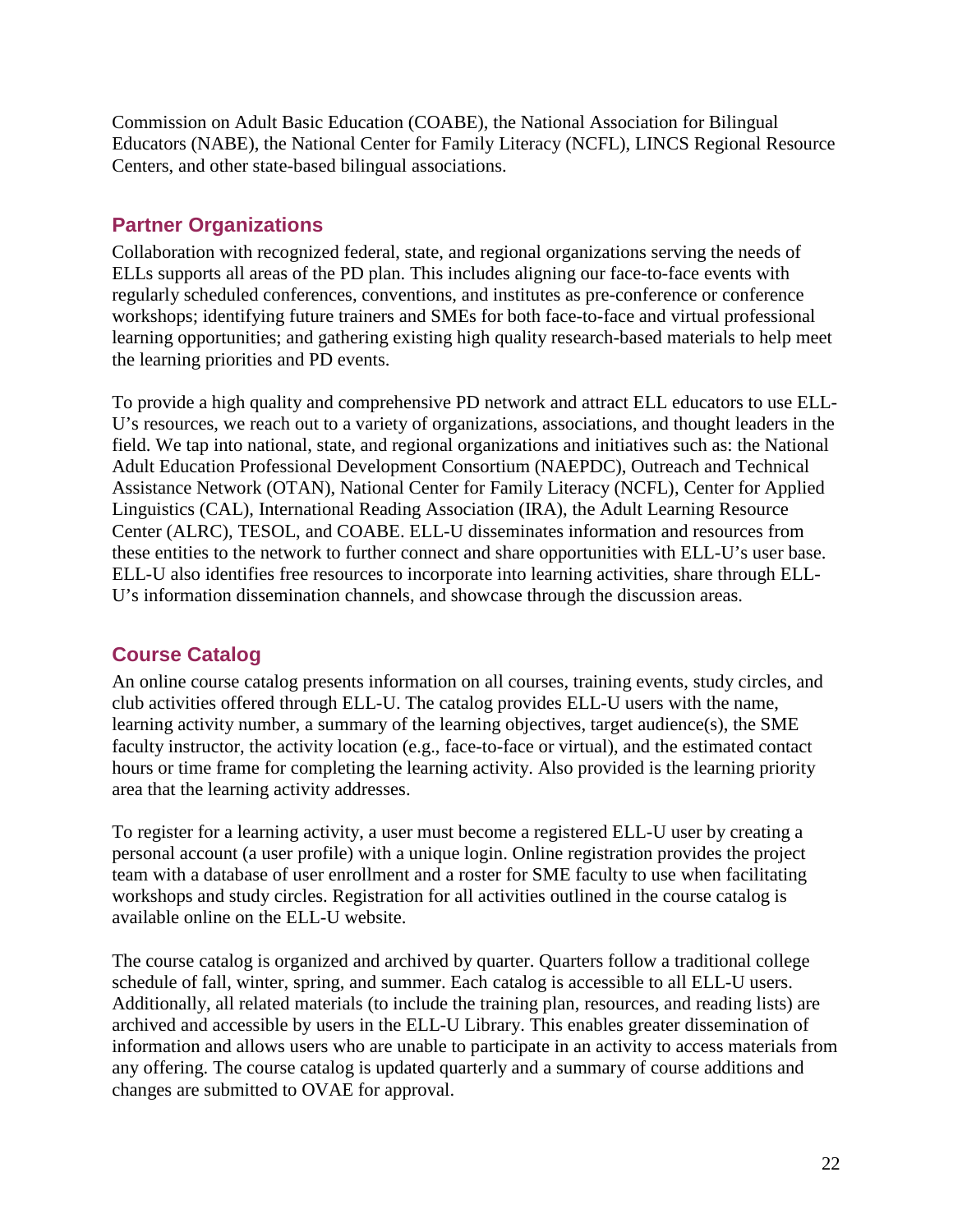Commission on Adult Basic Education (COABE), the National Association for Bilingual Educators (NABE), the National Center for Family Literacy (NCFL), LINCS Regional Resource Centers, and other state-based bilingual associations.

## Partner Organizations

Collaboration with recognized federal, state, and regional organizations serving the needs of ELLs supports all areas of the PD plan. This includes aligning our face-to-face events with regularly scheduled conferences, conventions, and institutes as pre-conference or conference workshops; identifying future trainers and SMEs for both face-to-face and virtual professional learning opportunities; and gathering existing high quality research-based materials to help meet the learning priorities and PD events.

To provide a high quality and comprehensive PD network and attract ELL educators to use ELL-U's resources, we reach out to a variety of organizations, associations, and thought leaders in the field. We tap into national, state, and regional organizations and initiatives such as: the National Adult Education Professional Development Consortium (NAEPDC), Outreach and Technical Assistance Network (OTAN), National Center for Family Literacy (NCFL), Center for Applied Linguistics (CAL), International Reading Association (IRA), the Adult Learning Resource Center (ALRC), TESOL, and COABE. ELL-U disseminates information and resources from these entities to the network to further connect and share opportunities with ELL-U's user base. ELL-U also identifies free resources to incorporate into learning activities, share through ELL-U's information dissemination channels, and showcase through the discussion areas.

## Course Catalog

An online course catalog presents information on all courses, training events, study circles, and club activities offered through ELL-U. The catalog provides ELL-U users with the name, learning activity number, a summary of the learning objectives, target audience(s), the SME faculty instructor, the activity location (e.g., face-to-face or virtual), and the estimated contact hours or time frame for completing the learning activity. Also provided is the learning priority area that the learning activity addresses.

To register for a learning activity, a user must become a registered ELL-U user by creating a personal account (a user profile) with a unique login. Online registration provides the project team with a database of user enrollment and a roster for SME faculty to use when facilitating workshops and study circles. Registration for all activities outlined in the course catalog is available online on the ELL-U website.

The course catalog is organized and archived by quarter. Quarters follow a traditional college schedule of fall, winter, spring, and summer. Each catalog is accessible to all ELL-U users. Additionally, all related materials (to include the training plan, resources, and reading lists) are archived and accessible by users in the ELL-U Library. This enables greater dissemination of information and allows users who are unable to participate in an activity to access materials from any offering. The course catalog is updated quarterly and a summary of course additions and changes are submitted to OVAE for approval.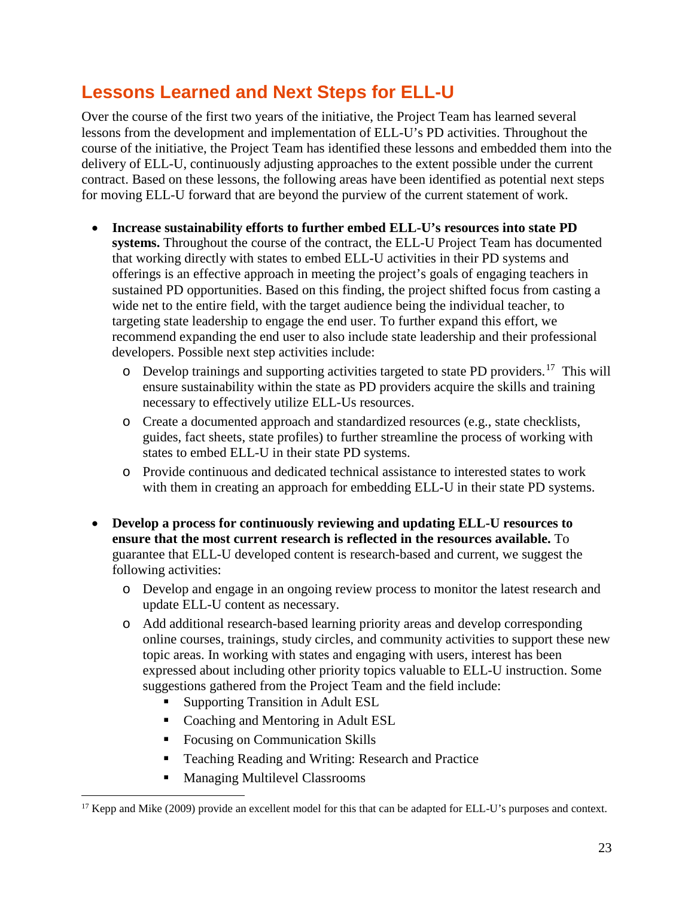## Lessons Learned and Next Steps for ELL-U

Over the course of the first two years of the initiative, the Project Team has learned several lessons from the development and implementation of ELL-U's PD activities. Throughout the course of the initiative, the Project Team has identified these lessons and embedded them into the delivery of ELL-U, continuously adjusting approaches to the extent possible under the current contract. Based on these lessons, the following areas have been identified as potential next steps for moving ELL-U forward that are beyond the purview of the current statement of work.

- **Increase sustainability efforts to further embed ELL-U's resources into state PD systems.** Throughout the course of the contract, the ELL-U Project Team has documented that working directly with states to embed ELL-U activities in their PD systems and offerings is an effective approach in meeting the project's goals of engaging teachers in sustained PD opportunities. Based on this finding, the project shifted focus from casting a wide net to the entire field, with the target audience being the individual teacher, to targeting state leadership to engage the end user. To further expand this effort, we recommend expanding the end user to also include state leadership and their professional developers. Possible next step activities include:
  - Develop trainings and supporting activities targeted to state PD providers.[17] This will ensure sustainability within the state as PD providers acquire the skills and training necessary to effectively utilize ELL-Us resources.
  - Create a documented approach and standardized resources (e.g., state checklists, guides, fact sheets, state profiles) to further streamline the process of working with states to embed ELL-U in their state PD systems.
  - Provide continuous and dedicated technical assistance to interested states to work with them in creating an approach for embedding ELL-U in their state PD systems.

- **Develop a process for continuously reviewing and updating ELL-U resources to ensure that the most current research is reflected in the resources available.** To guarantee that ELL-U developed content is research-based and current, we suggest the following activities:
  - Develop and engage in an ongoing review process to monitor the latest research and update ELL-U content as necessary.
  - Add additional research-based learning priority areas and develop corresponding online courses, trainings, study circles, and community activities to support these new topic areas. In working with states and engaging with users, interest has been expressed about including other priority topics valuable to ELL-U instruction. Some suggestions gathered from the Project Team and the field include:
    - Supporting Transition in Adult ESL
    - Coaching and Mentoring in Adult ESL
    - Focusing on Communication Skills
    - Teaching Reading and Writing: Research and Practice
    - Managing Multilevel Classrooms

[17] Kepp and Mike (2009) provide an excellent model for this that can be adapted for ELL-U's purposes and context.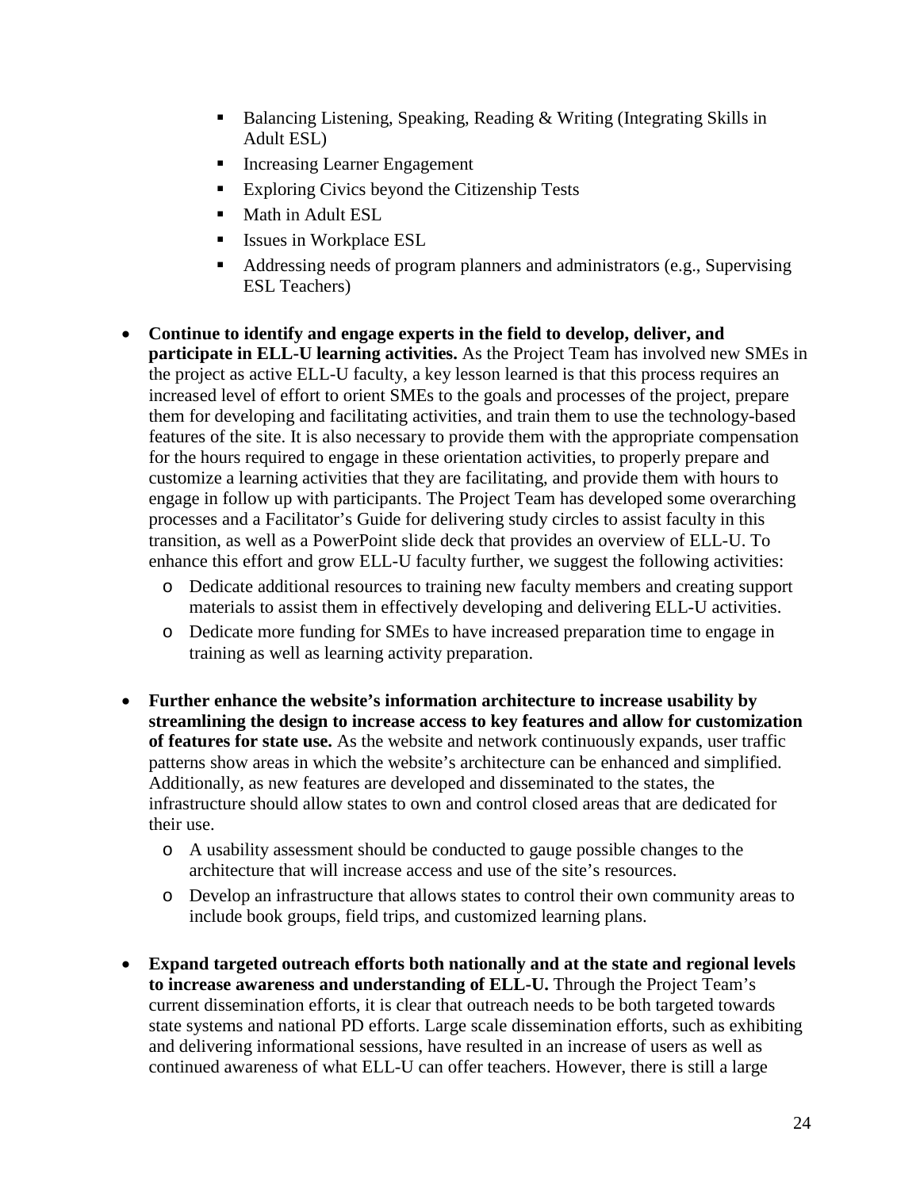- Balancing Listening, Speaking, Reading & Writing (Integrating Skills in Adult ESL)
    - Increasing Learner Engagement
    - Exploring Civics beyond the Citizenship Tests
    - Math in Adult ESL
    - Issues in Workplace ESL
    - Addressing needs of program planners and administrators (e.g., Supervising ESL Teachers)

- **Continue to identify and engage experts in the field to develop, deliver, and participate in ELL-U learning activities.** As the Project Team has involved new SMEs in the project as active ELL-U faculty, a key lesson learned is that this process requires an increased level of effort to orient SMEs to the goals and processes of the project, prepare them for developing and facilitating activities, and train them to use the technology-based features of the site. It is also necessary to provide them with the appropriate compensation for the hours required to engage in these orientation activities, to properly prepare and customize a learning activities that they are facilitating, and provide them with hours to engage in follow up with participants. The Project Team has developed some overarching processes and a Facilitator's Guide for delivering study circles to assist faculty in this transition, as well as a PowerPoint slide deck that provides an overview of ELL-U. To enhance this effort and grow ELL-U faculty further, we suggest the following activities:
    - Dedicate additional resources to training new faculty members and creating support materials to assist them in effectively developing and delivering ELL-U activities.
    - Dedicate more funding for SMEs to have increased preparation time to engage in training as well as learning activity preparation.

- **Further enhance the website's information architecture to increase usability by streamlining the design to increase access to key features and allow for customization of features for state use.** As the website and network continuously expands, user traffic patterns show areas in which the website's architecture can be enhanced and simplified. Additionally, as new features are developed and disseminated to the states, the infrastructure should allow states to own and control closed areas that are dedicated for their use.
    - A usability assessment should be conducted to gauge possible changes to the architecture that will increase access and use of the site's resources.
    - Develop an infrastructure that allows states to control their own community areas to include book groups, field trips, and customized learning plans.

- **Expand targeted outreach efforts both nationally and at the state and regional levels to increase awareness and understanding of ELL-U.** Through the Project Team's current dissemination efforts, it is clear that outreach needs to be both targeted towards state systems and national PD efforts. Large scale dissemination efforts, such as exhibiting and delivering informational sessions, have resulted in an increase of users as well as continued awareness of what ELL-U can offer teachers. However, there is still a large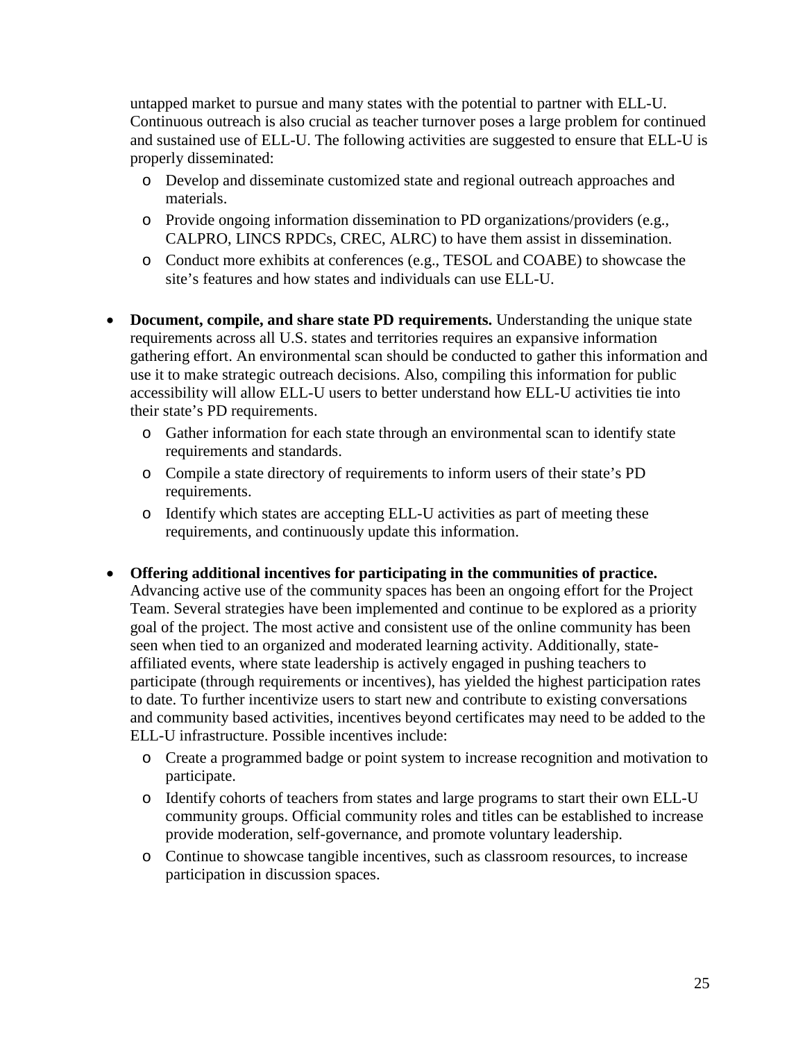untapped market to pursue and many states with the potential to partner with ELL-U. Continuous outreach is also crucial as teacher turnover poses a large problem for continued and sustained use of ELL-U. The following activities are suggested to ensure that ELL-U is properly disseminated:

  - Develop and disseminate customized state and regional outreach approaches and materials.
  - Provide ongoing information dissemination to PD organizations/providers (e.g., CALPRO, LINCS RPDCs, CREC, ALRC) to have them assist in dissemination.
  - Conduct more exhibits at conferences (e.g., TESOL and COABE) to showcase the site's features and how states and individuals can use ELL-U.

- **Document, compile, and share state PD requirements.** Understanding the unique state requirements across all U.S. states and territories requires an expansive information gathering effort. An environmental scan should be conducted to gather this information and use it to make strategic outreach decisions. Also, compiling this information for public accessibility will allow ELL-U users to better understand how ELL-U activities tie into their state's PD requirements.
  - Gather information for each state through an environmental scan to identify state requirements and standards.
  - Compile a state directory of requirements to inform users of their state's PD requirements.
  - Identify which states are accepting ELL-U activities as part of meeting these requirements, and continuously update this information.

- **Offering additional incentives for participating in the communities of practice.** Advancing active use of the community spaces has been an ongoing effort for the Project Team. Several strategies have been implemented and continue to be explored as a priority goal of the project. The most active and consistent use of the online community has been seen when tied to an organized and moderated learning activity. Additionally, state-affiliated events, where state leadership is actively engaged in pushing teachers to participate (through requirements or incentives), has yielded the highest participation rates to date. To further incentivize users to start new and contribute to existing conversations and community based activities, incentives beyond certificates may need to be added to the ELL-U infrastructure. Possible incentives include:
  - Create a programmed badge or point system to increase recognition and motivation to participate.
  - Identify cohorts of teachers from states and large programs to start their own ELL-U community groups. Official community roles and titles can be established to increase provide moderation, self-governance, and promote voluntary leadership.
  - Continue to showcase tangible incentives, such as classroom resources, to increase participation in discussion spaces.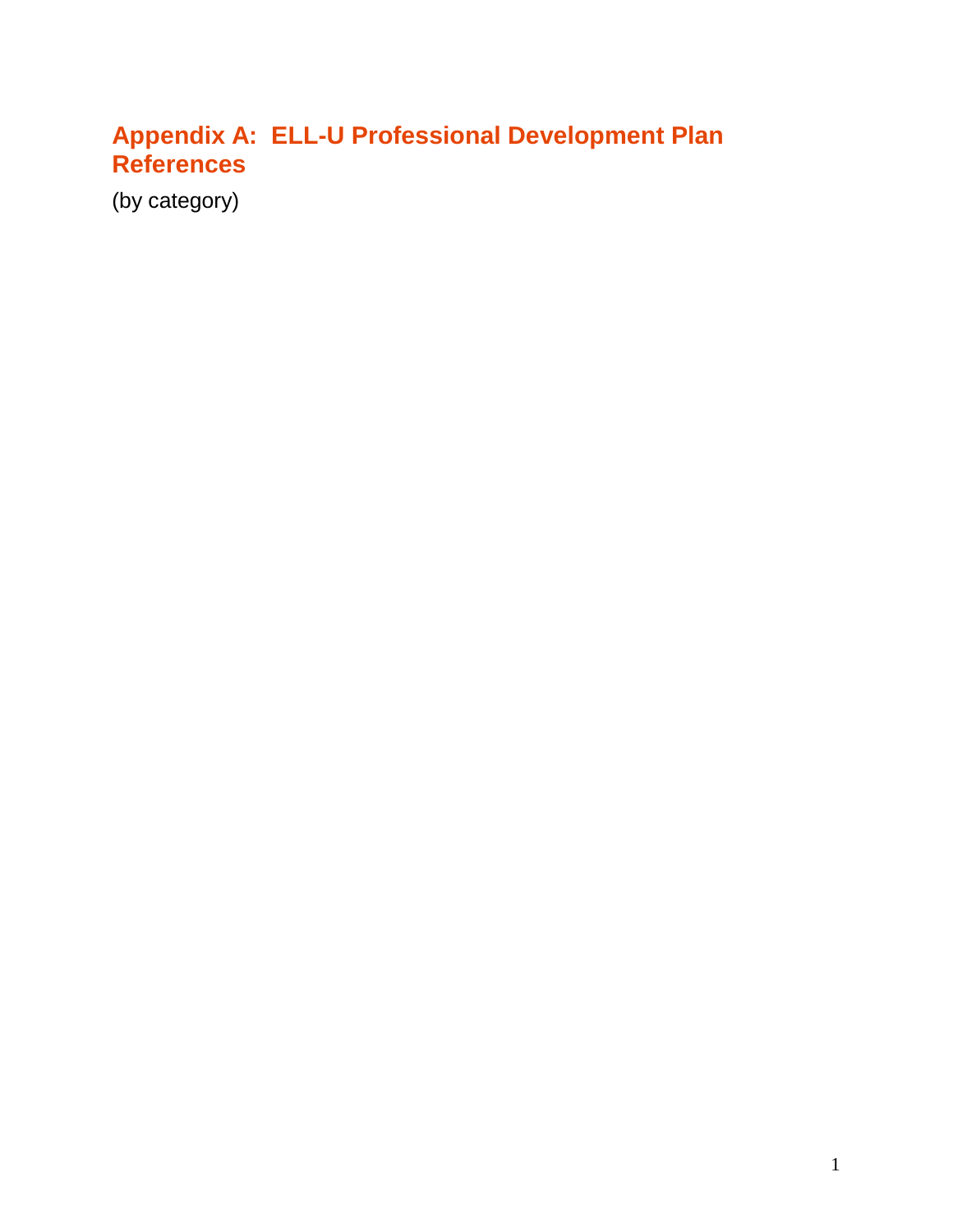# Appendix A: ELL-U Professional Development Plan References

(by category)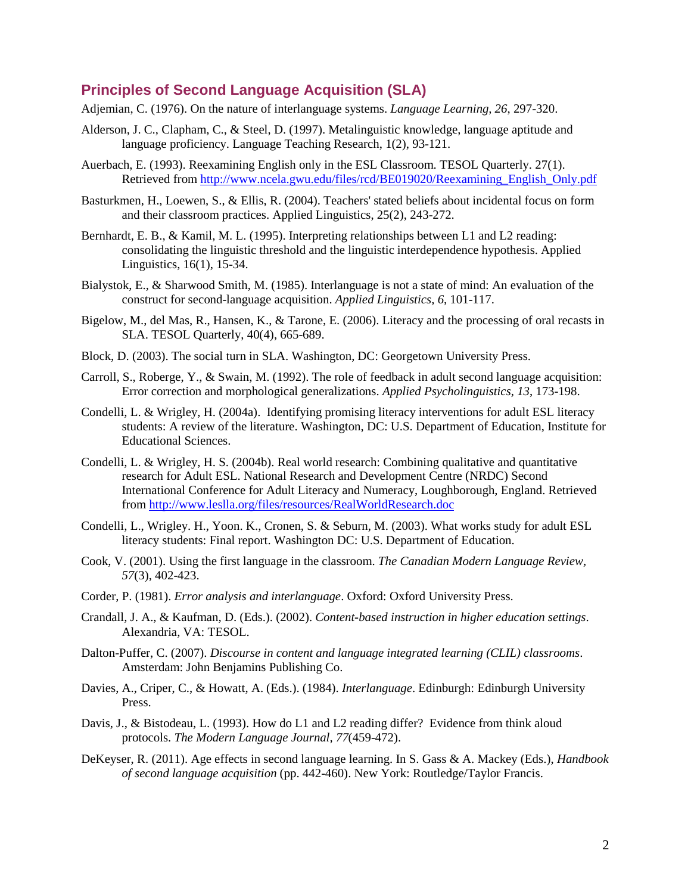## Principles of Second Language Acquisition (SLA)

Adjemian, C. (1976). On the nature of interlanguage systems. *Language Learning, 26*, 297-320.

Alderson, J. C., Clapham, C., & Steel, D. (1997). Metalinguistic knowledge, language aptitude and language proficiency. Language Teaching Research, 1(2), 93-121.

Auerbach, E. (1993). Reexamining English only in the ESL Classroom. TESOL Quarterly. 27(1). Retrieved from http://www.ncela.gwu.edu/files/rcd/BE019020/Reexamining_English_Only.pdf

Basturkmen, H., Loewen, S., & Ellis, R. (2004). Teachers' stated beliefs about incidental focus on form and their classroom practices. Applied Linguistics, 25(2), 243-272.

Bernhardt, E. B., & Kamil, M. L. (1995). Interpreting relationships between L1 and L2 reading: consolidating the linguistic threshold and the linguistic interdependence hypothesis. Applied Linguistics, 16(1), 15-34.

Bialystok, E., & Sharwood Smith, M. (1985). Interlanguage is not a state of mind: An evaluation of the construct for second-language acquisition. *Applied Linguistics, 6*, 101-117.

Bigelow, M., del Mas, R., Hansen, K., & Tarone, E. (2006). Literacy and the processing of oral recasts in SLA. TESOL Quarterly, 40(4), 665-689.

Block, D. (2003). The social turn in SLA. Washington, DC: Georgetown University Press.

Carroll, S., Roberge, Y., & Swain, M. (1992). The role of feedback in adult second language acquisition: Error correction and morphological generalizations. *Applied Psycholinguistics, 13*, 173-198.

Condelli, L. & Wrigley, H. (2004a). Identifying promising literacy interventions for adult ESL literacy students: A review of the literature. Washington, DC: U.S. Department of Education, Institute for Educational Sciences.

Condelli, L. & Wrigley, H. S. (2004b). Real world research: Combining qualitative and quantitative research for Adult ESL. National Research and Development Centre (NRDC) Second International Conference for Adult Literacy and Numeracy, Loughborough, England. Retrieved from http://www.leslla.org/files/resources/RealWorldResearch.doc

Condelli, L., Wrigley. H., Yoon. K., Cronen, S. & Seburn, M. (2003). What works study for adult ESL literacy students: Final report. Washington DC: U.S. Department of Education.

Cook, V. (2001). Using the first language in the classroom. *The Canadian Modern Language Review, 57*(3), 402-423.

Corder, P. (1981). *Error analysis and interlanguage*. Oxford: Oxford University Press.

Crandall, J. A., & Kaufman, D. (Eds.). (2002). *Content-based instruction in higher education settings*. Alexandria, VA: TESOL.

Dalton-Puffer, C. (2007). *Discourse in content and language integrated learning (CLIL) classrooms*. Amsterdam: John Benjamins Publishing Co.

Davies, A., Criper, C., & Howatt, A. (Eds.). (1984). *Interlanguage*. Edinburgh: Edinburgh University Press.

Davis, J., & Bistodeau, L. (1993). How do L1 and L2 reading differ? Evidence from think aloud protocols. *The Modern Language Journal, 77*(459-472).

DeKeyser, R. (2011). Age effects in second language learning. In S. Gass & A. Mackey (Eds.), *Handbook of second language acquisition* (pp. 442-460). New York: Routledge/Taylor Francis.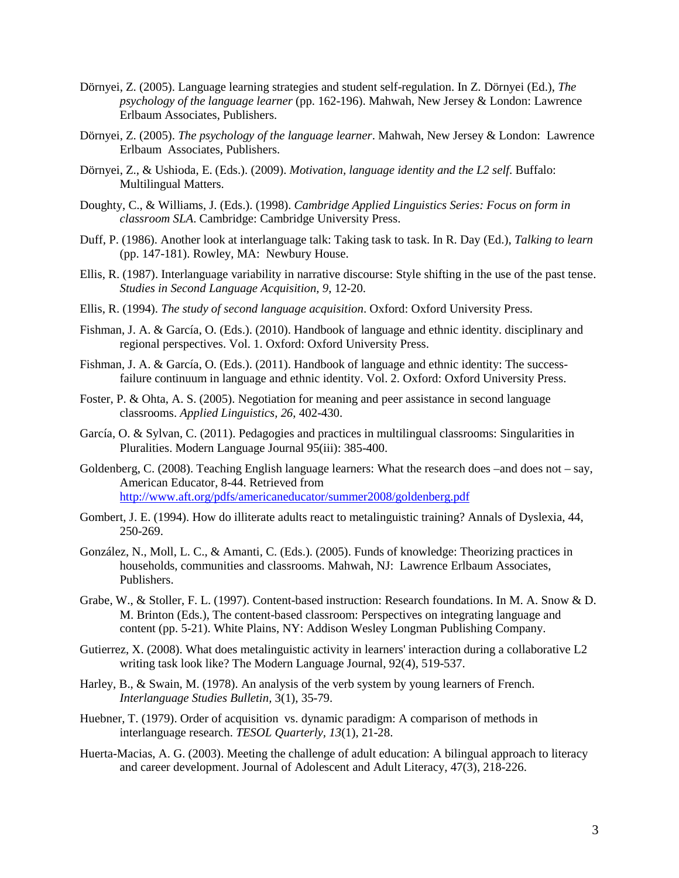Dörnyei, Z. (2005). Language learning strategies and student self-regulation. In Z. Dörnyei (Ed.), *The psychology of the language learner* (pp. 162-196). Mahwah, New Jersey & London: Lawrence Erlbaum Associates, Publishers.

Dörnyei, Z. (2005). *The psychology of the language learner*. Mahwah, New Jersey & London: Lawrence Erlbaum Associates, Publishers.

Dörnyei, Z., & Ushioda, E. (Eds.). (2009). *Motivation, language identity and the L2 self*. Buffalo: Multilingual Matters.

Doughty, C., & Williams, J. (Eds.). (1998). *Cambridge Applied Linguistics Series: Focus on form in classroom SLA*. Cambridge: Cambridge University Press.

Duff, P. (1986). Another look at interlanguage talk: Taking task to task. In R. Day (Ed.), *Talking to learn* (pp. 147-181). Rowley, MA: Newbury House.

Ellis, R. (1987). Interlanguage variability in narrative discourse: Style shifting in the use of the past tense. *Studies in Second Language Acquisition, 9*, 12-20.

Ellis, R. (1994). *The study of second language acquisition*. Oxford: Oxford University Press.

Fishman, J. A. & García, O. (Eds.). (2010). Handbook of language and ethnic identity. disciplinary and regional perspectives. Vol. 1. Oxford: Oxford University Press.

Fishman, J. A. & García, O. (Eds.). (2011). Handbook of language and ethnic identity: The success-failure continuum in language and ethnic identity. Vol. 2. Oxford: Oxford University Press.

Foster, P. & Ohta, A. S. (2005). Negotiation for meaning and peer assistance in second language classrooms. *Applied Linguistics, 26*, 402-430.

García, O. & Sylvan, C. (2011). Pedagogies and practices in multilingual classrooms: Singularities in Pluralities. Modern Language Journal 95(iii): 385-400.

Goldenberg, C. (2008). Teaching English language learners: What the research does –and does not – say, American Educator, 8-44. Retrieved from http://www.aft.org/pdfs/americaneducator/summer2008/goldenberg.pdf

Gombert, J. E. (1994). How do illiterate adults react to metalinguistic training? Annals of Dyslexia, 44, 250-269.

González, N., Moll, L. C., & Amanti, C. (Eds.). (2005). Funds of knowledge: Theorizing practices in households, communities and classrooms. Mahwah, NJ: Lawrence Erlbaum Associates, Publishers.

Grabe, W., & Stoller, F. L. (1997). Content-based instruction: Research foundations. In M. A. Snow & D. M. Brinton (Eds.), The content-based classroom: Perspectives on integrating language and content (pp. 5-21). White Plains, NY: Addison Wesley Longman Publishing Company.

Gutierrez, X. (2008). What does metalinguistic activity in learners' interaction during a collaborative L2 writing task look like? The Modern Language Journal, 92(4), 519-537.

Harley, B., & Swain, M. (1978). An analysis of the verb system by young learners of French. *Interlanguage Studies Bulletin*, 3(1), 35-79.

Huebner, T. (1979). Order of acquisition vs. dynamic paradigm: A comparison of methods in interlanguage research. *TESOL Quarterly, 13*(1), 21-28.

Huerta-Macias, A. G. (2003). Meeting the challenge of adult education: A bilingual approach to literacy and career development. Journal of Adolescent and Adult Literacy, 47(3), 218-226.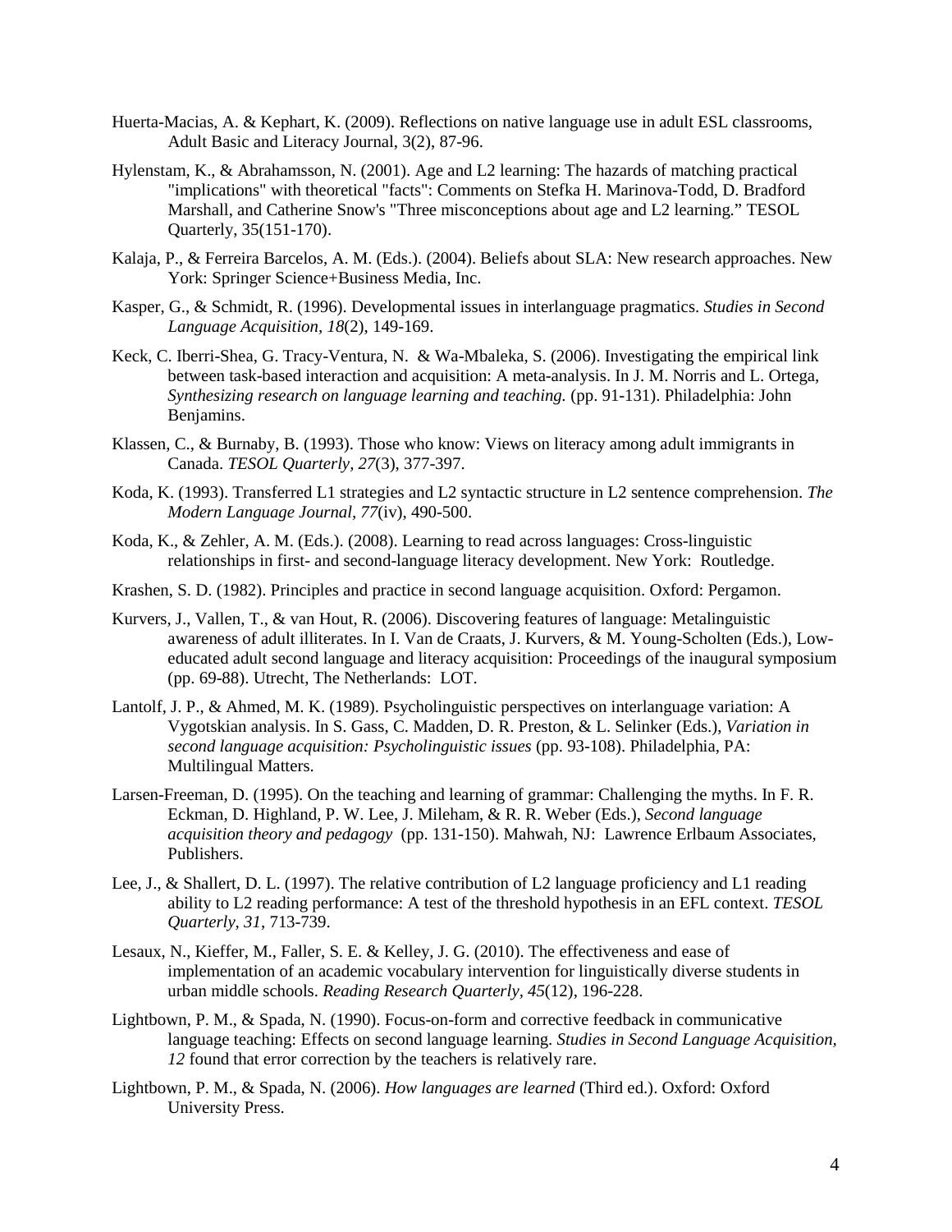Huerta-Macias, A. & Kephart, K. (2009). Reflections on native language use in adult ESL classrooms, Adult Basic and Literacy Journal, 3(2), 87-96.

Hylenstam, K., & Abrahamsson, N. (2001). Age and L2 learning: The hazards of matching practical "implications" with theoretical "facts": Comments on Stefka H. Marinova-Todd, D. Bradford Marshall, and Catherine Snow's "Three misconceptions about age and L2 learning." TESOL Quarterly, 35(151-170).

Kalaja, P., & Ferreira Barcelos, A. M. (Eds.). (2004). Beliefs about SLA: New research approaches. New York: Springer Science+Business Media, Inc.

Kasper, G., & Schmidt, R. (1996). Developmental issues in interlanguage pragmatics. *Studies in Second Language Acquisition, 18*(2), 149-169.

Keck, C. Iberri-Shea, G. Tracy-Ventura, N. & Wa-Mbaleka, S. (2006). Investigating the empirical link between task-based interaction and acquisition: A meta-analysis. In J. M. Norris and L. Ortega, *Synthesizing research on language learning and teaching.* (pp. 91-131). Philadelphia: John Benjamins.

Klassen, C., & Burnaby, B. (1993). Those who know: Views on literacy among adult immigrants in Canada. *TESOL Quarterly, 27*(3), 377-397.

Koda, K. (1993). Transferred L1 strategies and L2 syntactic structure in L2 sentence comprehension. *The Modern Language Journal, 77*(iv), 490-500.

Koda, K., & Zehler, A. M. (Eds.). (2008). Learning to read across languages: Cross-linguistic relationships in first- and second-language literacy development. New York: Routledge.

Krashen, S. D. (1982). Principles and practice in second language acquisition. Oxford: Pergamon.

Kurvers, J., Vallen, T., & van Hout, R. (2006). Discovering features of language: Metalinguistic awareness of adult illiterates. In I. Van de Craats, J. Kurvers, & M. Young-Scholten (Eds.), Low-educated adult second language and literacy acquisition: Proceedings of the inaugural symposium (pp. 69-88). Utrecht, The Netherlands: LOT.

Lantolf, J. P., & Ahmed, M. K. (1989). Psycholinguistic perspectives on interlanguage variation: A Vygotskian analysis. In S. Gass, C. Madden, D. R. Preston, & L. Selinker (Eds.), *Variation in second language acquisition: Psycholinguistic issues* (pp. 93-108). Philadelphia, PA: Multilingual Matters.

Larsen-Freeman, D. (1995). On the teaching and learning of grammar: Challenging the myths. In F. R. Eckman, D. Highland, P. W. Lee, J. Mileham, & R. R. Weber (Eds.), *Second language acquisition theory and pedagogy* (pp. 131-150). Mahwah, NJ: Lawrence Erlbaum Associates, Publishers.

Lee, J., & Shallert, D. L. (1997). The relative contribution of L2 language proficiency and L1 reading ability to L2 reading performance: A test of the threshold hypothesis in an EFL context. *TESOL Quarterly, 31*, 713-739.

Lesaux, N., Kieffer, M., Faller, S. E. & Kelley, J. G. (2010). The effectiveness and ease of implementation of an academic vocabulary intervention for linguistically diverse students in urban middle schools. *Reading Research Quarterly, 45*(12), 196-228.

Lightbown, P. M., & Spada, N. (1990). Focus-on-form and corrective feedback in communicative language teaching: Effects on second language learning. *Studies in Second Language Acquisition, 12* found that error correction by the teachers is relatively rare.

Lightbown, P. M., & Spada, N. (2006). *How languages are learned* (Third ed.). Oxford: Oxford University Press.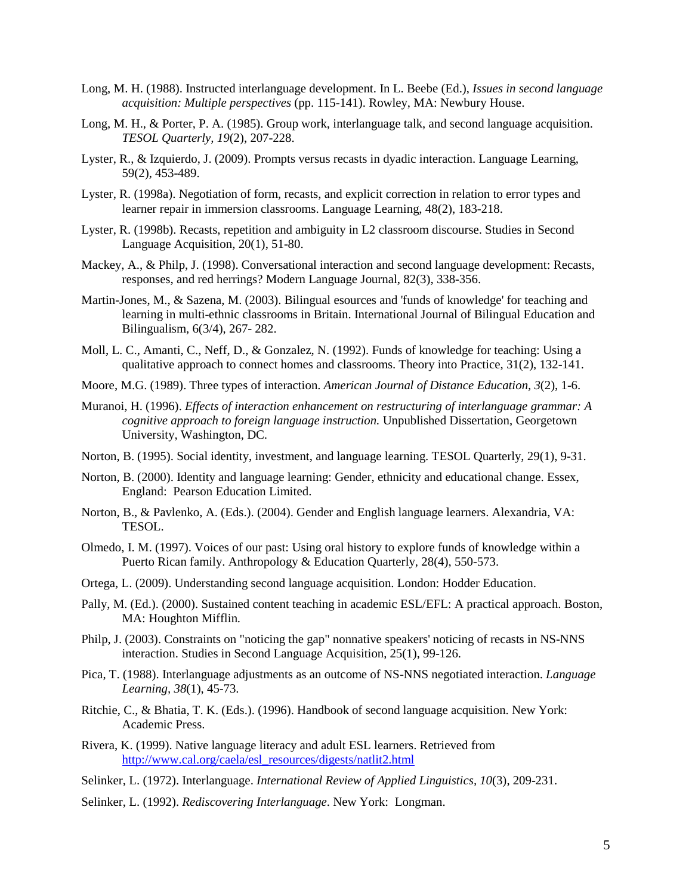Long, M. H. (1988). Instructed interlanguage development. In L. Beebe (Ed.), *Issues in second language acquisition: Multiple perspectives* (pp. 115-141). Rowley, MA: Newbury House.

Long, M. H., & Porter, P. A. (1985). Group work, interlanguage talk, and second language acquisition. *TESOL Quarterly, 19*(2), 207-228.

Lyster, R., & Izquierdo, J. (2009). Prompts versus recasts in dyadic interaction. Language Learning, 59(2), 453-489.

Lyster, R. (1998a). Negotiation of form, recasts, and explicit correction in relation to error types and learner repair in immersion classrooms. Language Learning, 48(2), 183-218.

Lyster, R. (1998b). Recasts, repetition and ambiguity in L2 classroom discourse. Studies in Second Language Acquisition, 20(1), 51-80.

Mackey, A., & Philp, J. (1998). Conversational interaction and second language development: Recasts, responses, and red herrings? Modern Language Journal, 82(3), 338-356.

Martin-Jones, M., & Sazena, M. (2003). Bilingual esources and 'funds of knowledge' for teaching and learning in multi-ethnic classrooms in Britain. International Journal of Bilingual Education and Bilingualism, 6(3/4), 267- 282.

Moll, L. C., Amanti, C., Neff, D., & Gonzalez, N. (1992). Funds of knowledge for teaching: Using a qualitative approach to connect homes and classrooms. Theory into Practice, 31(2), 132-141.

Moore, M.G. (1989). Three types of interaction. *American Journal of Distance Education, 3*(2), 1-6.

Muranoi, H. (1996). *Effects of interaction enhancement on restructuring of interlanguage grammar: A cognitive approach to foreign language instruction.* Unpublished Dissertation, Georgetown University, Washington, DC.

Norton, B. (1995). Social identity, investment, and language learning. TESOL Quarterly, 29(1), 9-31.

Norton, B. (2000). Identity and language learning: Gender, ethnicity and educational change. Essex, England: Pearson Education Limited.

Norton, B., & Pavlenko, A. (Eds.). (2004). Gender and English language learners. Alexandria, VA: TESOL.

Olmedo, I. M. (1997). Voices of our past: Using oral history to explore funds of knowledge within a Puerto Rican family. Anthropology & Education Quarterly, 28(4), 550-573.

Ortega, L. (2009). Understanding second language acquisition. London: Hodder Education.

Pally, M. (Ed.). (2000). Sustained content teaching in academic ESL/EFL: A practical approach. Boston, MA: Houghton Mifflin.

Philp, J. (2003). Constraints on "noticing the gap" nonnative speakers' noticing of recasts in NS-NNS interaction. Studies in Second Language Acquisition, 25(1), 99-126.

Pica, T. (1988). Interlanguage adjustments as an outcome of NS-NNS negotiated interaction. *Language Learning, 38*(1), 45-73.

Ritchie, C., & Bhatia, T. K. (Eds.). (1996). Handbook of second language acquisition. New York: Academic Press.

Rivera, K. (1999). Native language literacy and adult ESL learners. Retrieved from [http://www.cal.org/caela/esl_resources/digests/natlit2.html](http://www.cal.org/caela/esl_resources/digests/natlit2.html)

Selinker, L. (1972). Interlanguage. *International Review of Applied Linguistics, 10*(3), 209-231.

Selinker, L. (1992). *Rediscovering Interlanguage*. New York: Longman.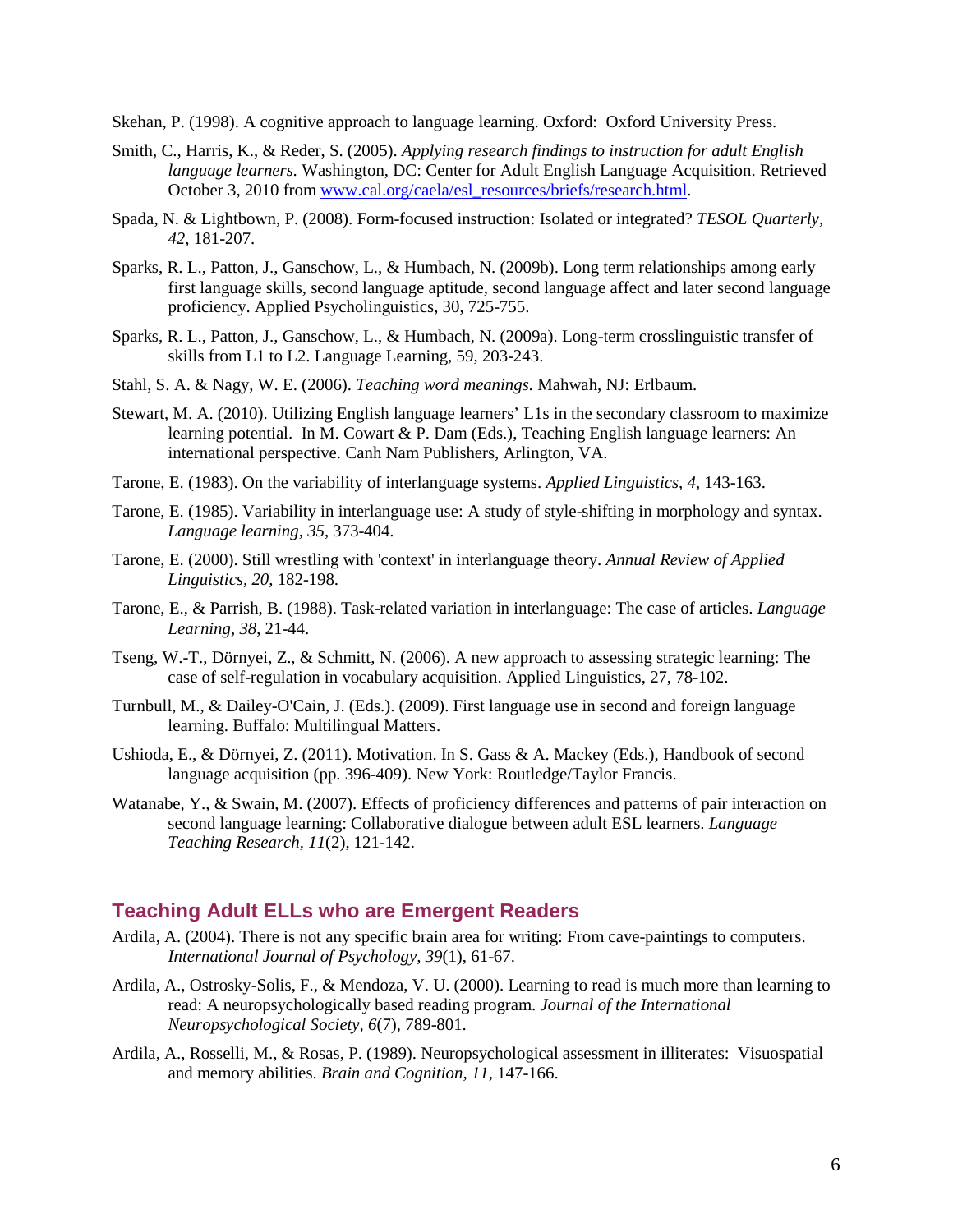Skehan, P. (1998). A cognitive approach to language learning. Oxford: Oxford University Press.

Smith, C., Harris, K., & Reder, S. (2005). *Applying research findings to instruction for adult English language learners.* Washington, DC: Center for Adult English Language Acquisition. Retrieved October 3, 2010 from [www.cal.org/caela/esl_resources/briefs/research.html](www.cal.org/caela/esl_resources/briefs/research.html).

Spada, N. & Lightbown, P. (2008). Form-focused instruction: Isolated or integrated? *TESOL Quarterly, 42*, 181-207.

Sparks, R. L., Patton, J., Ganschow, L., & Humbach, N. (2009b). Long term relationships among early first language skills, second language aptitude, second language affect and later second language proficiency. Applied Psycholinguistics, 30, 725-755.

Sparks, R. L., Patton, J., Ganschow, L., & Humbach, N. (2009a). Long-term crosslinguistic transfer of skills from L1 to L2. Language Learning, 59, 203-243.

Stahl, S. A. & Nagy, W. E. (2006). *Teaching word meanings.* Mahwah, NJ: Erlbaum.

Stewart, M. A. (2010). Utilizing English language learners' L1s in the secondary classroom to maximize learning potential. In M. Cowart & P. Dam (Eds.), Teaching English language learners: An international perspective. Canh Nam Publishers, Arlington, VA.

Tarone, E. (1983). On the variability of interlanguage systems. *Applied Linguistics, 4*, 143-163.

Tarone, E. (1985). Variability in interlanguage use: A study of style-shifting in morphology and syntax. *Language learning*, *35*, 373-404.

Tarone, E. (2000). Still wrestling with 'context' in interlanguage theory. *Annual Review of Applied Linguistics*, *20*, 182-198.

Tarone, E., & Parrish, B. (1988). Task-related variation in interlanguage: The case of articles. *Language Learning, 38,* 21-44.

Tseng, W.-T., Dörnyei, Z., & Schmitt, N. (2006). A new approach to assessing strategic learning: The case of self-regulation in vocabulary acquisition. Applied Linguistics, 27, 78-102.

Turnbull, M., & Dailey-O'Cain, J. (Eds.). (2009). First language use in second and foreign language learning. Buffalo: Multilingual Matters.

Ushioda, E., & Dörnyei, Z. (2011). Motivation. In S. Gass & A. Mackey (Eds.), Handbook of second language acquisition (pp. 396-409). New York: Routledge/Taylor Francis.

Watanabe, Y., & Swain, M. (2007). Effects of proficiency differences and patterns of pair interaction on second language learning: Collaborative dialogue between adult ESL learners. *Language Teaching Research, 11*(2), 121-142.

## Teaching Adult ELLs who are Emergent Readers

Ardila, A. (2004). There is not any specific brain area for writing: From cave-paintings to computers. *International Journal of Psychology, 39*(1), 61-67.

Ardila, A., Ostrosky-Solis, F., & Mendoza, V. U. (2000). Learning to read is much more than learning to read: A neuropsychologically based reading program. *Journal of the International Neuropsychological Society, 6*(7), 789-801.

Ardila, A., Rosselli, M., & Rosas, P. (1989). Neuropsychological assessment in illiterates: Visuospatial and memory abilities. *Brain and Cognition, 11*, 147-166.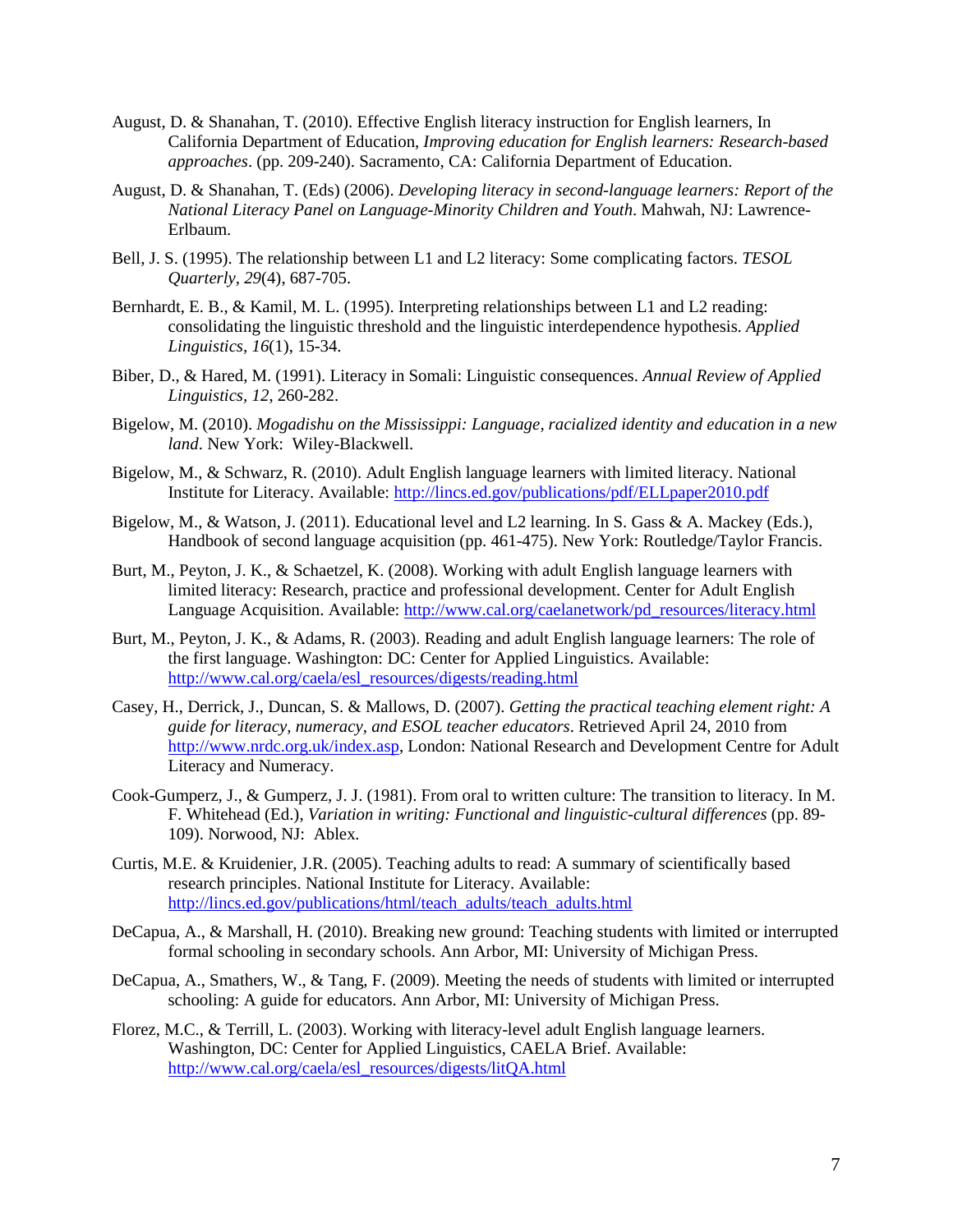August, D. & Shanahan, T. (2010). Effective English literacy instruction for English learners, In California Department of Education, *Improving education for English learners: Research-based approaches*. (pp. 209-240). Sacramento, CA: California Department of Education.

August, D. & Shanahan, T. (Eds) (2006). *Developing literacy in second-language learners: Report of the National Literacy Panel on Language-Minority Children and Youth*. Mahwah, NJ: Lawrence-Erlbaum.

Bell, J. S. (1995). The relationship between L1 and L2 literacy: Some complicating factors. *TESOL Quarterly*, *29*(4), 687-705.

Bernhardt, E. B., & Kamil, M. L. (1995). Interpreting relationships between L1 and L2 reading: consolidating the linguistic threshold and the linguistic interdependence hypothesis. *Applied Linguistics*, *16*(1), 15-34.

Biber, D., & Hared, M. (1991). Literacy in Somali: Linguistic consequences. *Annual Review of Applied Linguistics*, *12*, 260-282.

Bigelow, M. (2010). *Mogadishu on the Mississippi: Language, racialized identity and education in a new land*. New York: Wiley-Blackwell.

Bigelow, M., & Schwarz, R. (2010). Adult English language learners with limited literacy. National Institute for Literacy. Available: http://lincs.ed.gov/publications/pdf/ELLpaper2010.pdf

Bigelow, M., & Watson, J. (2011). Educational level and L2 learning. In S. Gass & A. Mackey (Eds.), Handbook of second language acquisition (pp. 461-475). New York: Routledge/Taylor Francis.

Burt, M., Peyton, J. K., & Schaetzel, K. (2008). Working with adult English language learners with limited literacy: Research, practice and professional development. Center for Adult English Language Acquisition. Available: http://www.cal.org/caelanetwork/pd_resources/literacy.html

Burt, M., Peyton, J. K., & Adams, R. (2003). Reading and adult English language learners: The role of the first language. Washington: DC: Center for Applied Linguistics. Available: http://www.cal.org/caela/esl_resources/digests/reading.html

Casey, H., Derrick, J., Duncan, S. & Mallows, D. (2007). *Getting the practical teaching element right: A guide for literacy, numeracy, and ESOL teacher educators*. Retrieved April 24, 2010 from http://www.nrdc.org.uk/index.asp, London: National Research and Development Centre for Adult Literacy and Numeracy.

Cook-Gumperz, J., & Gumperz, J. J. (1981). From oral to written culture: The transition to literacy. In M. F. Whitehead (Ed.), *Variation in writing: Functional and linguistic-cultural differences* (pp. 89-109). Norwood, NJ: Ablex.

Curtis, M.E. & Kruidenier, J.R. (2005). Teaching adults to read: A summary of scientifically based research principles. National Institute for Literacy. Available: http://lincs.ed.gov/publications/html/teach_adults/teach_adults.html

DeCapua, A., & Marshall, H. (2010). Breaking new ground: Teaching students with limited or interrupted formal schooling in secondary schools. Ann Arbor, MI: University of Michigan Press.

DeCapua, A., Smathers, W., & Tang, F. (2009). Meeting the needs of students with limited or interrupted schooling: A guide for educators. Ann Arbor, MI: University of Michigan Press.

Florez, M.C., & Terrill, L. (2003). Working with literacy-level adult English language learners. Washington, DC: Center for Applied Linguistics, CAELA Brief. Available: http://www.cal.org/caela/esl_resources/digests/litQA.html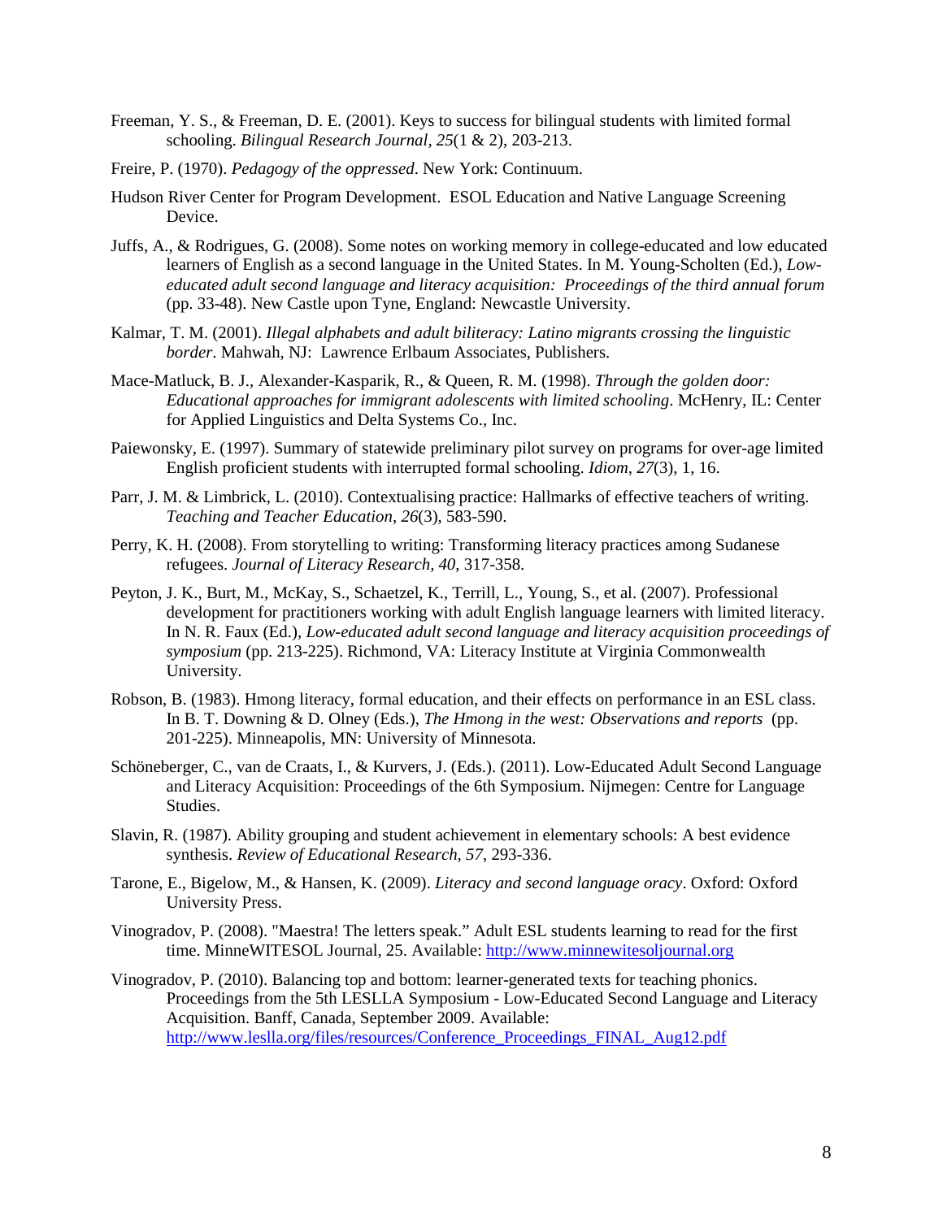Freeman, Y. S., & Freeman, D. E. (2001). Keys to success for bilingual students with limited formal schooling. *Bilingual Research Journal*, *25*(1 & 2), 203-213.

Freire, P. (1970). *Pedagogy of the oppressed*. New York: Continuum.

Hudson River Center for Program Development. ESOL Education and Native Language Screening Device.

Juffs, A., & Rodrigues, G. (2008). Some notes on working memory in college-educated and low educated learners of English as a second language in the United States. In M. Young-Scholten (Ed.), *Low-educated adult second language and literacy acquisition: Proceedings of the third annual forum* (pp. 33-48). New Castle upon Tyne, England: Newcastle University.

Kalmar, T. M. (2001). *Illegal alphabets and adult biliteracy: Latino migrants crossing the linguistic border*. Mahwah, NJ: Lawrence Erlbaum Associates, Publishers.

Mace-Matluck, B. J., Alexander-Kasparik, R., & Queen, R. M. (1998). *Through the golden door: Educational approaches for immigrant adolescents with limited schooling*. McHenry, IL: Center for Applied Linguistics and Delta Systems Co., Inc.

Paiewonsky, E. (1997). Summary of statewide preliminary pilot survey on programs for over-age limited English proficient students with interrupted formal schooling. *Idiom*, *27*(3), 1, 16.

Parr, J. M. & Limbrick, L. (2010). Contextualising practice: Hallmarks of effective teachers of writing. *Teaching and Teacher Education*, *26*(3), 583-590.

Perry, K. H. (2008). From storytelling to writing: Transforming literacy practices among Sudanese refugees. *Journal of Literacy Research*, *40*, 317-358.

Peyton, J. K., Burt, M., McKay, S., Schaetzel, K., Terrill, L., Young, S., et al. (2007). Professional development for practitioners working with adult English language learners with limited literacy. In N. R. Faux (Ed.), *Low-educated adult second language and literacy acquisition proceedings of symposium* (pp. 213-225). Richmond, VA: Literacy Institute at Virginia Commonwealth University.

Robson, B. (1983). Hmong literacy, formal education, and their effects on performance in an ESL class. In B. T. Downing & D. Olney (Eds.), *The Hmong in the west: Observations and reports* (pp. 201-225). Minneapolis, MN: University of Minnesota.

Schöneberger, C., van de Craats, I., & Kurvers, J. (Eds.). (2011). Low-Educated Adult Second Language and Literacy Acquisition: Proceedings of the 6th Symposium. Nijmegen: Centre for Language Studies.

Slavin, R. (1987). Ability grouping and student achievement in elementary schools: A best evidence synthesis. *Review of Educational Research, 57*, 293-336.

Tarone, E., Bigelow, M., & Hansen, K. (2009). *Literacy and second language oracy*. Oxford: Oxford University Press.

Vinogradov, P. (2008). "Maestra! The letters speak." Adult ESL students learning to read for the first time. MinneWITESOL Journal, 25. Available: http://www.minnewitesoljournal.org

Vinogradov, P. (2010). Balancing top and bottom: learner-generated texts for teaching phonics. Proceedings from the 5th LESLLA Symposium - Low-Educated Second Language and Literacy Acquisition. Banff, Canada, September 2009. Available: http://www.leslla.org/files/resources/Conference_Proceedings_FINAL_Aug12.pdf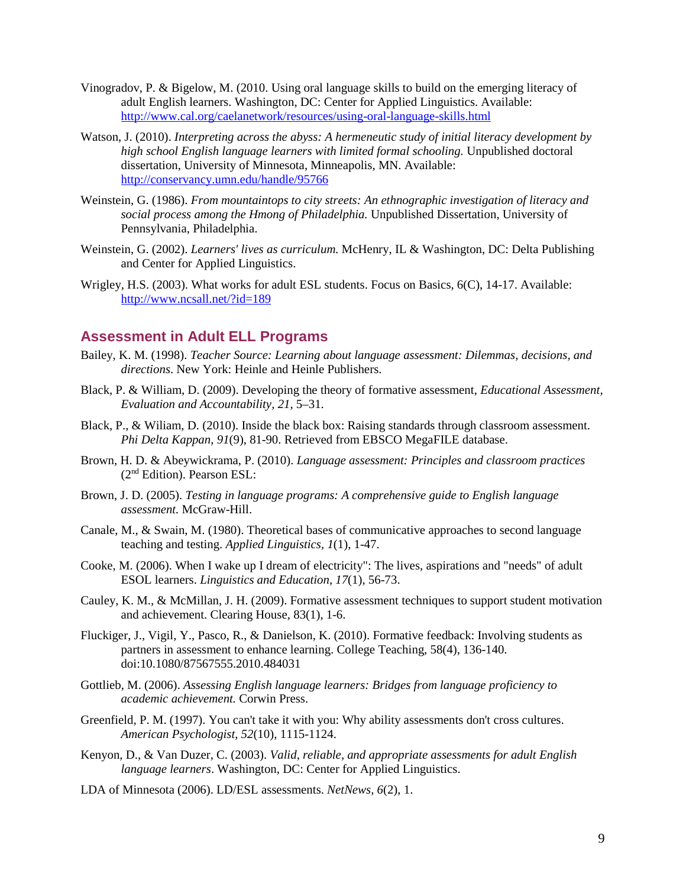Vinogradov, P. & Bigelow, M. (2010. Using oral language skills to build on the emerging literacy of adult English learners. Washington, DC: Center for Applied Linguistics. Available: http://www.cal.org/caelanetwork/resources/using-oral-language-skills.html

Watson, J. (2010). *Interpreting across the abyss: A hermeneutic study of initial literacy development by high school English language learners with limited formal schooling.* Unpublished doctoral dissertation, University of Minnesota, Minneapolis, MN. Available: http://conservancy.umn.edu/handle/95766

Weinstein, G. (1986). *From mountaintops to city streets: An ethnographic investigation of literacy and social process among the Hmong of Philadelphia.* Unpublished Dissertation, University of Pennsylvania, Philadelphia.

Weinstein, G. (2002). *Learners' lives as curriculum.* McHenry, IL & Washington, DC: Delta Publishing and Center for Applied Linguistics.

Wrigley, H.S. (2003). What works for adult ESL students. Focus on Basics, 6(C), 14-17. Available: http://www.ncsall.net/?id=189

## Assessment in Adult ELL Programs

Bailey, K. M. (1998). *Teacher Source: Learning about language assessment: Dilemmas, decisions, and directions*. New York: Heinle and Heinle Publishers.

Black, P. & William, D. (2009). Developing the theory of formative assessment, *Educational Assessment, Evaluation and Accountability, 21*, 5–31.

Black, P., & Wiliam, D. (2010). Inside the black box: Raising standards through classroom assessment. *Phi Delta Kappan, 91*(9), 81-90. Retrieved from EBSCO MegaFILE database.

Brown, H. D. & Abeywickrama, P. (2010). *Language assessment: Principles and classroom practices* (2nd Edition). Pearson ESL:

Brown, J. D. (2005). *Testing in language programs: A comprehensive guide to English language assessment.* McGraw-Hill.

Canale, M., & Swain, M. (1980). Theoretical bases of communicative approaches to second language teaching and testing. *Applied Linguistics, 1*(1), 1-47.

Cooke, M. (2006). When I wake up I dream of electricity": The lives, aspirations and "needs" of adult ESOL learners. *Linguistics and Education, 17*(1), 56-73.

Cauley, K. M., & McMillan, J. H. (2009). Formative assessment techniques to support student motivation and achievement. Clearing House, 83(1), 1-6.

Fluckiger, J., Vigil, Y., Pasco, R., & Danielson, K. (2010). Formative feedback: Involving students as partners in assessment to enhance learning. College Teaching, 58(4), 136-140. doi:10.1080/87567555.2010.484031

Gottlieb, M. (2006). *Assessing English language learners: Bridges from language proficiency to academic achievement.* Corwin Press.

Greenfield, P. M. (1997). You can't take it with you: Why ability assessments don't cross cultures. *American Psychologist, 52*(10), 1115-1124.

Kenyon, D., & Van Duzer, C. (2003). *Valid, reliable, and appropriate assessments for adult English language learners*. Washington, DC: Center for Applied Linguistics.

LDA of Minnesota (2006). LD/ESL assessments. *NetNews, 6*(2), 1.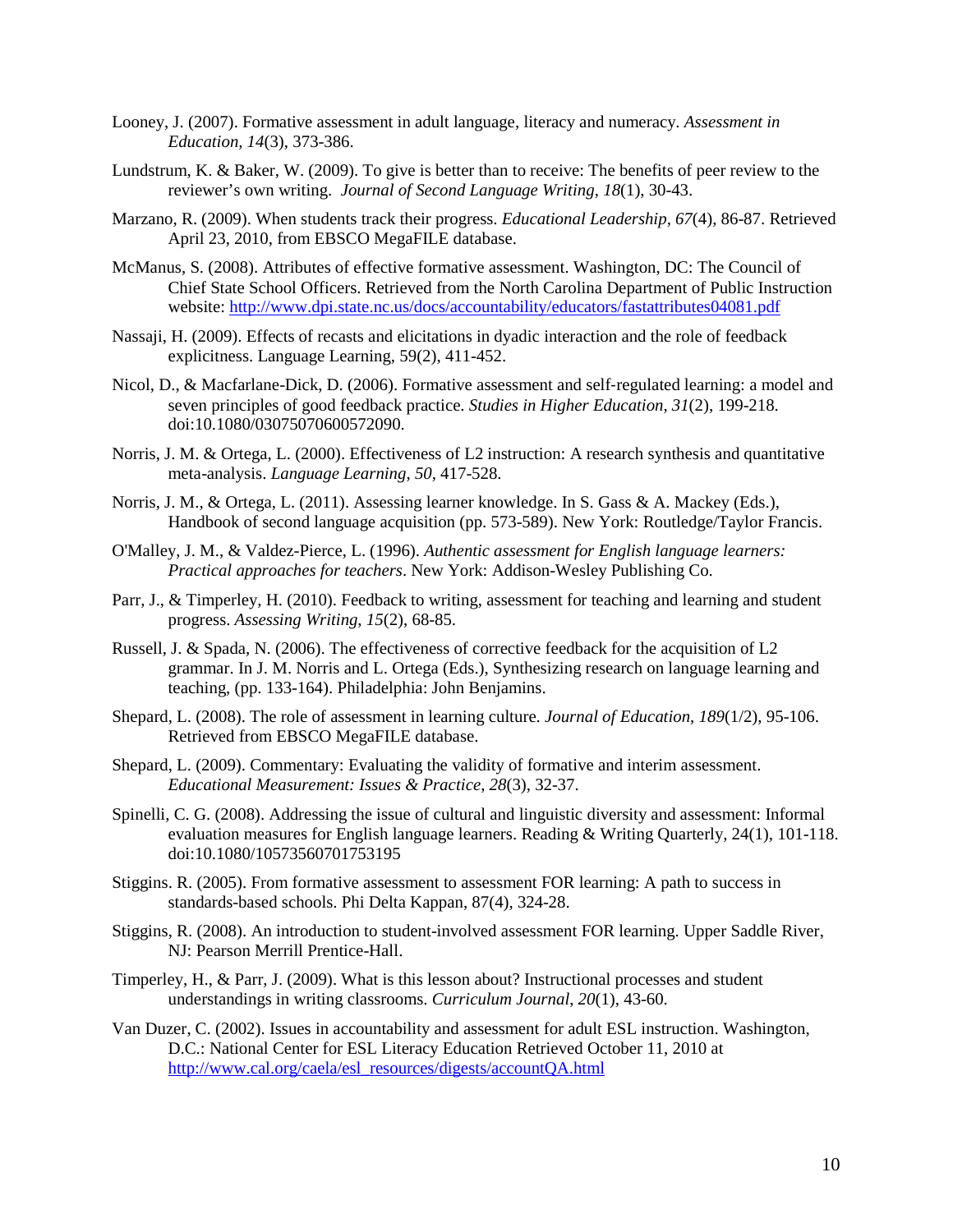Looney, J. (2007). Formative assessment in adult language, literacy and numeracy. *Assessment in Education*, *14*(3), 373-386.

Lundstrum, K. & Baker, W. (2009). To give is better than to receive: The benefits of peer review to the reviewer's own writing. *Journal of Second Language Writing*, *18*(1), 30-43.

Marzano, R. (2009). When students track their progress. *Educational Leadership*, *67*(4), 86-87. Retrieved April 23, 2010, from EBSCO MegaFILE database.

McManus, S. (2008). Attributes of effective formative assessment. Washington, DC: The Council of Chief State School Officers. Retrieved from the North Carolina Department of Public Instruction website: http://www.dpi.state.nc.us/docs/accountability/educators/fastattributes04081.pdf

Nassaji, H. (2009). Effects of recasts and elicitations in dyadic interaction and the role of feedback explicitness. Language Learning, 59(2), 411-452.

Nicol, D., & Macfarlane-Dick, D. (2006). Formative assessment and self-regulated learning: a model and seven principles of good feedback practice. *Studies in Higher Education*, *31*(2), 199-218. doi:10.1080/03075070600572090.

Norris, J. M. & Ortega, L. (2000). Effectiveness of L2 instruction: A research synthesis and quantitative meta-analysis. *Language Learning*, *50*, 417-528.

Norris, J. M., & Ortega, L. (2011). Assessing learner knowledge. In S. Gass & A. Mackey (Eds.), Handbook of second language acquisition (pp. 573-589). New York: Routledge/Taylor Francis.

O'Malley, J. M., & Valdez-Pierce, L. (1996). *Authentic assessment for English language learners: Practical approaches for teachers*. New York: Addison-Wesley Publishing Co.

Parr, J., & Timperley, H. (2010). Feedback to writing, assessment for teaching and learning and student progress. *Assessing Writing*, *15*(2), 68-85.

Russell, J. & Spada, N. (2006). The effectiveness of corrective feedback for the acquisition of L2 grammar. In J. M. Norris and L. Ortega (Eds.), Synthesizing research on language learning and teaching, (pp. 133-164). Philadelphia: John Benjamins.

Shepard, L. (2008). The role of assessment in learning culture. *Journal of Education*, *189*(1/2), 95-106. Retrieved from EBSCO MegaFILE database.

Shepard, L. (2009). Commentary: Evaluating the validity of formative and interim assessment. *Educational Measurement: Issues & Practice*, *28*(3), 32-37.

Spinelli, C. G. (2008). Addressing the issue of cultural and linguistic diversity and assessment: Informal evaluation measures for English language learners. Reading & Writing Quarterly, 24(1), 101-118. doi:10.1080/10573560701753195

Stiggins. R. (2005). From formative assessment to assessment FOR learning: A path to success in standards-based schools. Phi Delta Kappan, 87(4), 324-28.

Stiggins, R. (2008). An introduction to student-involved assessment FOR learning. Upper Saddle River, NJ: Pearson Merrill Prentice-Hall.

Timperley, H., & Parr, J. (2009). What is this lesson about? Instructional processes and student understandings in writing classrooms. *Curriculum Journal*, *20*(1), 43-60.

Van Duzer, C. (2002). Issues in accountability and assessment for adult ESL instruction. Washington, D.C.: National Center for ESL Literacy Education Retrieved October 11, 2010 at http://www.cal.org/caela/esl_resources/digests/accountQA.html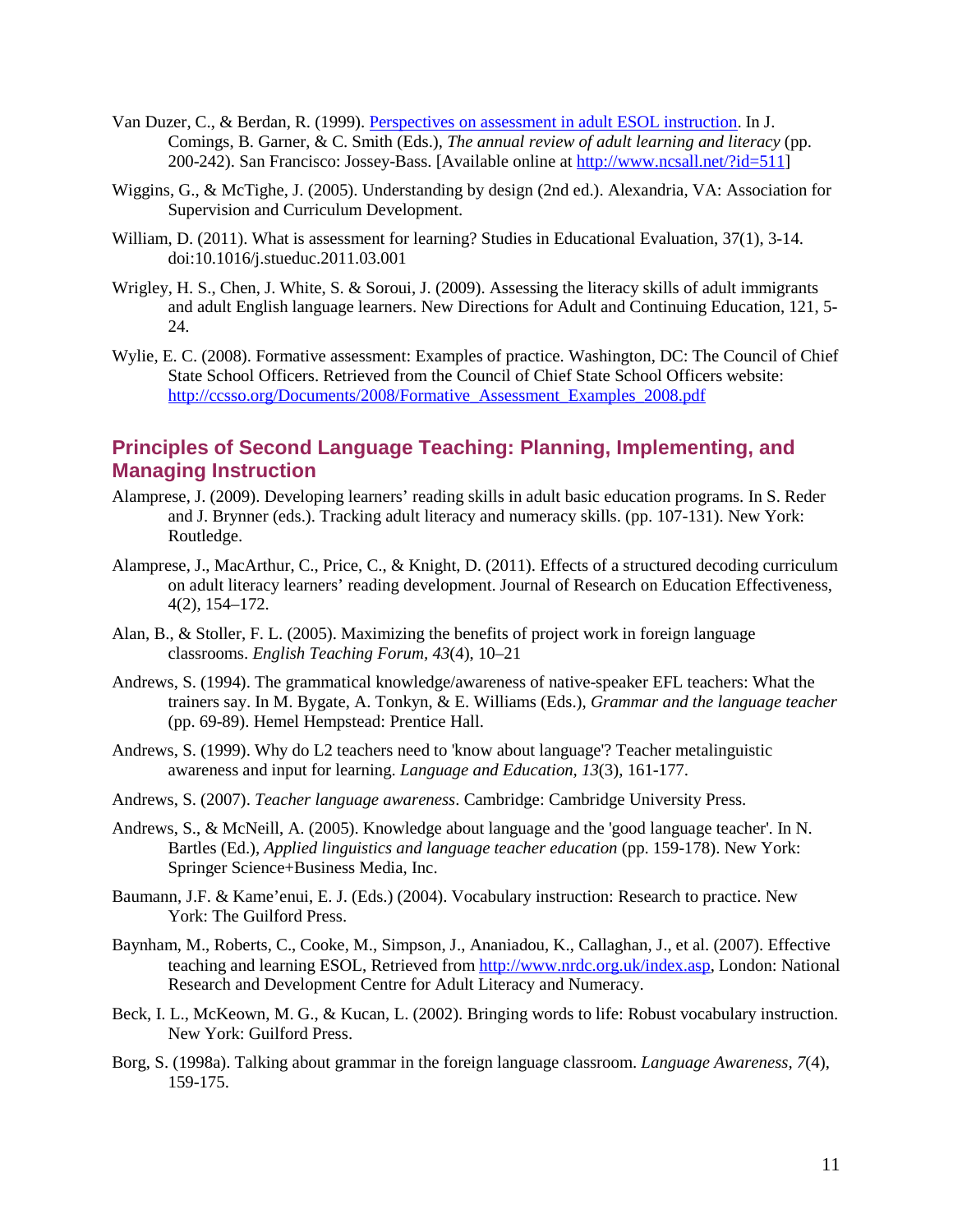Van Duzer, C., & Berdan, R. (1999). [Perspectives on assessment in adult ESOL instruction](http://www.ncsall.net/?id=511). In J. Comings, B. Garner, & C. Smith (Eds.), *The annual review of adult learning and literacy* (pp. 200-242). San Francisco: Jossey-Bass. [Available online at http://www.ncsall.net/?id=511]

Wiggins, G., & McTighe, J. (2005). Understanding by design (2nd ed.). Alexandria, VA: Association for Supervision and Curriculum Development.

William, D. (2011). What is assessment for learning? Studies in Educational Evaluation, 37(1), 3-14. doi:10.1016/j.stueduc.2011.03.001

Wrigley, H. S., Chen, J. White, S. & Soroui, J. (2009). Assessing the literacy skills of adult immigrants and adult English language learners. New Directions for Adult and Continuing Education, 121, 5-24.

Wylie, E. C. (2008). Formative assessment: Examples of practice. Washington, DC: The Council of Chief State School Officers. Retrieved from the Council of Chief State School Officers website: http://ccsso.org/Documents/2008/Formative_Assessment_Examples_2008.pdf

## Principles of Second Language Teaching: Planning, Implementing, and Managing Instruction

Alamprese, J. (2009). Developing learners' reading skills in adult basic education programs. In S. Reder and J. Brynner (eds.). Tracking adult literacy and numeracy skills. (pp. 107-131). New York: Routledge.

Alamprese, J., MacArthur, C., Price, C., & Knight, D. (2011). Effects of a structured decoding curriculum on adult literacy learners' reading development. Journal of Research on Education Effectiveness, 4(2), 154–172.

Alan, B., & Stoller, F. L. (2005). Maximizing the benefits of project work in foreign language classrooms. *English Teaching Forum, 43*(4), 10–21

Andrews, S. (1994). The grammatical knowledge/awareness of native-speaker EFL teachers: What the trainers say. In M. Bygate, A. Tonkyn, & E. Williams (Eds.), *Grammar and the language teacher* (pp. 69-89). Hemel Hempstead: Prentice Hall.

Andrews, S. (1999). Why do L2 teachers need to 'know about language'? Teacher metalinguistic awareness and input for learning. *Language and Education, 13*(3), 161-177.

Andrews, S. (2007). *Teacher language awareness*. Cambridge: Cambridge University Press.

Andrews, S., & McNeill, A. (2005). Knowledge about language and the 'good language teacher'. In N. Bartles (Ed.), *Applied linguistics and language teacher education* (pp. 159-178). New York: Springer Science+Business Media, Inc.

Baumann, J.F. & Kame'enui, E. J. (Eds.) (2004). Vocabulary instruction: Research to practice. New York: The Guilford Press.

Baynham, M., Roberts, C., Cooke, M., Simpson, J., Ananiadou, K., Callaghan, J., et al. (2007). Effective teaching and learning ESOL, Retrieved from http://www.nrdc.org.uk/index.asp, London: National Research and Development Centre for Adult Literacy and Numeracy.

Beck, I. L., McKeown, M. G., & Kucan, L. (2002). Bringing words to life: Robust vocabulary instruction. New York: Guilford Press.

Borg, S. (1998a). Talking about grammar in the foreign language classroom. *Language Awareness, 7*(4), 159-175.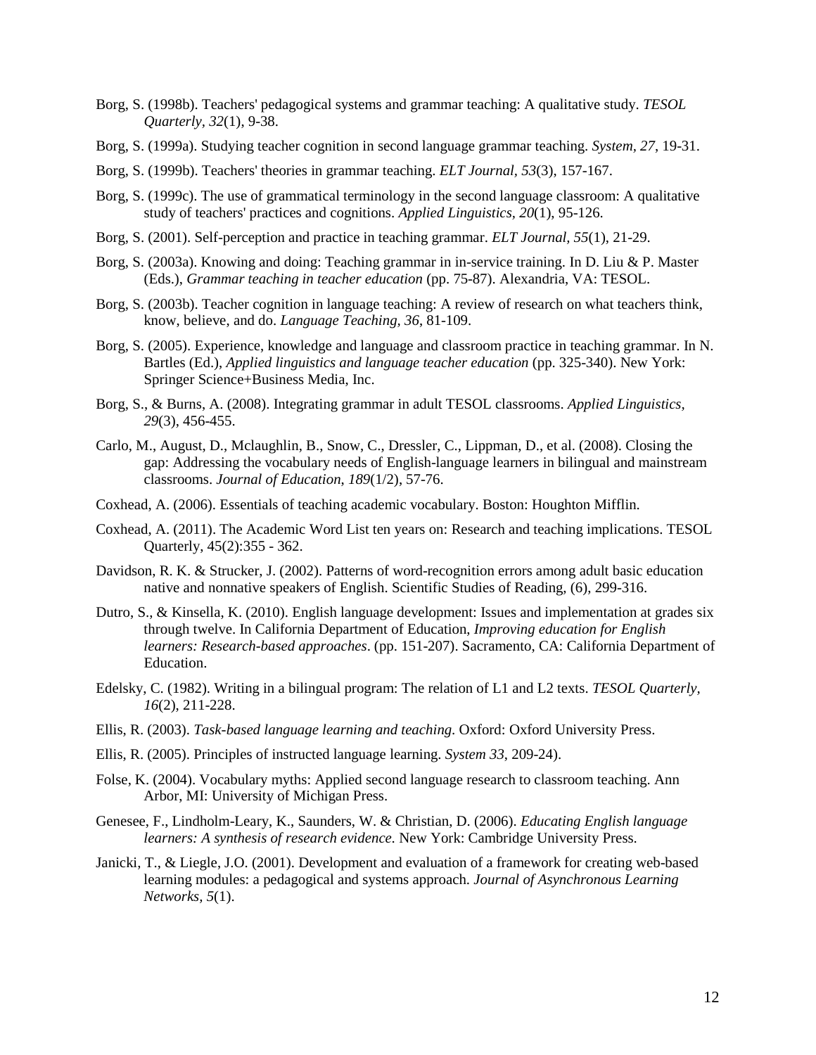Borg, S. (1998b). Teachers' pedagogical systems and grammar teaching: A qualitative study. *TESOL Quarterly*, *32*(1), 9-38.

Borg, S. (1999a). Studying teacher cognition in second language grammar teaching. *System, 27*, 19-31.

Borg, S. (1999b). Teachers' theories in grammar teaching. *ELT Journal*, *53*(3), 157-167.

Borg, S. (1999c). The use of grammatical terminology in the second language classroom: A qualitative study of teachers' practices and cognitions. *Applied Linguistics*, *20*(1), 95-126.

Borg, S. (2001). Self-perception and practice in teaching grammar. *ELT Journal*, *55*(1), 21-29.

Borg, S. (2003a). Knowing and doing: Teaching grammar in in-service training. In D. Liu & P. Master (Eds.), *Grammar teaching in teacher education* (pp. 75-87). Alexandria, VA: TESOL.

Borg, S. (2003b). Teacher cognition in language teaching: A review of research on what teachers think, know, believe, and do. *Language Teaching, 36*, 81-109.

Borg, S. (2005). Experience, knowledge and language and classroom practice in teaching grammar. In N. Bartles (Ed.), *Applied linguistics and language teacher education* (pp. 325-340). New York: Springer Science+Business Media, Inc.

Borg, S., & Burns, A. (2008). Integrating grammar in adult TESOL classrooms. *Applied Linguistics*, *29*(3), 456-455.

Carlo, M., August, D., Mclaughlin, B., Snow, C., Dressler, C., Lippman, D., et al. (2008). Closing the gap: Addressing the vocabulary needs of English-language learners in bilingual and mainstream classrooms. *Journal of Education*, *189*(1/2), 57-76.

Coxhead, A. (2006). Essentials of teaching academic vocabulary. Boston: Houghton Mifflin.

Coxhead, A. (2011). The Academic Word List ten years on: Research and teaching implications. TESOL Quarterly, 45(2):355 - 362.

Davidson, R. K. & Strucker, J. (2002). Patterns of word-recognition errors among adult basic education native and nonnative speakers of English. Scientific Studies of Reading, (6), 299-316.

Dutro, S., & Kinsella, K. (2010). English language development: Issues and implementation at grades six through twelve. In California Department of Education, *Improving education for English learners: Research-based approaches*. (pp. 151-207). Sacramento, CA: California Department of Education.

Edelsky, C. (1982). Writing in a bilingual program: The relation of L1 and L2 texts. *TESOL Quarterly*, *16*(2), 211-228.

Ellis, R. (2003). *Task-based language learning and teaching*. Oxford: Oxford University Press.

Ellis, R. (2005). Principles of instructed language learning. *System 33*, 209-24).

Folse, K. (2004). Vocabulary myths: Applied second language research to classroom teaching. Ann Arbor, MI: University of Michigan Press.

Genesee, F., Lindholm-Leary, K., Saunders, W. & Christian, D. (2006). *Educating English language learners: A synthesis of research evidence*. New York: Cambridge University Press.

Janicki, T., & Liegle, J.O. (2001). Development and evaluation of a framework for creating web-based learning modules: a pedagogical and systems approach. *Journal of Asynchronous Learning Networks*, *5*(1).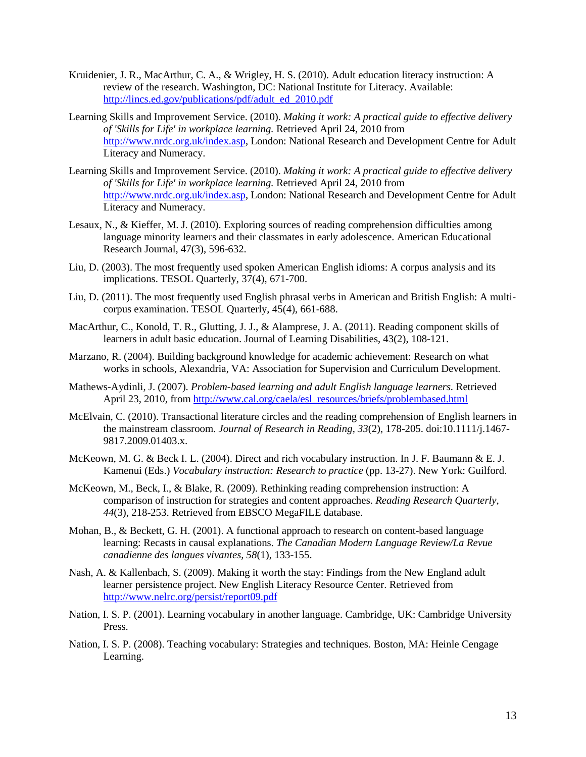Kruidenier, J. R., MacArthur, C. A., & Wrigley, H. S. (2010). Adult education literacy instruction: A review of the research. Washington, DC: National Institute for Literacy. Available: http://lincs.ed.gov/publications/pdf/adult_ed_2010.pdf

Learning Skills and Improvement Service. (2010). *Making it work: A practical guide to effective delivery of 'Skills for Life' in workplace learning.* Retrieved April 24, 2010 from http://www.nrdc.org.uk/index.asp, London: National Research and Development Centre for Adult Literacy and Numeracy.

Learning Skills and Improvement Service. (2010). *Making it work: A practical guide to effective delivery of 'Skills for Life' in workplace learning.* Retrieved April 24, 2010 from http://www.nrdc.org.uk/index.asp, London: National Research and Development Centre for Adult Literacy and Numeracy.

Lesaux, N., & Kieffer, M. J. (2010). Exploring sources of reading comprehension difficulties among language minority learners and their classmates in early adolescence. American Educational Research Journal, 47(3), 596-632.

Liu, D. (2003). The most frequently used spoken American English idioms: A corpus analysis and its implications. TESOL Quarterly, 37(4), 671-700.

Liu, D. (2011). The most frequently used English phrasal verbs in American and British English: A multi-corpus examination. TESOL Quarterly, 45(4), 661-688.

MacArthur, C., Konold, T. R., Glutting, J. J., & Alamprese, J. A. (2011). Reading component skills of learners in adult basic education. Journal of Learning Disabilities, 43(2), 108-121.

Marzano, R. (2004). Building background knowledge for academic achievement: Research on what works in schools, Alexandria, VA: Association for Supervision and Curriculum Development.

Mathews-Aydinli, J. (2007). *Problem-based learning and adult English language learners.* Retrieved April 23, 2010, from http://www.cal.org/caela/esl_resources/briefs/problembased.html

McElvain, C. (2010). Transactional literature circles and the reading comprehension of English learners in the mainstream classroom. *Journal of Research in Reading*, *33*(2), 178-205. doi:10.1111/j.1467-9817.2009.01403.x.

McKeown, M. G. & Beck I. L. (2004). Direct and rich vocabulary instruction. In J. F. Baumann & E. J. Kamenui (Eds.) *Vocabulary instruction: Research to practice* (pp. 13-27). New York: Guilford.

McKeown, M., Beck, I., & Blake, R. (2009). Rethinking reading comprehension instruction: A comparison of instruction for strategies and content approaches. *Reading Research Quarterly*, *44*(3), 218-253. Retrieved from EBSCO MegaFILE database.

Mohan, B., & Beckett, G. H. (2001). A functional approach to research on content-based language learning: Recasts in causal explanations. *The Canadian Modern Language Review/La Revue canadienne des langues vivantes*, *58*(1), 133-155.

Nash, A. & Kallenbach, S. (2009). Making it worth the stay: Findings from the New England adult learner persistence project. New English Literacy Resource Center. Retrieved from http://www.nelrc.org/persist/report09.pdf

Nation, I. S. P. (2001). Learning vocabulary in another language. Cambridge, UK: Cambridge University Press.

Nation, I. S. P. (2008). Teaching vocabulary: Strategies and techniques. Boston, MA: Heinle Cengage Learning.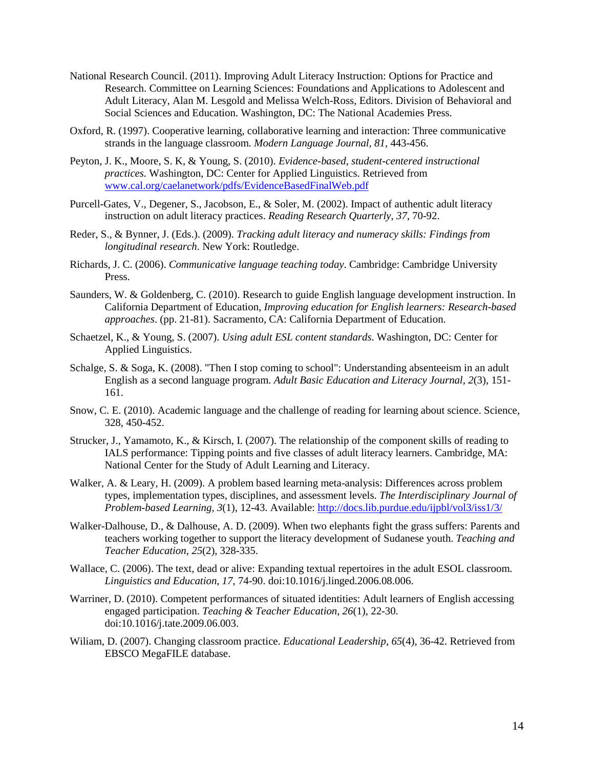National Research Council. (2011). Improving Adult Literacy Instruction: Options for Practice and Research. Committee on Learning Sciences: Foundations and Applications to Adolescent and Adult Literacy, Alan M. Lesgold and Melissa Welch-Ross, Editors. Division of Behavioral and Social Sciences and Education. Washington, DC: The National Academies Press.

Oxford, R. (1997). Cooperative learning, collaborative learning and interaction: Three communicative strands in the language classroom. *Modern Language Journal, 81*, 443-456.

Peyton, J. K., Moore, S. K, & Young, S. (2010). *Evidence-based, student-centered instructional practices.* Washington, DC: Center for Applied Linguistics. Retrieved from [www.cal.org/caelanetwork/pdfs/EvidenceBasedFinalWeb.pdf](www.cal.org/caelanetwork/pdfs/EvidenceBasedFinalWeb.pdf)

Purcell-Gates, V., Degener, S., Jacobson, E., & Soler, M. (2002). Impact of authentic adult literacy instruction on adult literacy practices. *Reading Research Quarterly, 37*, 70-92.

Reder, S., & Bynner, J. (Eds.). (2009). *Tracking adult literacy and numeracy skills: Findings from longitudinal research*. New York: Routledge.

Richards, J. C. (2006). *Communicative language teaching today*. Cambridge: Cambridge University Press.

Saunders, W. & Goldenberg, C. (2010). Research to guide English language development instruction. In California Department of Education, *Improving education for English learners: Research-based approaches*. (pp. 21-81). Sacramento, CA: California Department of Education.

Schaetzel, K., & Young, S. (2007). *Using adult ESL content standards*. Washington, DC: Center for Applied Linguistics.

Schalge, S. & Soga, K. (2008). "Then I stop coming to school": Understanding absenteeism in an adult English as a second language program. *Adult Basic Education and Literacy Journal, 2*(3), 151-161.

Snow, C. E. (2010). Academic language and the challenge of reading for learning about science. Science, 328, 450-452.

Strucker, J., Yamamoto, K., & Kirsch, I. (2007). The relationship of the component skills of reading to IALS performance: Tipping points and five classes of adult literacy learners. Cambridge, MA: National Center for the Study of Adult Learning and Literacy.

Walker, A. & Leary, H. (2009). A problem based learning meta-analysis: Differences across problem types, implementation types, disciplines, and assessment levels. *The Interdisciplinary Journal of Problem-based Learning, 3*(1), 12-43. Available: [http://docs.lib.purdue.edu/ijpbl/vol3/iss1/3/](http://docs.lib.purdue.edu/ijpbl/vol3/iss1/3/)

Walker-Dalhouse, D., & Dalhouse, A. D. (2009). When two elephants fight the grass suffers: Parents and teachers working together to support the literacy development of Sudanese youth. *Teaching and Teacher Education, 25*(2), 328-335.

Wallace, C. (2006). The text, dead or alive: Expanding textual repertoires in the adult ESOL classroom. *Linguistics and Education, 17*, 74-90. doi:10.1016/j.linged.2006.08.006.

Warriner, D. (2010). Competent performances of situated identities: Adult learners of English accessing engaged participation. *Teaching & Teacher Education, 26*(1), 22-30. doi:10.1016/j.tate.2009.06.003.

Wiliam, D. (2007). Changing classroom practice. *Educational Leadership, 65*(4), 36-42. Retrieved from EBSCO MegaFILE database.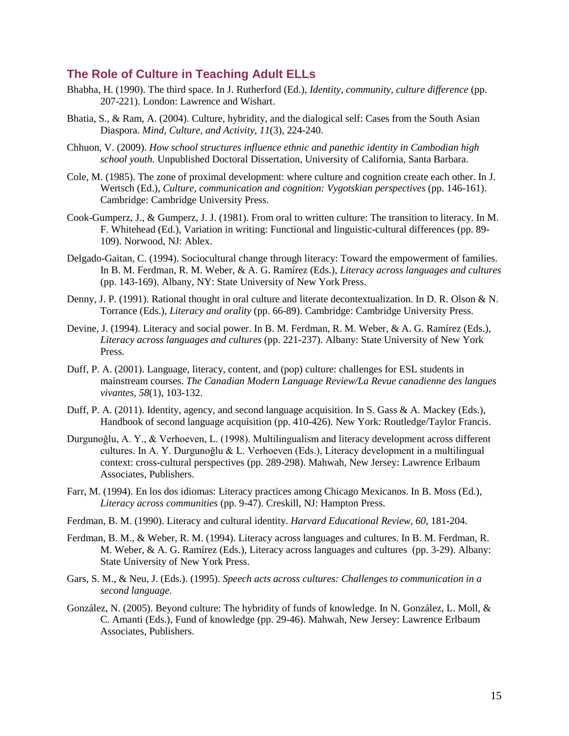## The Role of Culture in Teaching Adult ELLs

Bhabha, H. (1990). The third space. In J. Rutherford (Ed.), *Identity, community, culture difference* (pp. 207-221). London: Lawrence and Wishart.

Bhatia, S., & Ram, A. (2004). Culture, hybridity, and the dialogical self: Cases from the South Asian Diaspora. *Mind, Culture, and Activity, 11*(3), 224-240.

Chhuon, V. (2009). *How school structures influence ethnic and panethic identity in Cambodian high school youth.* Unpublished Doctoral Dissertation, University of California, Santa Barbara.

Cole, M. (1985). The zone of proximal development: where culture and cognition create each other. In J. Wertsch (Ed.), *Culture, communication and cognition: Vygotskian perspectives* (pp. 146-161). Cambridge: Cambridge University Press.

Cook-Gumperz, J., & Gumperz, J. J. (1981). From oral to written culture: The transition to literacy. In M. F. Whitehead (Ed.), Variation in writing: Functional and linguistic-cultural differences (pp. 89-109). Norwood, NJ: Ablex.

Delgado-Gaitan, C. (1994). Sociocultural change through literacy: Toward the empowerment of families. In B. M. Ferdman, R. M. Weber, & A. G. Ramírez (Eds.), *Literacy across languages and cultures* (pp. 143-169). Albany, NY: State University of New York Press.

Denny, J. P. (1991). Rational thought in oral culture and literate decontextualization. In D. R. Olson & N. Torrance (Eds.), *Literacy and orality* (pp. 66-89). Cambridge: Cambridge University Press.

Devine, J. (1994). Literacy and social power. In B. M. Ferdman, R. M. Weber, & A. G. Ramírez (Eds.), *Literacy across languages and cultures* (pp. 221-237). Albany: State University of New York Press.

Duff, P. A. (2001). Language, literacy, content, and (pop) culture: challenges for ESL students in mainstream courses. *The Canadian Modern Language Review/La Revue canadienne des langues vivantes, 58*(1), 103-132.

Duff, P. A. (2011). Identity, agency, and second language acquisition. In S. Gass & A. Mackey (Eds.), Handbook of second language acquisition (pp. 410-426). New York: Routledge/Taylor Francis.

Durgunoğlu, A. Y., & Verhoeven, L. (1998). Multilingualism and literacy development across different cultures. In A. Y. Durgunoğlu & L. Verhoeven (Eds.), Literacy development in a multilingual context: cross-cultural perspectives (pp. 289-298). Mahwah, New Jersey: Lawrence Erlbaum Associates, Publishers.

Farr, M. (1994). En los dos idiomas: Literacy practices among Chicago Mexicanos. In B. Moss (Ed.), *Literacy across communities* (pp. 9-47). Creskill, NJ: Hampton Press.

Ferdman, B. M. (1990). Literacy and cultural identity. *Harvard Educational Review, 60*, 181-204.

Ferdman, B. M., & Weber, R. M. (1994). Literacy across languages and cultures. In B. M. Ferdman, R. M. Weber, & A. G. Ramírez (Eds.), Literacy across languages and cultures (pp. 3-29). Albany: State University of New York Press.

Gars, S. M., & Neu, J. (Eds.). (1995). *Speech acts across cultures: Challenges to communication in a second language*.

González, N. (2005). Beyond culture: The hybridity of funds of knowledge. In N. González, L. Moll, & C. Amanti (Eds.), Fund of knowledge (pp. 29-46). Mahwah, New Jersey: Lawrence Erlbaum Associates, Publishers.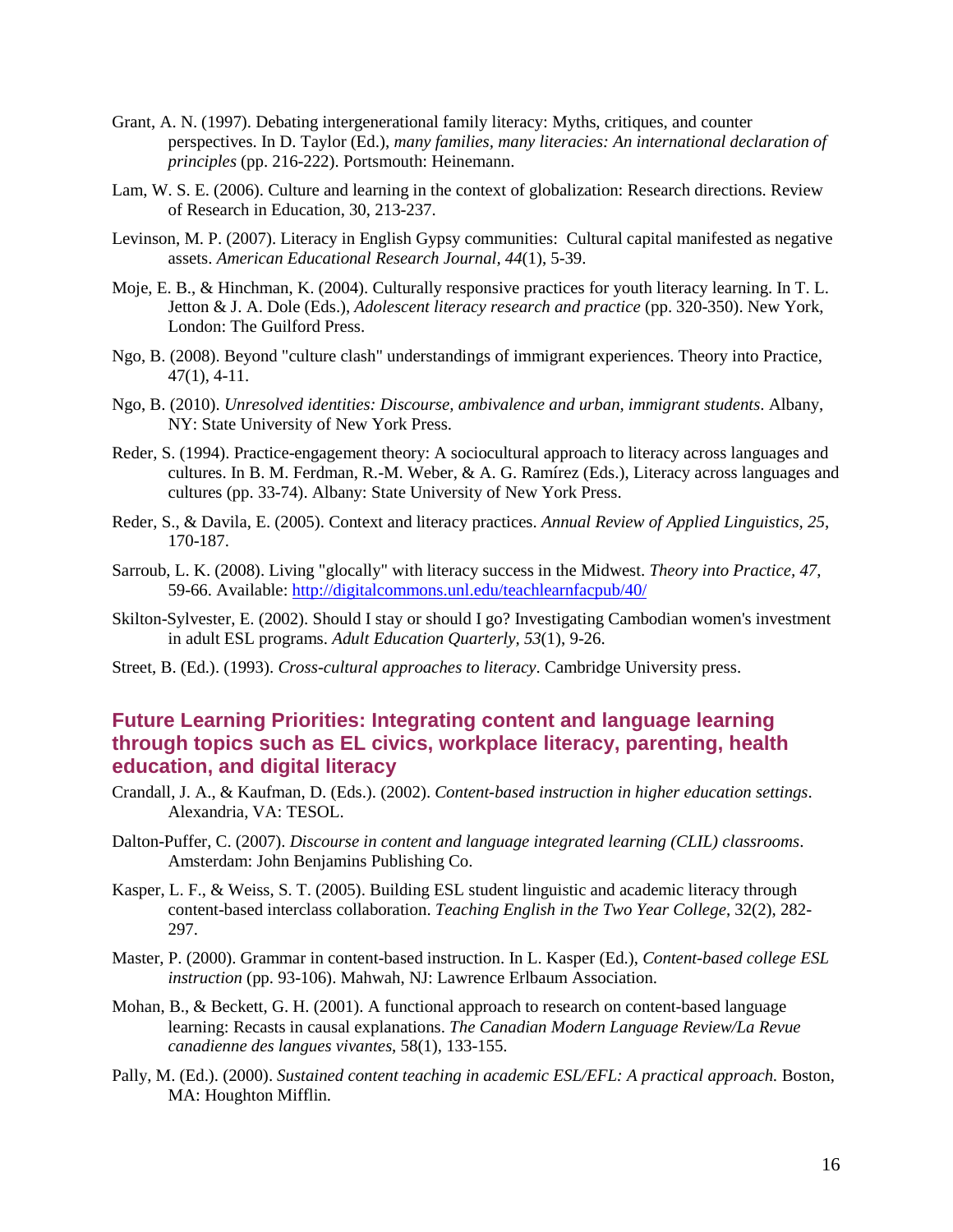Grant, A. N. (1997). Debating intergenerational family literacy: Myths, critiques, and counter perspectives. In D. Taylor (Ed.), *many families, many literacies: An international declaration of principles* (pp. 216-222). Portsmouth: Heinemann.

Lam, W. S. E. (2006). Culture and learning in the context of globalization: Research directions. Review of Research in Education, 30, 213-237.

Levinson, M. P. (2007). Literacy in English Gypsy communities: Cultural capital manifested as negative assets. *American Educational Research Journal, 44*(1), 5-39.

Moje, E. B., & Hinchman, K. (2004). Culturally responsive practices for youth literacy learning. In T. L. Jetton & J. A. Dole (Eds.), *Adolescent literacy research and practice* (pp. 320-350). New York, London: The Guilford Press.

Ngo, B. (2008). Beyond "culture clash" understandings of immigrant experiences. Theory into Practice, 47(1), 4-11.

Ngo, B. (2010). *Unresolved identities: Discourse, ambivalence and urban, immigrant students*. Albany, NY: State University of New York Press.

Reder, S. (1994). Practice-engagement theory: A sociocultural approach to literacy across languages and cultures. In B. M. Ferdman, R.-M. Weber, & A. G. Ramírez (Eds.), Literacy across languages and cultures (pp. 33-74). Albany: State University of New York Press.

Reder, S., & Davila, E. (2005). Context and literacy practices. *Annual Review of Applied Linguistics*, *25*, 170-187.

Sarroub, L. K. (2008). Living "glocally" with literacy success in the Midwest. *Theory into Practice*, *47*, 59-66. Available: http://digitalcommons.unl.edu/teachlearnfacpub/40/

Skilton-Sylvester, E. (2002). Should I stay or should I go? Investigating Cambodian women's investment in adult ESL programs. *Adult Education Quarterly*, *53*(1), 9-26.

Street, B. (Ed.). (1993). *Cross-cultural approaches to literacy*. Cambridge University press.

### Future Learning Priorities: Integrating content and language learning through topics such as EL civics, workplace literacy, parenting, health education, and digital literacy

Crandall, J. A., & Kaufman, D. (Eds.). (2002). *Content-based instruction in higher education settings*. Alexandria, VA: TESOL.

Dalton-Puffer, C. (2007). *Discourse in content and language integrated learning (CLIL) classrooms*. Amsterdam: John Benjamins Publishing Co.

Kasper, L. F., & Weiss, S. T. (2005). Building ESL student linguistic and academic literacy through content-based interclass collaboration. *Teaching English in the Two Year College*, 32(2), 282-297.

Master, P. (2000). Grammar in content-based instruction. In L. Kasper (Ed.), *Content-based college ESL instruction* (pp. 93-106). Mahwah, NJ: Lawrence Erlbaum Association.

Mohan, B., & Beckett, G. H. (2001). A functional approach to research on content-based language learning: Recasts in causal explanations. *The Canadian Modern Language Review/La Revue canadienne des langues vivantes*, 58(1), 133-155.

Pally, M. (Ed.). (2000). *Sustained content teaching in academic ESL/EFL: A practical approach.* Boston, MA: Houghton Mifflin.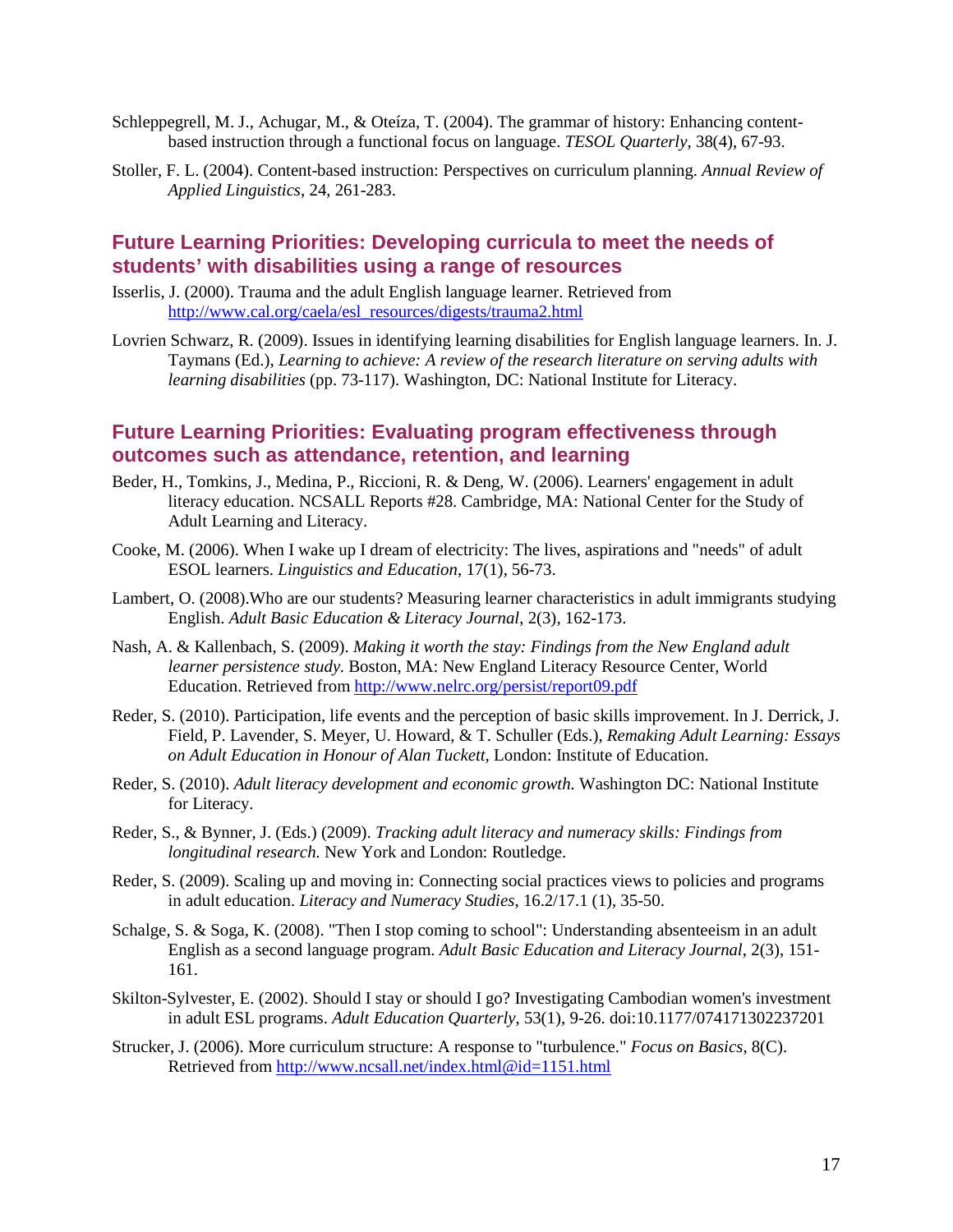Schleppegrell, M. J., Achugar, M., & Oteíza, T. (2004). The grammar of history: Enhancing content-based instruction through a functional focus on language. *TESOL Quarterly*, 38(4), 67-93.

Stoller, F. L. (2004). Content-based instruction: Perspectives on curriculum planning. *Annual Review of Applied Linguistics*, 24, 261-283.

## Future Learning Priorities: Developing curricula to meet the needs of students' with disabilities using a range of resources

Isserlis, J. (2000). Trauma and the adult English language learner. Retrieved from http://www.cal.org/caela/esl_resources/digests/trauma2.html

Lovrien Schwarz, R. (2009). Issues in identifying learning disabilities for English language learners. In. J. Taymans (Ed.), *Learning to achieve: A review of the research literature on serving adults with learning disabilities* (pp. 73-117). Washington, DC: National Institute for Literacy.

## Future Learning Priorities: Evaluating program effectiveness through outcomes such as attendance, retention, and learning

Beder, H., Tomkins, J., Medina, P., Riccioni, R. & Deng, W. (2006). Learners' engagement in adult literacy education. NCSALL Reports #28. Cambridge, MA: National Center for the Study of Adult Learning and Literacy.

Cooke, M. (2006). When I wake up I dream of electricity: The lives, aspirations and "needs" of adult ESOL learners. *Linguistics and Education*, 17(1), 56-73.

Lambert, O. (2008).Who are our students? Measuring learner characteristics in adult immigrants studying English. *Adult Basic Education & Literacy Journal*, 2(3), 162-173.

Nash, A. & Kallenbach, S. (2009). *Making it worth the stay: Findings from the New England adult learner persistence study*. Boston, MA: New England Literacy Resource Center, World Education. Retrieved from http://www.nelrc.org/persist/report09.pdf

Reder, S. (2010). Participation, life events and the perception of basic skills improvement. In J. Derrick, J. Field, P. Lavender, S. Meyer, U. Howard, & T. Schuller (Eds.), *Remaking Adult Learning: Essays on Adult Education in Honour of Alan Tuckett*, London: Institute of Education.

Reder, S. (2010). *Adult literacy development and economic growth*. Washington DC: National Institute for Literacy.

Reder, S., & Bynner, J. (Eds.) (2009). *Tracking adult literacy and numeracy skills: Findings from longitudinal research*. New York and London: Routledge.

Reder, S. (2009). Scaling up and moving in: Connecting social practices views to policies and programs in adult education. *Literacy and Numeracy Studies*, 16.2/17.1 (1), 35-50.

Schalge, S. & Soga, K. (2008). "Then I stop coming to school": Understanding absenteeism in an adult English as a second language program. *Adult Basic Education and Literacy Journal*, 2(3), 151-161.

Skilton-Sylvester, E. (2002). Should I stay or should I go? Investigating Cambodian women's investment in adult ESL programs. *Adult Education Quarterly*, 53(1), 9-26. doi:10.1177/074171302237201

Strucker, J. (2006). More curriculum structure: A response to "turbulence." *Focus on Basics*, 8(C). Retrieved from http://www.ncsall.net/index.html@id=1151.html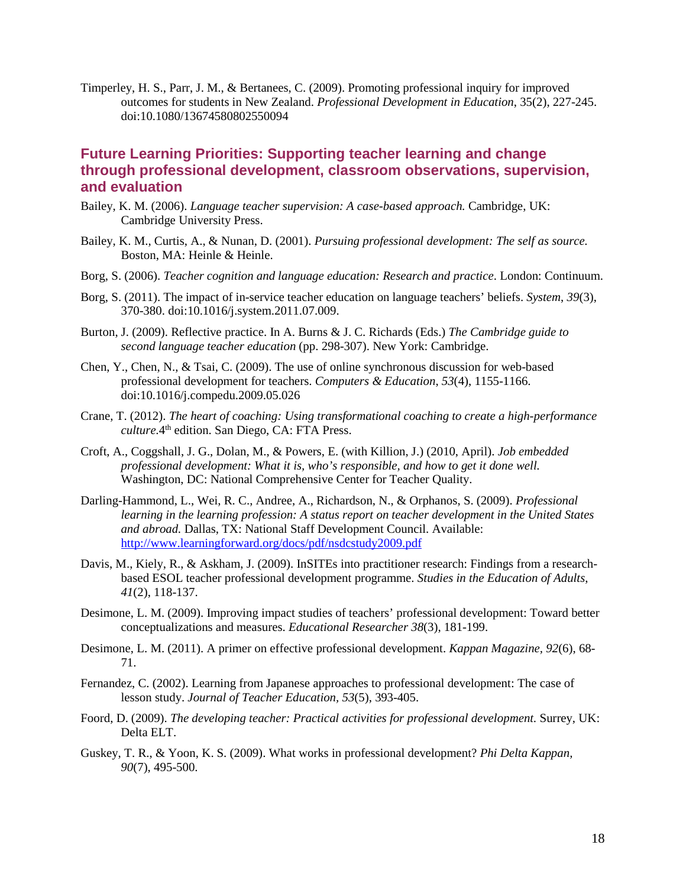Timperley, H. S., Parr, J. M., & Bertanees, C. (2009). Promoting professional inquiry for improved outcomes for students in New Zealand. *Professional Development in Education*, 35(2), 227-245. doi:10.1080/13674580802550094

## Future Learning Priorities: Supporting teacher learning and change through professional development, classroom observations, supervision, and evaluation

Bailey, K. M. (2006). *Language teacher supervision: A case-based approach.* Cambridge, UK: Cambridge University Press.

Bailey, K. M., Curtis, A., & Nunan, D. (2001). *Pursuing professional development: The self as source.* Boston, MA: Heinle & Heinle.

Borg, S. (2006). *Teacher cognition and language education: Research and practice*. London: Continuum.

Borg, S. (2011). The impact of in-service teacher education on language teachers' beliefs. *System*, *39*(3), 370-380. doi:10.1016/j.system.2011.07.009.

Burton, J. (2009). Reflective practice. In A. Burns & J. C. Richards (Eds.) *The Cambridge guide to second language teacher education* (pp. 298-307). New York: Cambridge.

Chen, Y., Chen, N., & Tsai, C. (2009). The use of online synchronous discussion for web-based professional development for teachers. *Computers & Education*, *53*(4), 1155-1166. doi:10.1016/j.compedu.2009.05.026

Crane, T. (2012). *The heart of coaching: Using transformational coaching to create a high-performance culture.*4th edition. San Diego, CA: FTA Press.

Croft, A., Coggshall, J. G., Dolan, M., & Powers, E. (with Killion, J.) (2010, April). *Job embedded professional development: What it is, who's responsible, and how to get it done well.* Washington, DC: National Comprehensive Center for Teacher Quality.

Darling-Hammond, L., Wei, R. C., Andree, A., Richardson, N., & Orphanos, S. (2009). *Professional learning in the learning profession: A status report on teacher development in the United States and abroad.* Dallas, TX: National Staff Development Council. Available: http://www.learningforward.org/docs/pdf/nsdcstudy2009.pdf

Davis, M., Kiely, R., & Askham, J. (2009). InSITEs into practitioner research: Findings from a research-based ESOL teacher professional development programme. *Studies in the Education of Adults*, *41*(2), 118-137.

Desimone, L. M. (2009). Improving impact studies of teachers' professional development: Toward better conceptualizations and measures. *Educational Researcher 38*(3), 181-199.

Desimone, L. M. (2011). A primer on effective professional development. *Kappan Magazine, 92*(6), 68-71.

Fernandez, C. (2002). Learning from Japanese approaches to professional development: The case of lesson study. *Journal of Teacher Education*, *53*(5), 393-405.

Foord, D. (2009). *The developing teacher: Practical activities for professional development.* Surrey, UK: Delta ELT.

Guskey, T. R., & Yoon, K. S. (2009). What works in professional development? *Phi Delta Kappan, 90*(7), 495-500.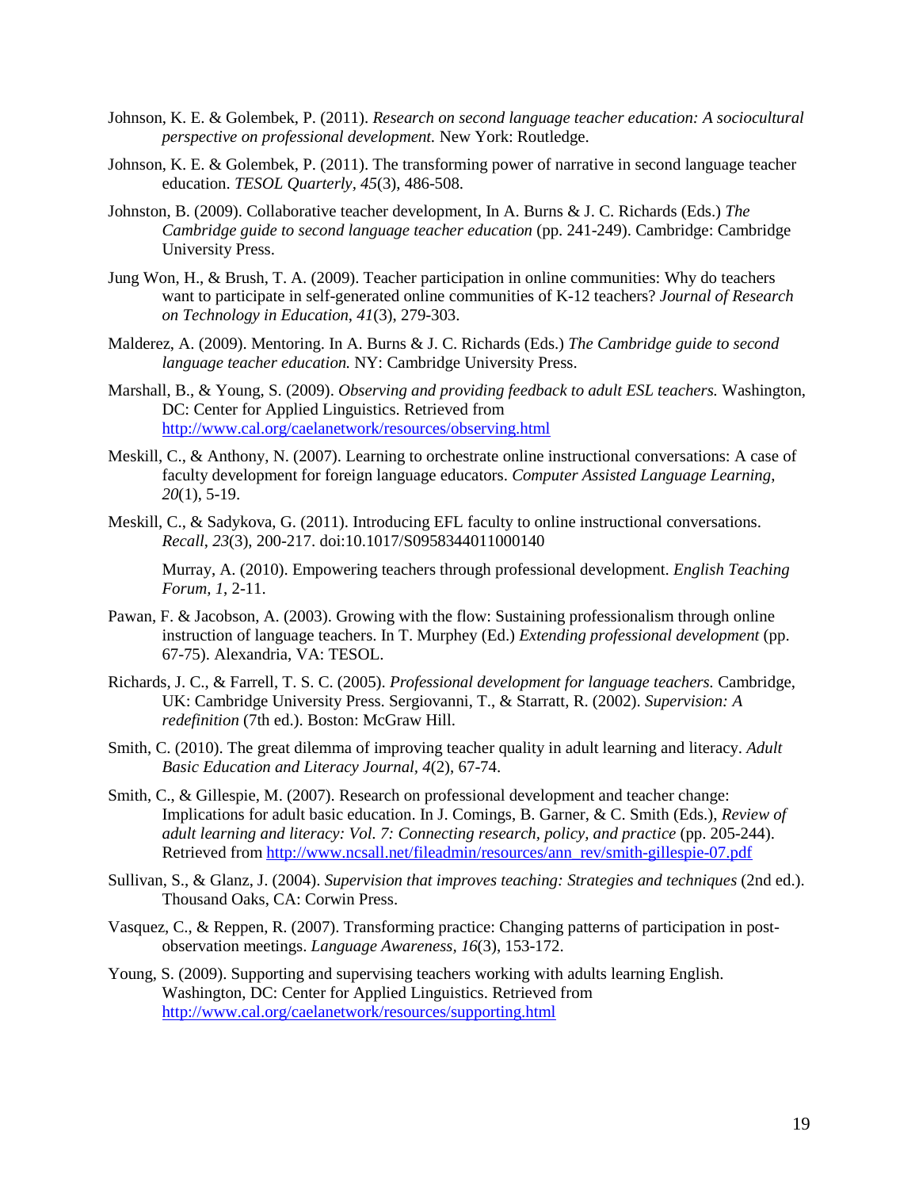Johnson, K. E. & Golembek, P. (2011). *Research on second language teacher education: A sociocultural perspective on professional development.* New York: Routledge.

Johnson, K. E. & Golembek, P. (2011). The transforming power of narrative in second language teacher education. *TESOL Quarterly*, *45*(3), 486-508.

Johnston, B. (2009). Collaborative teacher development, In A. Burns & J. C. Richards (Eds.) *The Cambridge guide to second language teacher education* (pp. 241-249). Cambridge: Cambridge University Press.

Jung Won, H., & Brush, T. A. (2009). Teacher participation in online communities: Why do teachers want to participate in self-generated online communities of K-12 teachers? *Journal of Research on Technology in Education*, *41*(3), 279-303.

Malderez, A. (2009). Mentoring. In A. Burns & J. C. Richards (Eds.) *The Cambridge guide to second language teacher education.* NY: Cambridge University Press.

Marshall, B., & Young, S. (2009). *Observing and providing feedback to adult ESL teachers.* Washington, DC: Center for Applied Linguistics. Retrieved from http://www.cal.org/caelanetwork/resources/observing.html

Meskill, C., & Anthony, N. (2007). Learning to orchestrate online instructional conversations: A case of faculty development for foreign language educators. *Computer Assisted Language Learning*, *20*(1), 5-19.

Meskill, C., & Sadykova, G. (2011). Introducing EFL faculty to online instructional conversations. *Recall*, *23*(3), 200-217. doi:10.1017/S0958344011000140

Murray, A. (2010). Empowering teachers through professional development. *English Teaching Forum*, *1*, 2-11.

Pawan, F. & Jacobson, A. (2003). Growing with the flow: Sustaining professionalism through online instruction of language teachers. In T. Murphey (Ed.) *Extending professional development* (pp. 67-75). Alexandria, VA: TESOL.

Richards, J. C., & Farrell, T. S. C. (2005). *Professional development for language teachers.* Cambridge, UK: Cambridge University Press. Sergiovanni, T., & Starratt, R. (2002). *Supervision: A redefinition* (7th ed.). Boston: McGraw Hill.

Smith, C. (2010). The great dilemma of improving teacher quality in adult learning and literacy. *Adult Basic Education and Literacy Journal*, *4*(2), 67-74.

Smith, C., & Gillespie, M. (2007). Research on professional development and teacher change: Implications for adult basic education. In J. Comings, B. Garner, & C. Smith (Eds.), *Review of adult learning and literacy: Vol. 7: Connecting research, policy, and practice* (pp. 205-244). Retrieved from http://www.ncsall.net/fileadmin/resources/ann_rev/smith-gillespie-07.pdf

Sullivan, S., & Glanz, J. (2004). *Supervision that improves teaching: Strategies and techniques* (2nd ed.). Thousand Oaks, CA: Corwin Press.

Vasquez, C., & Reppen, R. (2007). Transforming practice: Changing patterns of participation in post-observation meetings. *Language Awareness*, *16*(3), 153-172.

Young, S. (2009). Supporting and supervising teachers working with adults learning English. Washington, DC: Center for Applied Linguistics. Retrieved from http://www.cal.org/caelanetwork/resources/supporting.html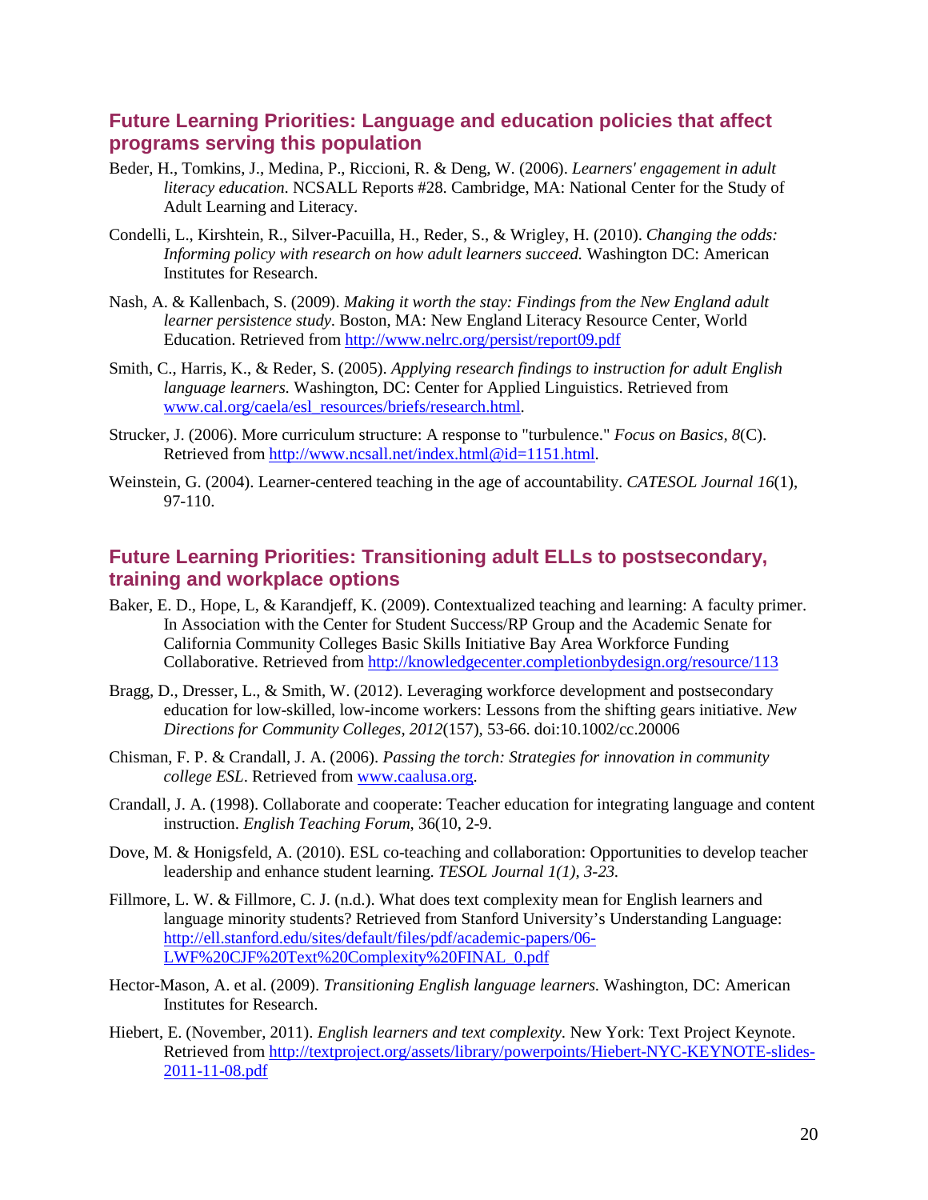## Future Learning Priorities: Language and education policies that affect programs serving this population

Beder, H., Tomkins, J., Medina, P., Riccioni, R. & Deng, W. (2006). *Learners' engagement in adult literacy education*. NCSALL Reports #28. Cambridge, MA: National Center for the Study of Adult Learning and Literacy.

Condelli, L., Kirshtein, R., Silver-Pacuilla, H., Reder, S., & Wrigley, H. (2010). *Changing the odds: Informing policy with research on how adult learners succeed.* Washington DC: American Institutes for Research.

Nash, A. & Kallenbach, S. (2009). *Making it worth the stay: Findings from the New England adult learner persistence study*. Boston, MA: New England Literacy Resource Center, World Education. Retrieved from http://www.nelrc.org/persist/report09.pdf

Smith, C., Harris, K., & Reder, S. (2005). *Applying research findings to instruction for adult English language learners.* Washington, DC: Center for Applied Linguistics. Retrieved from www.cal.org/caela/esl_resources/briefs/research.html.

Strucker, J. (2006). More curriculum structure: A response to "turbulence." *Focus on Basics, 8*(C). Retrieved from http://www.ncsall.net/index.html@id=1151.html.

Weinstein, G. (2004). Learner-centered teaching in the age of accountability. *CATESOL Journal 16*(1), 97-110.

## Future Learning Priorities: Transitioning adult ELLs to postsecondary, training and workplace options

Baker, E. D., Hope, L, & Karandjeff, K. (2009). Contextualized teaching and learning: A faculty primer. In Association with the Center for Student Success/RP Group and the Academic Senate for California Community Colleges Basic Skills Initiative Bay Area Workforce Funding Collaborative. Retrieved from http://knowledgecenter.completionbydesign.org/resource/113

Bragg, D., Dresser, L., & Smith, W. (2012). Leveraging workforce development and postsecondary education for low-skilled, low-income workers: Lessons from the shifting gears initiative. *New Directions for Community Colleges*, *2012*(157), 53-66. doi:10.1002/cc.20006

Chisman, F. P. & Crandall, J. A. (2006). *Passing the torch: Strategies for innovation in community college ESL*. Retrieved from www.caalusa.org.

Crandall, J. A. (1998). Collaborate and cooperate: Teacher education for integrating language and content instruction. *English Teaching Forum*, 36(10, 2-9.

Dove, M. & Honigsfeld, A. (2010). ESL co-teaching and collaboration: Opportunities to develop teacher leadership and enhance student learning. *TESOL Journal 1(1), 3-23.*

Fillmore, L. W. & Fillmore, C. J. (n.d.). What does text complexity mean for English learners and language minority students? Retrieved from Stanford University's Understanding Language: http://ell.stanford.edu/sites/default/files/pdf/academic-papers/06-LWF%20CJF%20Text%20Complexity%20FINAL_0.pdf

Hector-Mason, A. et al. (2009). *Transitioning English language learners.* Washington, DC: American Institutes for Research.

Hiebert, E. (November, 2011). *English learners and text complexity.* New York: Text Project Keynote. Retrieved from http://textproject.org/assets/library/powerpoints/Hiebert-NYC-KEYNOTE-slides-2011-11-08.pdf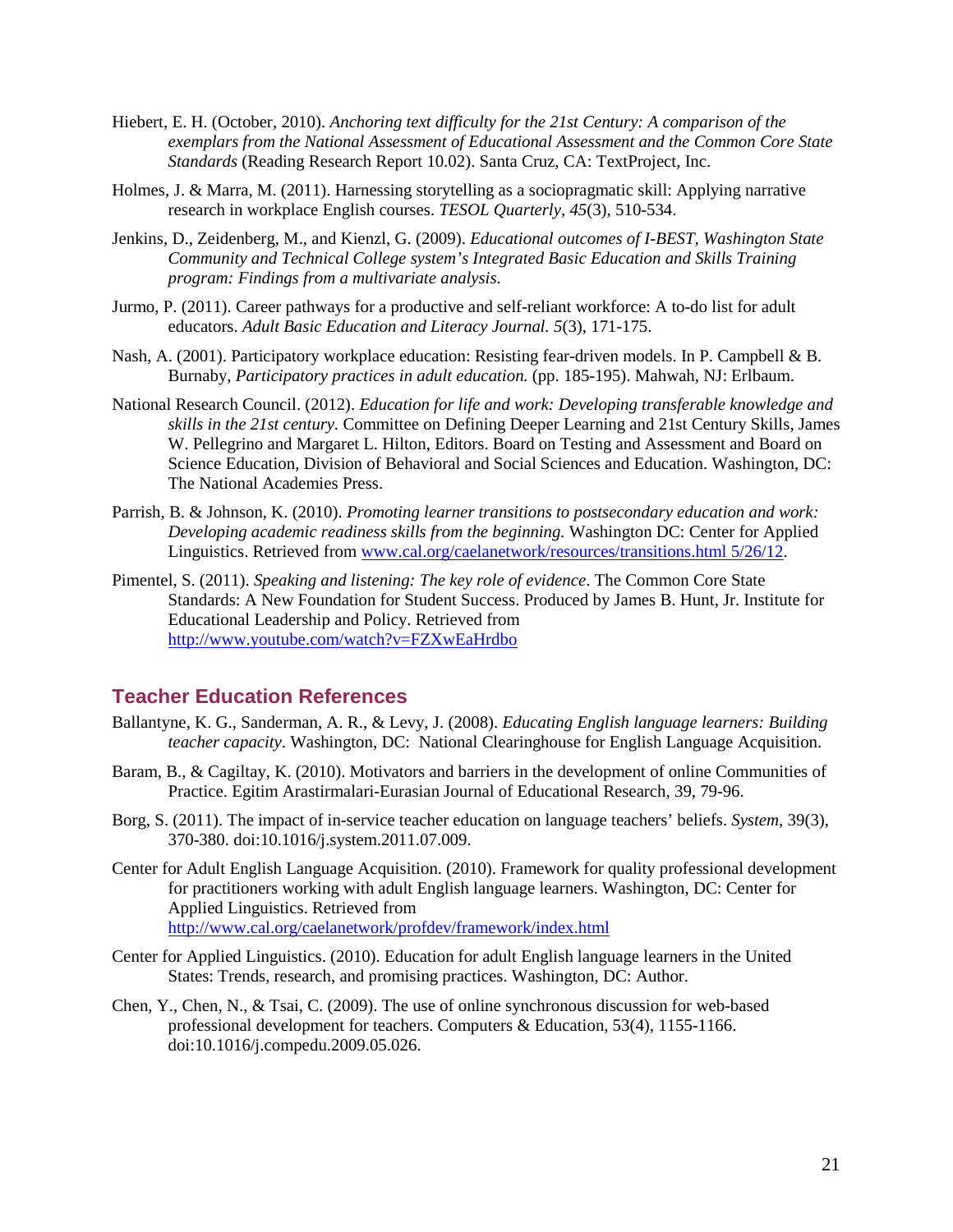Hiebert, E. H. (October, 2010). *Anchoring text difficulty for the 21st Century: A comparison of the exemplars from the National Assessment of Educational Assessment and the Common Core State Standards* (Reading Research Report 10.02). Santa Cruz, CA: TextProject, Inc.

Holmes, J. & Marra, M. (2011). Harnessing storytelling as a sociopragmatic skill: Applying narrative research in workplace English courses. *TESOL Quarterly*, *45*(3), 510-534.

Jenkins, D., Zeidenberg, M., and Kienzl, G. (2009). *Educational outcomes of I-BEST, Washington State Community and Technical College system's Integrated Basic Education and Skills Training program: Findings from a multivariate analysis.*

Jurmo, P. (2011). Career pathways for a productive and self-reliant workforce: A to-do list for adult educators. *Adult Basic Education and Literacy Journal. 5*(3), 171-175.

Nash, A. (2001). Participatory workplace education: Resisting fear-driven models. In P. Campbell & B. Burnaby, *Participatory practices in adult education.* (pp. 185-195). Mahwah, NJ: Erlbaum.

National Research Council. (2012). *Education for life and work: Developing transferable knowledge and skills in the 21st century.* Committee on Defining Deeper Learning and 21st Century Skills, James W. Pellegrino and Margaret L. Hilton, Editors. Board on Testing and Assessment and Board on Science Education, Division of Behavioral and Social Sciences and Education. Washington, DC: The National Academies Press.

Parrish, B. & Johnson, K. (2010). *Promoting learner transitions to postsecondary education and work: Developing academic readiness skills from the beginning.* Washington DC: Center for Applied Linguistics. Retrieved from www.cal.org/caelanetwork/resources/transitions.html 5/26/12.

Pimentel, S. (2011). *Speaking and listening: The key role of evidence*. The Common Core State Standards: A New Foundation for Student Success. Produced by James B. Hunt, Jr. Institute for Educational Leadership and Policy. Retrieved from http://www.youtube.com/watch?v=FZXwEaHrdbo

## Teacher Education References

Ballantyne, K. G., Sanderman, A. R., & Levy, J. (2008). *Educating English language learners: Building teacher capacity*. Washington, DC: National Clearinghouse for English Language Acquisition.

Baram, B., & Cagiltay, K. (2010). Motivators and barriers in the development of online Communities of Practice. Egitim Arastirmalari-Eurasian Journal of Educational Research, 39, 79-96.

Borg, S. (2011). The impact of in-service teacher education on language teachers' beliefs. *System*, 39(3), 370-380. doi:10.1016/j.system.2011.07.009.

Center for Adult English Language Acquisition. (2010). Framework for quality professional development for practitioners working with adult English language learners. Washington, DC: Center for Applied Linguistics. Retrieved from http://www.cal.org/caelanetwork/profdev/framework/index.html

Center for Applied Linguistics. (2010). Education for adult English language learners in the United States: Trends, research, and promising practices. Washington, DC: Author.

Chen, Y., Chen, N., & Tsai, C. (2009). The use of online synchronous discussion for web-based professional development for teachers. Computers & Education, 53(4), 1155-1166. doi:10.1016/j.compedu.2009.05.026.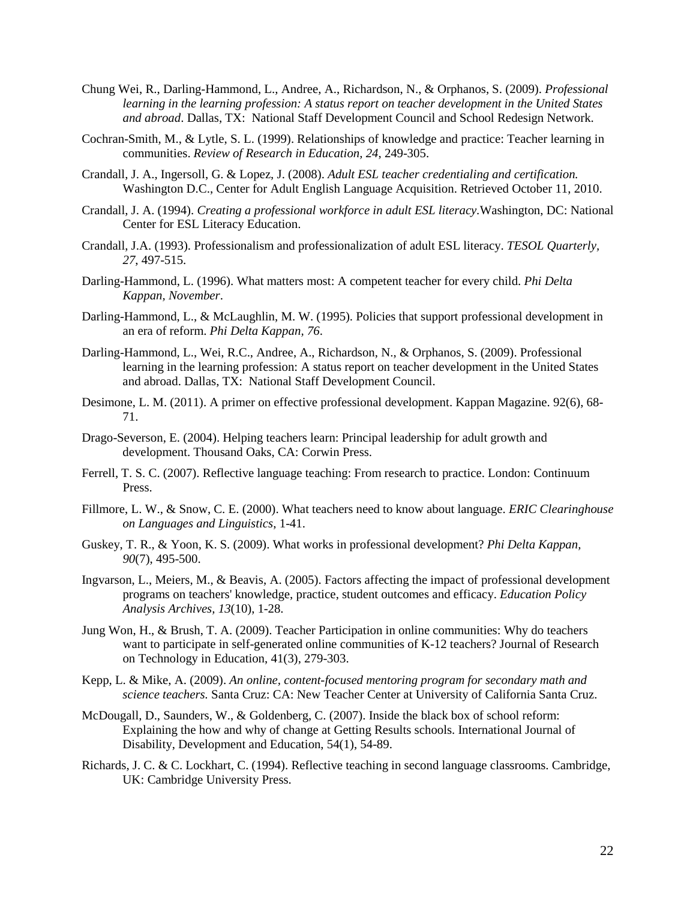Chung Wei, R., Darling-Hammond, L., Andree, A., Richardson, N., & Orphanos, S. (2009). *Professional learning in the learning profession: A status report on teacher development in the United States and abroad*. Dallas, TX: National Staff Development Council and School Redesign Network.

Cochran-Smith, M., & Lytle, S. L. (1999). Relationships of knowledge and practice: Teacher learning in communities. *Review of Research in Education, 24*, 249-305.

Crandall, J. A., Ingersoll, G. & Lopez, J. (2008). *Adult ESL teacher credentialing and certification.* Washington D.C., Center for Adult English Language Acquisition. Retrieved October 11, 2010.

Crandall, J. A. (1994). *Creating a professional workforce in adult ESL literacy.*Washington, DC: National Center for ESL Literacy Education.

Crandall, J.A. (1993). Professionalism and professionalization of adult ESL literacy. *TESOL Quarterly, 27*, 497-515.

Darling-Hammond, L. (1996). What matters most: A competent teacher for every child. *Phi Delta Kappan, November*.

Darling-Hammond, L., & McLaughlin, M. W. (1995). Policies that support professional development in an era of reform. *Phi Delta Kappan, 76*.

Darling-Hammond, L., Wei, R.C., Andree, A., Richardson, N., & Orphanos, S. (2009). Professional learning in the learning profession: A status report on teacher development in the United States and abroad. Dallas, TX: National Staff Development Council.

Desimone, L. M. (2011). A primer on effective professional development. Kappan Magazine. 92(6), 68-71.

Drago-Severson, E. (2004). Helping teachers learn: Principal leadership for adult growth and development. Thousand Oaks, CA: Corwin Press.

Ferrell, T. S. C. (2007). Reflective language teaching: From research to practice. London: Continuum Press.

Fillmore, L. W., & Snow, C. E. (2000). What teachers need to know about language. *ERIC Clearinghouse on Languages and Linguistics*, 1-41.

Guskey, T. R., & Yoon, K. S. (2009). What works in professional development? *Phi Delta Kappan, 90*(7), 495-500.

Ingvarson, L., Meiers, M., & Beavis, A. (2005). Factors affecting the impact of professional development programs on teachers' knowledge, practice, student outcomes and efficacy. *Education Policy Analysis Archives, 13*(10), 1-28.

Jung Won, H., & Brush, T. A. (2009). Teacher Participation in online communities: Why do teachers want to participate in self-generated online communities of K-12 teachers? Journal of Research on Technology in Education, 41(3), 279-303.

Kepp, L. & Mike, A. (2009). *An online, content-focused mentoring program for secondary math and science teachers.* Santa Cruz: CA: New Teacher Center at University of California Santa Cruz.

McDougall, D., Saunders, W., & Goldenberg, C. (2007). Inside the black box of school reform: Explaining the how and why of change at Getting Results schools. International Journal of Disability, Development and Education, 54(1), 54-89.

Richards, J. C. & C. Lockhart, C. (1994). Reflective teaching in second language classrooms. Cambridge, UK: Cambridge University Press.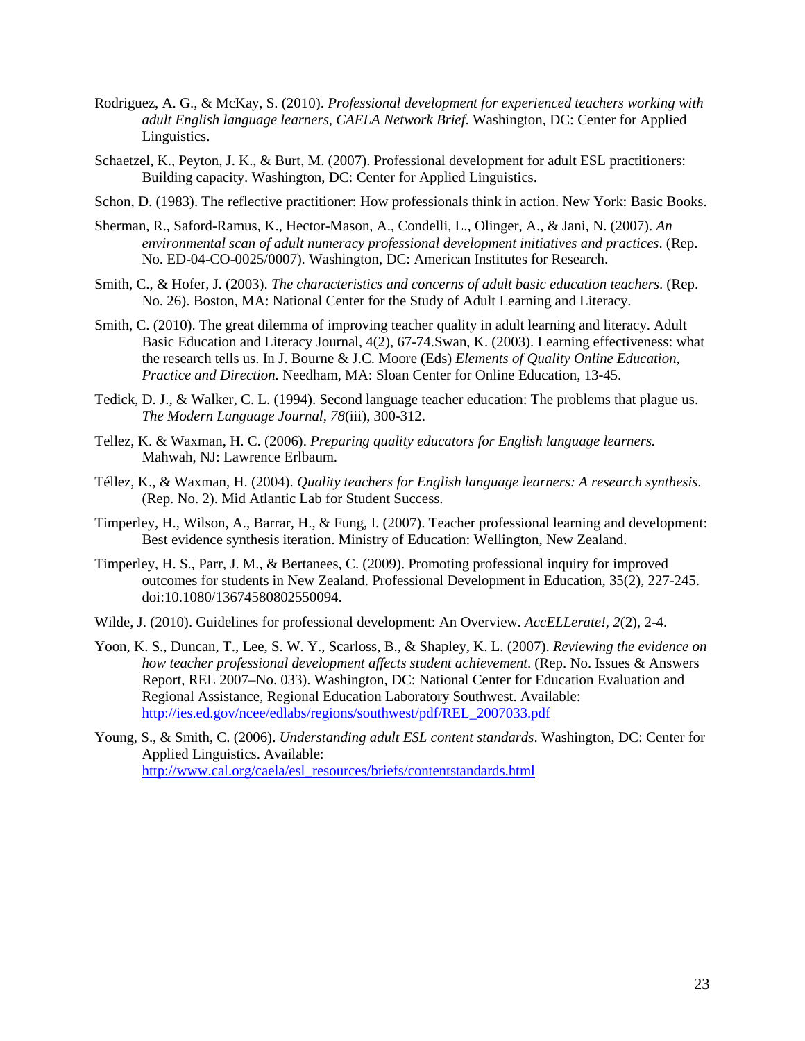Rodriguez, A. G., & McKay, S. (2010). *Professional development for experienced teachers working with adult English language learners, CAELA Network Brief*. Washington, DC: Center for Applied Linguistics.

Schaetzel, K., Peyton, J. K., & Burt, M. (2007). Professional development for adult ESL practitioners: Building capacity. Washington, DC: Center for Applied Linguistics.

Schon, D. (1983). The reflective practitioner: How professionals think in action. New York: Basic Books.

Sherman, R., Saford-Ramus, K., Hector-Mason, A., Condelli, L., Olinger, A., & Jani, N. (2007). *An environmental scan of adult numeracy professional development initiatives and practices*. (Rep. No. ED-04-CO-0025/0007). Washington, DC: American Institutes for Research.

Smith, C., & Hofer, J. (2003). *The characteristics and concerns of adult basic education teachers*. (Rep. No. 26). Boston, MA: National Center for the Study of Adult Learning and Literacy.

Smith, C. (2010). The great dilemma of improving teacher quality in adult learning and literacy. Adult Basic Education and Literacy Journal, 4(2), 67-74.Swan, K. (2003). Learning effectiveness: what the research tells us. In J. Bourne & J.C. Moore (Eds) *Elements of Quality Online Education, Practice and Direction.* Needham, MA: Sloan Center for Online Education, 13-45.

Tedick, D. J., & Walker, C. L. (1994). Second language teacher education: The problems that plague us. *The Modern Language Journal*, *78*(iii), 300-312.

Tellez, K. & Waxman, H. C. (2006). *Preparing quality educators for English language learners.* Mahwah, NJ: Lawrence Erlbaum.

Téllez, K., & Waxman, H. (2004). *Quality teachers for English language learners: A research synthesis*. (Rep. No. 2). Mid Atlantic Lab for Student Success.

Timperley, H., Wilson, A., Barrar, H., & Fung, I. (2007). Teacher professional learning and development: Best evidence synthesis iteration. Ministry of Education: Wellington, New Zealand.

Timperley, H. S., Parr, J. M., & Bertanees, C. (2009). Promoting professional inquiry for improved outcomes for students in New Zealand. Professional Development in Education, 35(2), 227-245. doi:10.1080/13674580802550094.

Wilde, J. (2010). Guidelines for professional development: An Overview. *AccELLerate!, 2*(2), 2-4.

Yoon, K. S., Duncan, T., Lee, S. W. Y., Scarloss, B., & Shapley, K. L. (2007). *Reviewing the evidence on how teacher professional development affects student achievement*. (Rep. No. Issues & Answers Report, REL 2007–No. 033). Washington, DC: National Center for Education Evaluation and Regional Assistance, Regional Education Laboratory Southwest. Available: http://ies.ed.gov/ncee/edlabs/regions/southwest/pdf/REL_2007033.pdf

Young, S., & Smith, C. (2006). *Understanding adult ESL content standards*. Washington, DC: Center for Applied Linguistics. Available: http://www.cal.org/caela/esl_resources/briefs/contentstandards.html